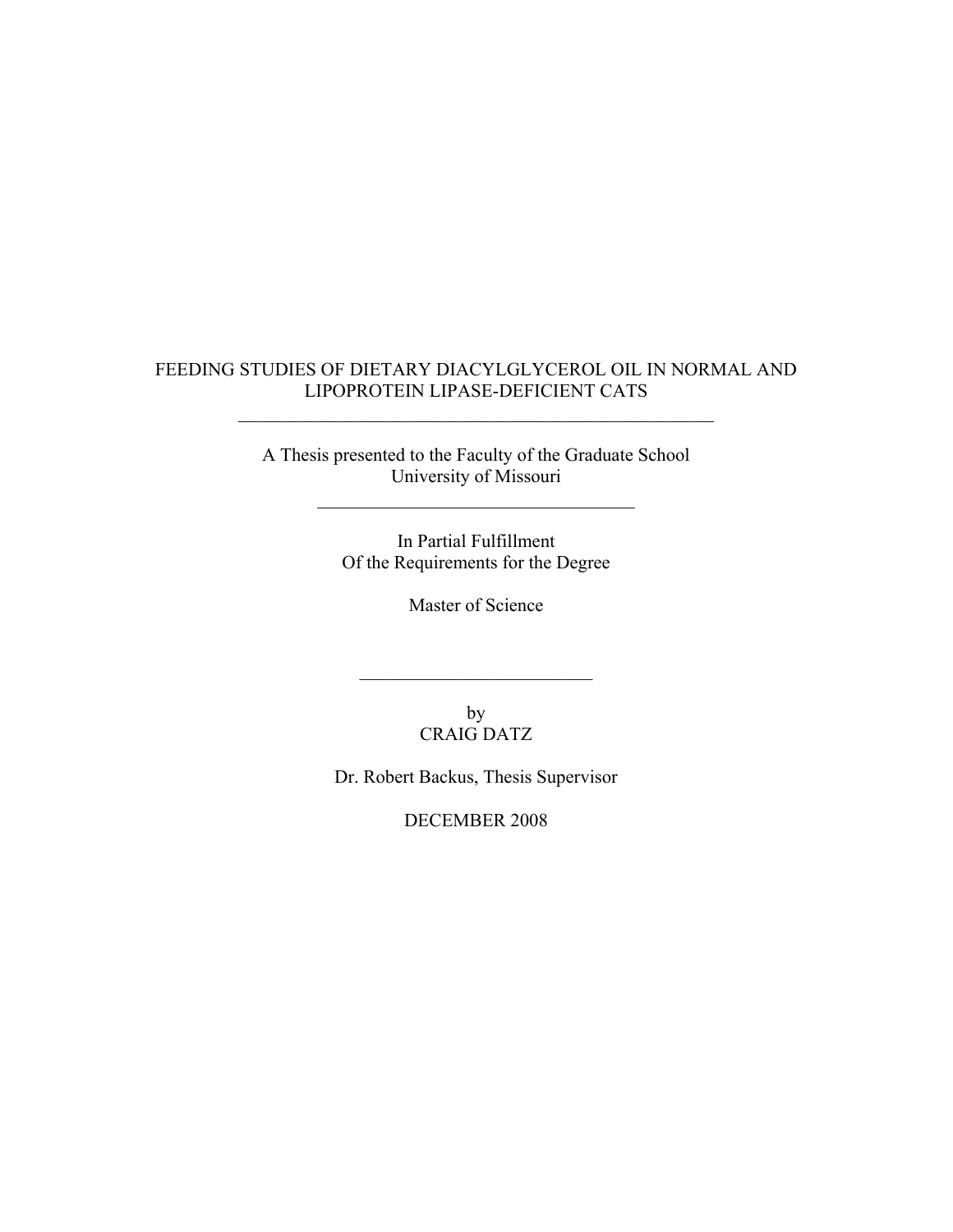# FEEDING STUDIES OF DIETARY DIACYLGLYCEROL OIL IN NORMAL AND LIPOPROTEIN LIPASE-DEFICIENT CATS

---

A Thesis presented to the Faculty of the Graduate School
University of Missouri

---

In Partial Fulfillment
Of the Requirements for the Degree

Master of Science

---

by
CRAIG DATZ

Dr. Robert Backus, Thesis Supervisor

DECEMBER 2008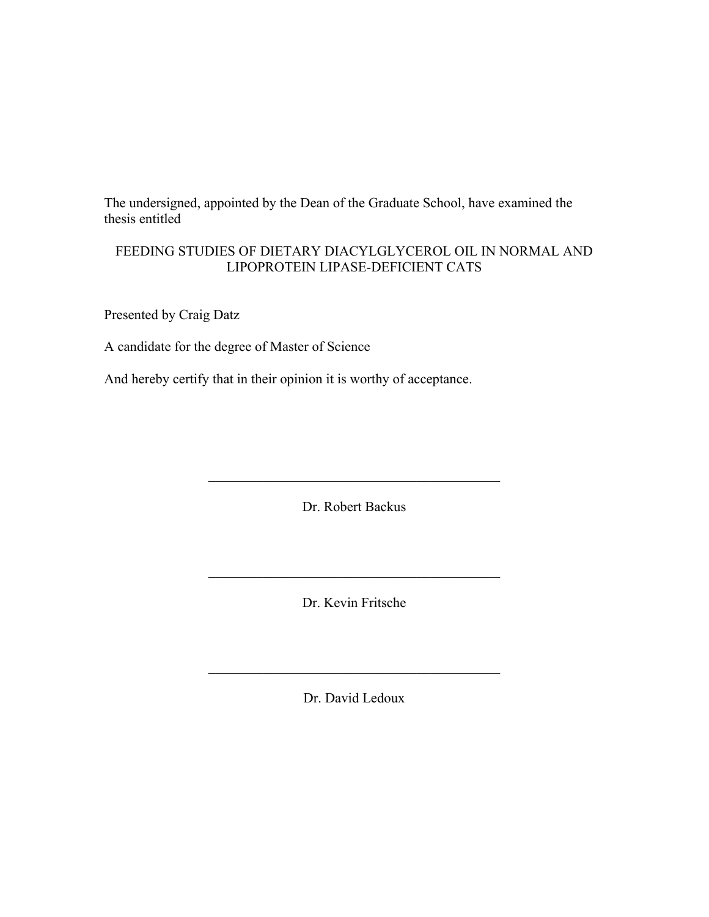The undersigned, appointed by the Dean of the Graduate School, have examined the thesis entitled

FEEDING STUDIES OF DIETARY DIACYLGLYCEROL OIL IN NORMAL AND LIPOPROTEIN LIPASE-DEFICIENT CATS

Presented by Craig Datz

A candidate for the degree of Master of Science

And hereby certify that in their opinion it is worthy of acceptance.

\_\_\_\_\_\_\_\_\_\_\_\_\_\_\_\_\_\_\_\_\_\_\_\_\_\_\_\_\_\_\_\_\_\_\_\_\_\_\_\_\_\_\_\_

Dr. Robert Backus

\_\_\_\_\_\_\_\_\_\_\_\_\_\_\_\_\_\_\_\_\_\_\_\_\_\_\_\_\_\_\_\_\_\_\_\_\_\_\_\_\_\_\_\_

Dr. Kevin Fritsche

\_\_\_\_\_\_\_\_\_\_\_\_\_\_\_\_\_\_\_\_\_\_\_\_\_\_\_\_\_\_\_\_\_\_\_\_\_\_\_\_\_\_\_\_

Dr. David Ledoux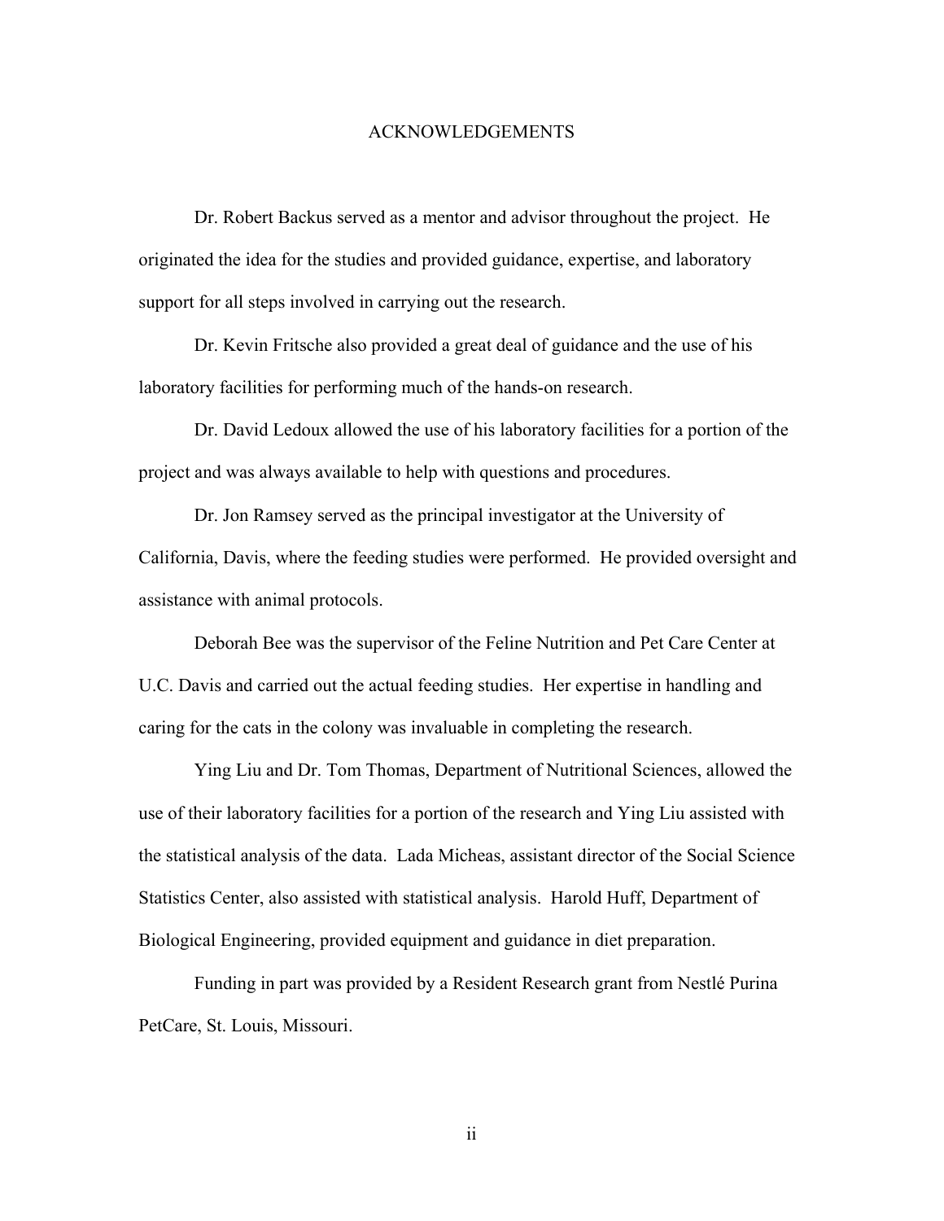# ACKNOWLEDGEMENTS

Dr. Robert Backus served as a mentor and advisor throughout the project. He originated the idea for the studies and provided guidance, expertise, and laboratory support for all steps involved in carrying out the research.

Dr. Kevin Fritsche also provided a great deal of guidance and the use of his laboratory facilities for performing much of the hands-on research.

Dr. David Ledoux allowed the use of his laboratory facilities for a portion of the project and was always available to help with questions and procedures.

Dr. Jon Ramsey served as the principal investigator at the University of California, Davis, where the feeding studies were performed. He provided oversight and assistance with animal protocols.

Deborah Bee was the supervisor of the Feline Nutrition and Pet Care Center at U.C. Davis and carried out the actual feeding studies. Her expertise in handling and caring for the cats in the colony was invaluable in completing the research.

Ying Liu and Dr. Tom Thomas, Department of Nutritional Sciences, allowed the use of their laboratory facilities for a portion of the research and Ying Liu assisted with the statistical analysis of the data. Lada Micheas, assistant director of the Social Science Statistics Center, also assisted with statistical analysis. Harold Huff, Department of Biological Engineering, provided equipment and guidance in diet preparation.

Funding in part was provided by a Resident Research grant from Nestlé Purina PetCare, St. Louis, Missouri.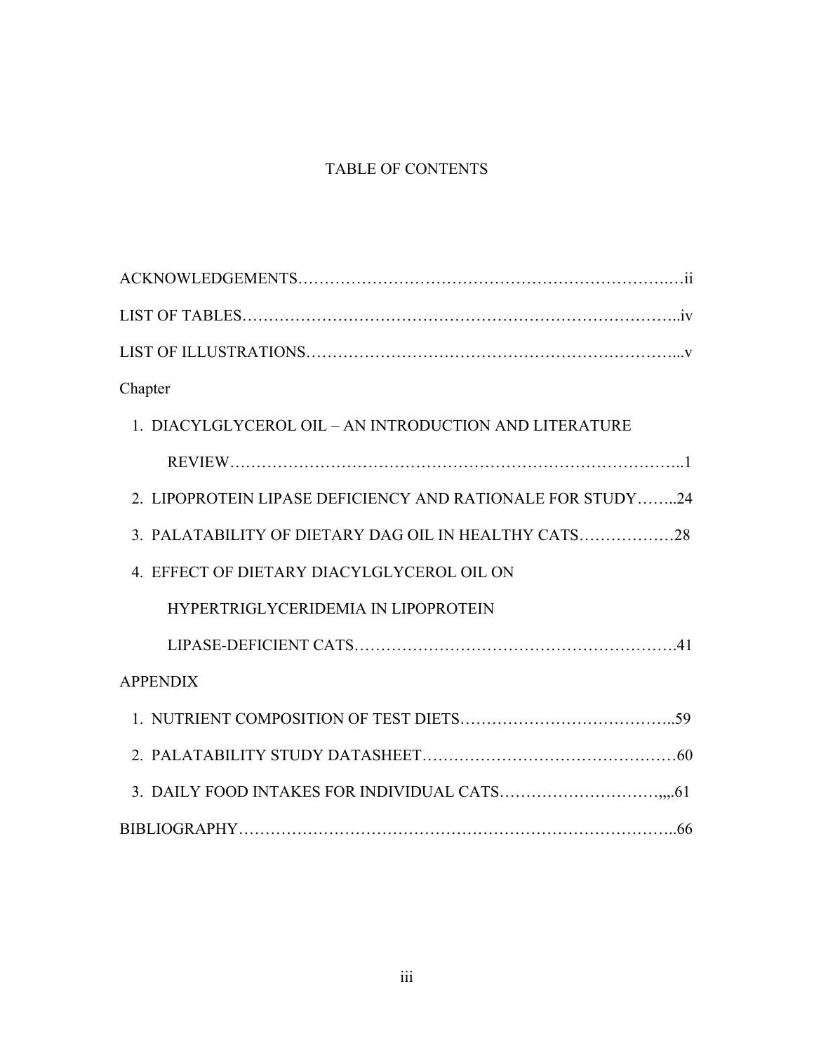# TABLE OF CONTENTS

ACKNOWLEDGEMENTS………………………………………………………………….…ii

LIST OF TABLES………………………………………………………………………..iv

LIST OF ILLUSTRATIONS…………………………………………………………...v

Chapter

1. DIACYLGLYCEROL OIL – AN INTRODUCTION AND LITERATURE REVIEW………………………………………………………………………..1
2. LIPOPROTEIN LIPASE DEFICIENCY AND RATIONALE FOR STUDY……..24
3. PALATABILITY OF DIETARY DAG OIL IN HEALTHY CATS………………28
4. EFFECT OF DIETARY DIACYLGLYCEROL OIL ON HYPERTRIGLYCERIDEMIA IN LIPOPROTEIN LIPASE-DEFICIENT CATS…………………………………………………….41

APPENDIX

1. NUTRIENT COMPOSITION OF TEST DIETS…………………………………..59
2. PALATABILITY STUDY DATASHEET…………………………………………60
3. DAILY FOOD INTAKES FOR INDIVIDUAL CATS……………………….,,,.61

BIBLIOGRAPHY……………………………………………………………………..66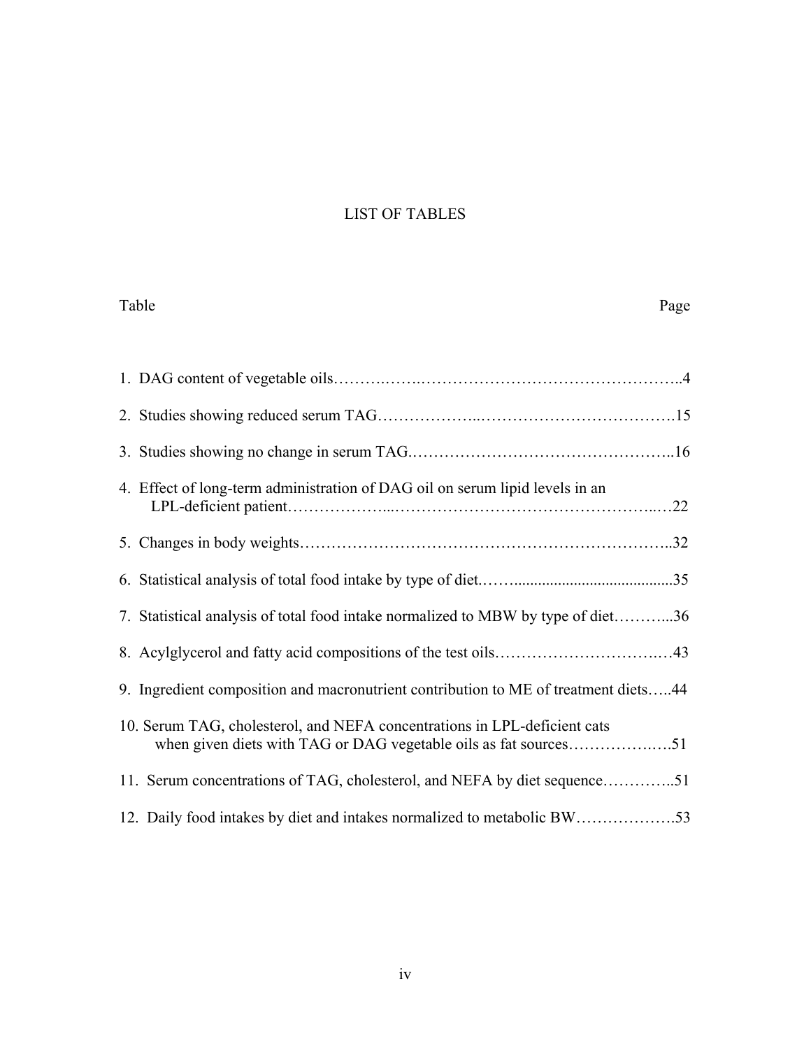# LIST OF TABLES

| Table | Page |
|---|---|
| 1. DAG content of vegetable oils | 4 |
| 2. Studies showing reduced serum TAG | 15 |
| 3. Studies showing no change in serum TAG | 16 |
| 4. Effect of long-term administration of DAG oil on serum lipid levels in an LPL-deficient patient | 22 |
| 5. Changes in body weights | 32 |
| 6. Statistical analysis of total food intake by type of diet | 35 |
| 7. Statistical analysis of total food intake normalized to MBW by type of diet | 36 |
| 8. Acylglycerol and fatty acid compositions of the test oils | 43 |
| 9. Ingredient composition and macronutrient contribution to ME of treatment diets | 44 |
| 10. Serum TAG, cholesterol, and NEFA concentrations in LPL-deficient cats when given diets with TAG or DAG vegetable oils as fat sources | 51 |
| 11. Serum concentrations of TAG, cholesterol, and NEFA by diet sequence | 51 |
| 12. Daily food intakes by diet and intakes normalized to metabolic BW | 53 |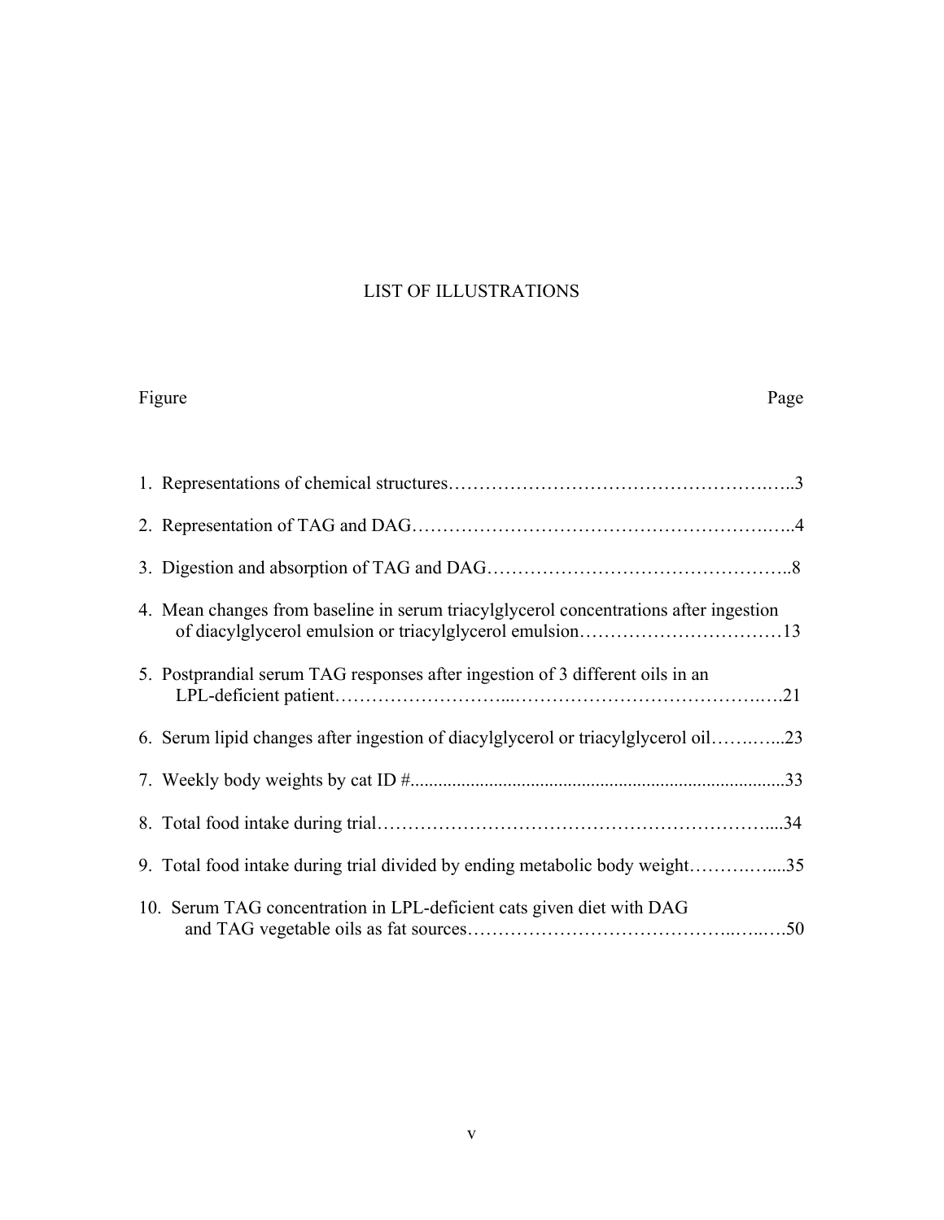# LIST OF ILLUSTRATIONS

| Figure | Page |
|---|---|
| 1. Representations of chemical structures | 3 |
| 2. Representation of TAG and DAG | 4 |
| 3. Digestion and absorption of TAG and DAG | 8 |
| 4. Mean changes from baseline in serum triacylglycerol concentrations after ingestion of diacylglycerol emulsion or triacylglycerol emulsion | 13 |
| 5. Postprandial serum TAG responses after ingestion of 3 different oils in an LPL-deficient patient | 21 |
| 6. Serum lipid changes after ingestion of diacylglycerol or triacylglycerol oil | 23 |
| 7. Weekly body weights by cat ID # | 33 |
| 8. Total food intake during trial | 34 |
| 9. Total food intake during trial divided by ending metabolic body weight | 35 |
| 10. Serum TAG concentration in LPL-deficient cats given diet with DAG and TAG vegetable oils as fat sources | 50 |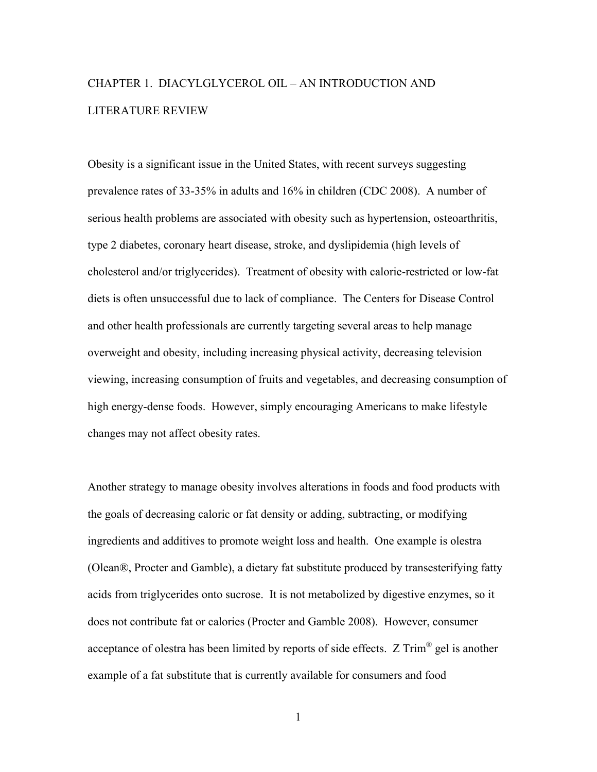# CHAPTER 1. DIACYLGLYCEROL OIL – AN INTRODUCTION AND LITERATURE REVIEW

Obesity is a significant issue in the United States, with recent surveys suggesting prevalence rates of 33-35% in adults and 16% in children (CDC 2008). A number of serious health problems are associated with obesity such as hypertension, osteoarthritis, type 2 diabetes, coronary heart disease, stroke, and dyslipidemia (high levels of cholesterol and/or triglycerides). Treatment of obesity with calorie-restricted or low-fat diets is often unsuccessful due to lack of compliance. The Centers for Disease Control and other health professionals are currently targeting several areas to help manage overweight and obesity, including increasing physical activity, decreasing television viewing, increasing consumption of fruits and vegetables, and decreasing consumption of high energy-dense foods. However, simply encouraging Americans to make lifestyle changes may not affect obesity rates.

Another strategy to manage obesity involves alterations in foods and food products with the goals of decreasing caloric or fat density or adding, subtracting, or modifying ingredients and additives to promote weight loss and health. One example is olestra (Olean®, Procter and Gamble), a dietary fat substitute produced by transesterifying fatty acids from triglycerides onto sucrose. It is not metabolized by digestive enzymes, so it does not contribute fat or calories (Procter and Gamble 2008). However, consumer acceptance of olestra has been limited by reports of side effects. Z Trim® gel is another example of a fat substitute that is currently available for consumers and food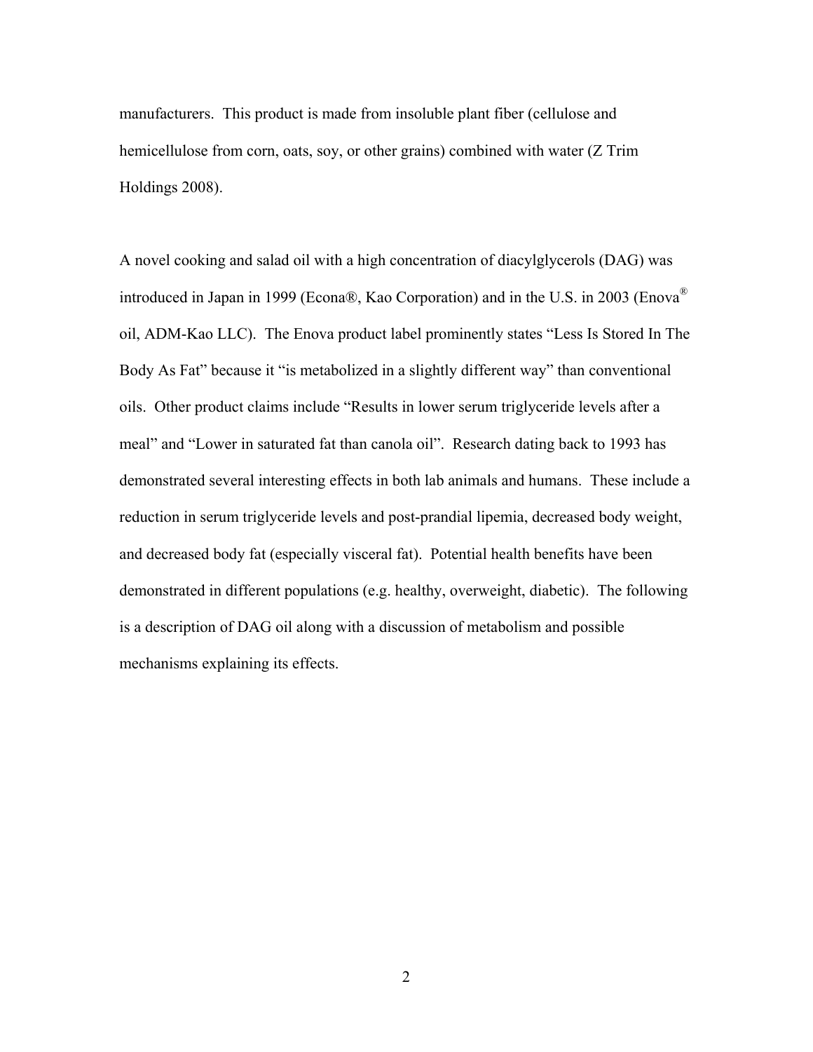manufacturers. This product is made from insoluble plant fiber (cellulose and hemicellulose from corn, oats, soy, or other grains) combined with water (Z Trim Holdings 2008).

A novel cooking and salad oil with a high concentration of diacylglycerols (DAG) was introduced in Japan in 1999 (Econa®, Kao Corporation) and in the U.S. in 2003 (Enova® oil, ADM-Kao LLC). The Enova product label prominently states "Less Is Stored In The Body As Fat" because it "is metabolized in a slightly different way" than conventional oils. Other product claims include "Results in lower serum triglyceride levels after a meal" and "Lower in saturated fat than canola oil". Research dating back to 1993 has demonstrated several interesting effects in both lab animals and humans. These include a reduction in serum triglyceride levels and post-prandial lipemia, decreased body weight, and decreased body fat (especially visceral fat). Potential health benefits have been demonstrated in different populations (e.g. healthy, overweight, diabetic). The following is a description of DAG oil along with a discussion of metabolism and possible mechanisms explaining its effects.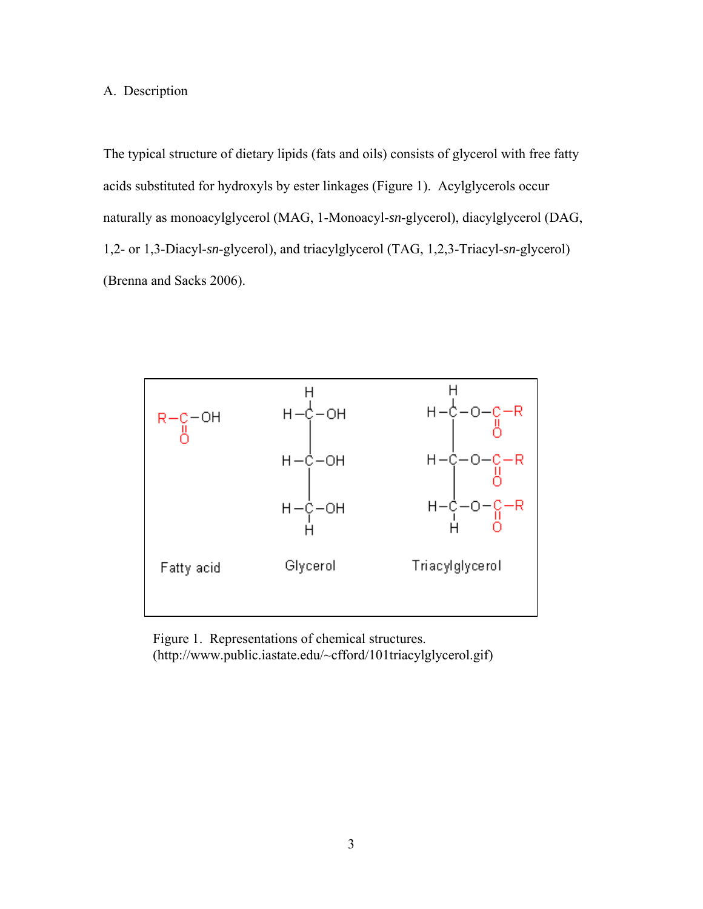A. Description

The typical structure of dietary lipids (fats and oils) consists of glycerol with free fatty acids substituted for hydroxyls by ester linkages (Figure 1). Acylglycerols occur naturally as monoacylglycerol (MAG, 1-Monoacyl-*sn*-glycerol), diacylglycerol (DAG, 1,2- or 1,3-Diacyl-*sn*-glycerol), and triacylglycerol (TAG, 1,2,3-Triacyl-*sn*-glycerol) (Brenna and Sacks 2006).

Figure 1. Representations of chemical structures. (http://www.public.iastate.edu/~cfford/101triacylglycerol.gif)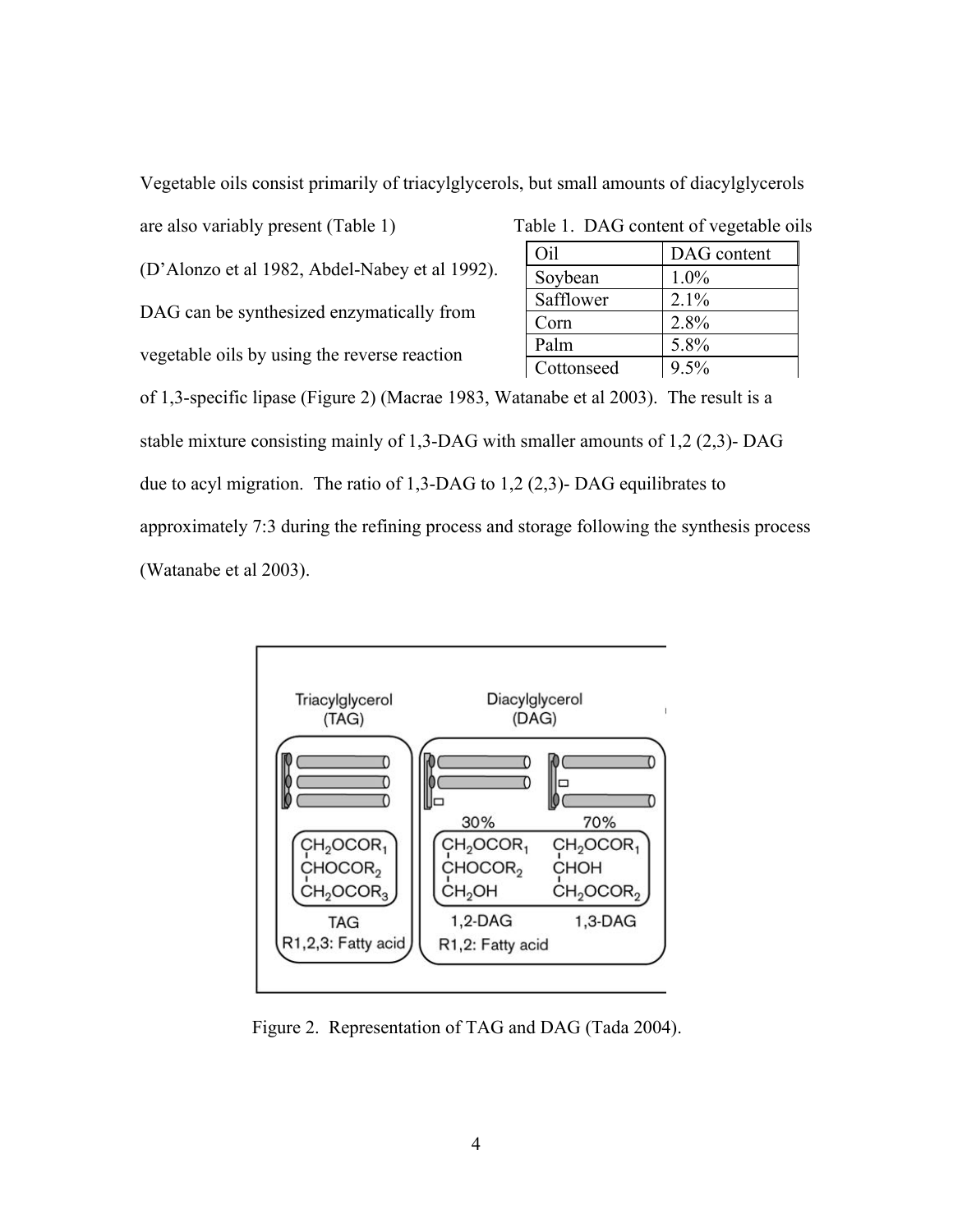Vegetable oils consist primarily of triacylglycerols, but small amounts of diacylglycerols are also variably present (Table 1) (D'Alonzo et al 1982, Abdel-Nabey et al 1992). DAG can be synthesized enzymatically from vegetable oils by using the reverse reaction of 1,3-specific lipase (Figure 2) (Macrae 1983, Watanabe et al 2003). The result is a stable mixture consisting mainly of 1,3-DAG with smaller amounts of 1,2 (2,3)- DAG due to acyl migration. The ratio of 1,3-DAG to 1,2 (2,3)- DAG equilibrates to approximately 7:3 during the refining process and storage following the synthesis process (Watanabe et al 2003).

Table 1. DAG content of vegetable oils

| Oil | DAG content |
| --- | --- |
| Soybean | 1.0% |
| Safflower | 2.1% |
| Corn | 2.8% |
| Palm | 5.8% |
| Cottonseed | 9.5% |

Figure 2. Representation of TAG and DAG (Tada 2004).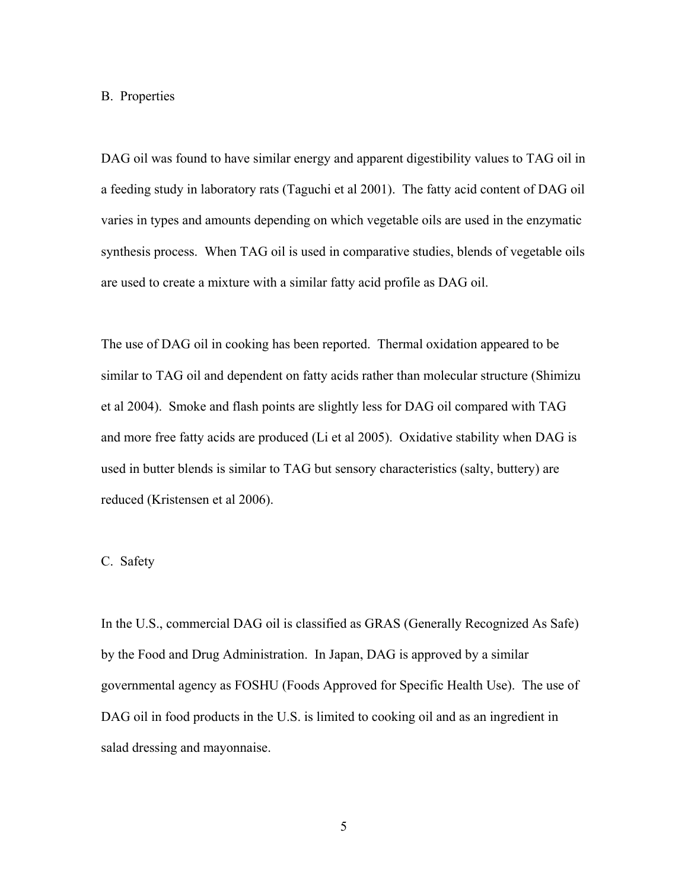## B. Properties

DAG oil was found to have similar energy and apparent digestibility values to TAG oil in a feeding study in laboratory rats (Taguchi et al 2001). The fatty acid content of DAG oil varies in types and amounts depending on which vegetable oils are used in the enzymatic synthesis process. When TAG oil is used in comparative studies, blends of vegetable oils are used to create a mixture with a similar fatty acid profile as DAG oil.

The use of DAG oil in cooking has been reported. Thermal oxidation appeared to be similar to TAG oil and dependent on fatty acids rather than molecular structure (Shimizu et al 2004). Smoke and flash points are slightly less for DAG oil compared with TAG and more free fatty acids are produced (Li et al 2005). Oxidative stability when DAG is used in butter blends is similar to TAG but sensory characteristics (salty, buttery) are reduced (Kristensen et al 2006).

## C. Safety

In the U.S., commercial DAG oil is classified as GRAS (Generally Recognized As Safe) by the Food and Drug Administration. In Japan, DAG is approved by a similar governmental agency as FOSHU (Foods Approved for Specific Health Use). The use of DAG oil in food products in the U.S. is limited to cooking oil and as an ingredient in salad dressing and mayonnaise.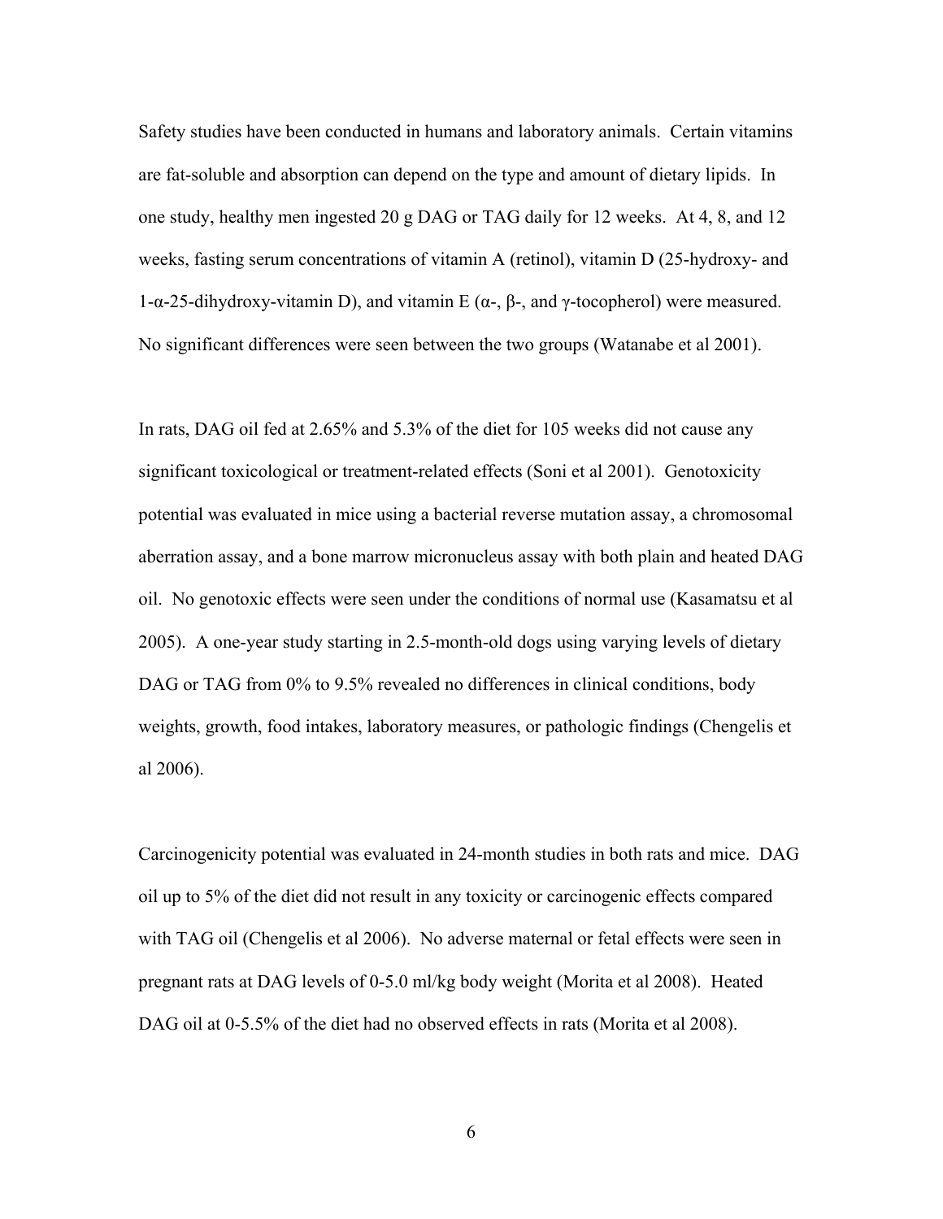Safety studies have been conducted in humans and laboratory animals. Certain vitamins are fat-soluble and absorption can depend on the type and amount of dietary lipids. In one study, healthy men ingested 20 g DAG or TAG daily for 12 weeks. At 4, 8, and 12 weeks, fasting serum concentrations of vitamin A (retinol), vitamin D (25-hydroxy- and 1-α-25-dihydroxy-vitamin D), and vitamin E (α-, β-, and γ-tocopherol) were measured. No significant differences were seen between the two groups (Watanabe et al 2001).

In rats, DAG oil fed at 2.65% and 5.3% of the diet for 105 weeks did not cause any significant toxicological or treatment-related effects (Soni et al 2001). Genotoxicity potential was evaluated in mice using a bacterial reverse mutation assay, a chromosomal aberration assay, and a bone marrow micronucleus assay with both plain and heated DAG oil. No genotoxic effects were seen under the conditions of normal use (Kasamatsu et al 2005). A one-year study starting in 2.5-month-old dogs using varying levels of dietary DAG or TAG from 0% to 9.5% revealed no differences in clinical conditions, body weights, growth, food intakes, laboratory measures, or pathologic findings (Chengelis et al 2006).

Carcinogenicity potential was evaluated in 24-month studies in both rats and mice. DAG oil up to 5% of the diet did not result in any toxicity or carcinogenic effects compared with TAG oil (Chengelis et al 2006). No adverse maternal or fetal effects were seen in pregnant rats at DAG levels of 0-5.0 ml/kg body weight (Morita et al 2008). Heated DAG oil at 0-5.5% of the diet had no observed effects in rats (Morita et al 2008).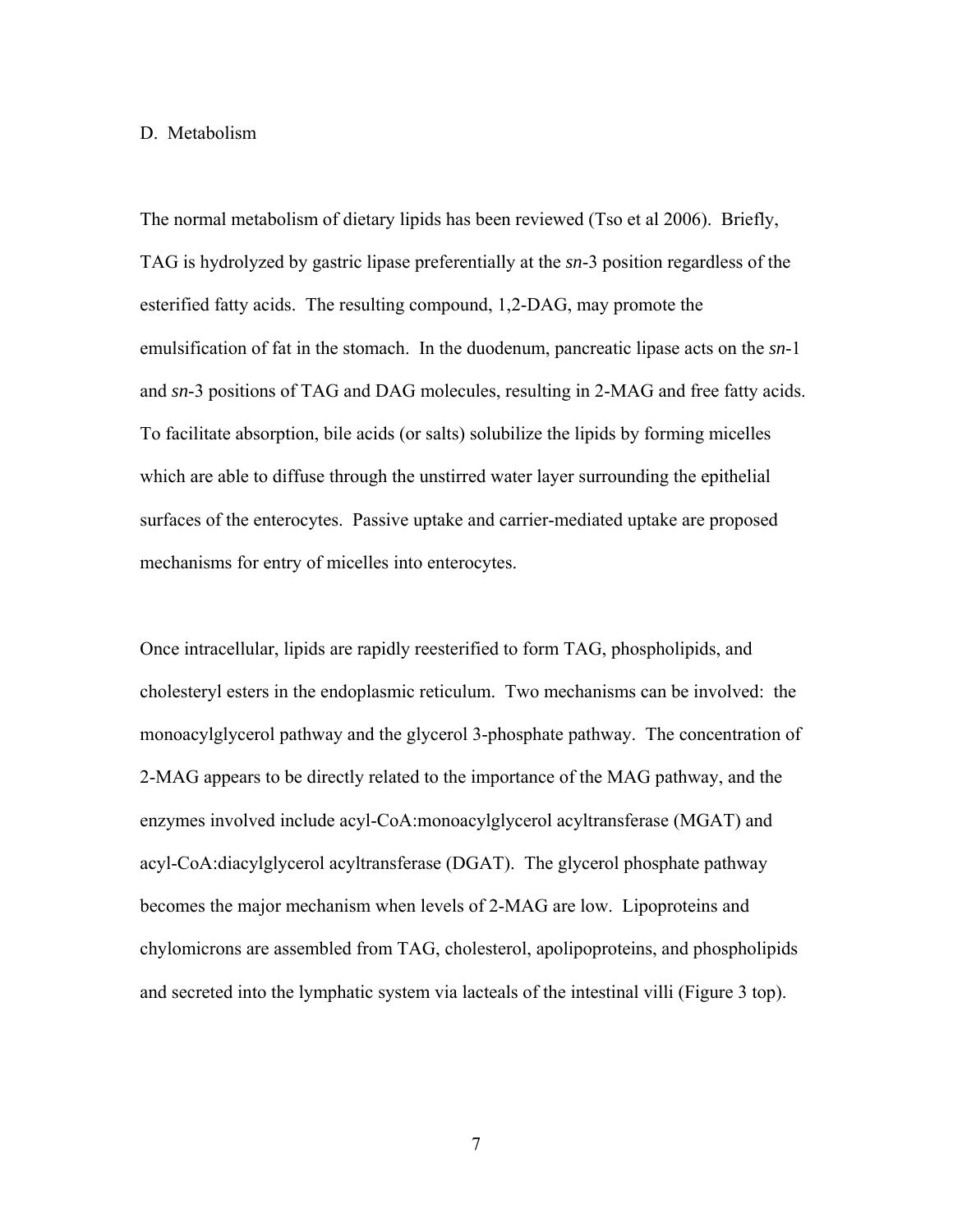## D. Metabolism

The normal metabolism of dietary lipids has been reviewed (Tso et al 2006). Briefly, TAG is hydrolyzed by gastric lipase preferentially at the *sn*-3 position regardless of the esterified fatty acids. The resulting compound, 1,2-DAG, may promote the emulsification of fat in the stomach. In the duodenum, pancreatic lipase acts on the *sn*-1 and *sn*-3 positions of TAG and DAG molecules, resulting in 2-MAG and free fatty acids. To facilitate absorption, bile acids (or salts) solubilize the lipids by forming micelles which are able to diffuse through the unstirred water layer surrounding the epithelial surfaces of the enterocytes. Passive uptake and carrier-mediated uptake are proposed mechanisms for entry of micelles into enterocytes.

Once intracellular, lipids are rapidly reesterified to form TAG, phospholipids, and cholesteryl esters in the endoplasmic reticulum. Two mechanisms can be involved: the monoacylglycerol pathway and the glycerol 3-phosphate pathway. The concentration of 2-MAG appears to be directly related to the importance of the MAG pathway, and the enzymes involved include acyl-CoA:monoacylglycerol acyltransferase (MGAT) and acyl-CoA:diacylglycerol acyltransferase (DGAT). The glycerol phosphate pathway becomes the major mechanism when levels of 2-MAG are low. Lipoproteins and chylomicrons are assembled from TAG, cholesterol, apolipoproteins, and phospholipids and secreted into the lymphatic system via lacteals of the intestinal villi (Figure 3 top).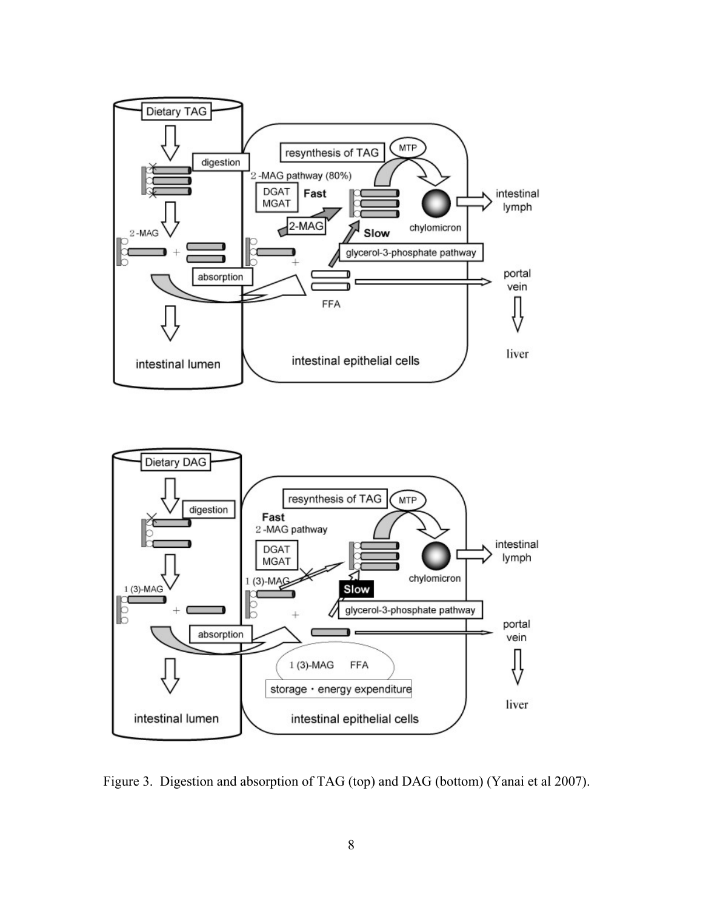Figure 3. Digestion and absorption of TAG (top) and DAG (bottom) (Yanai et al 2007).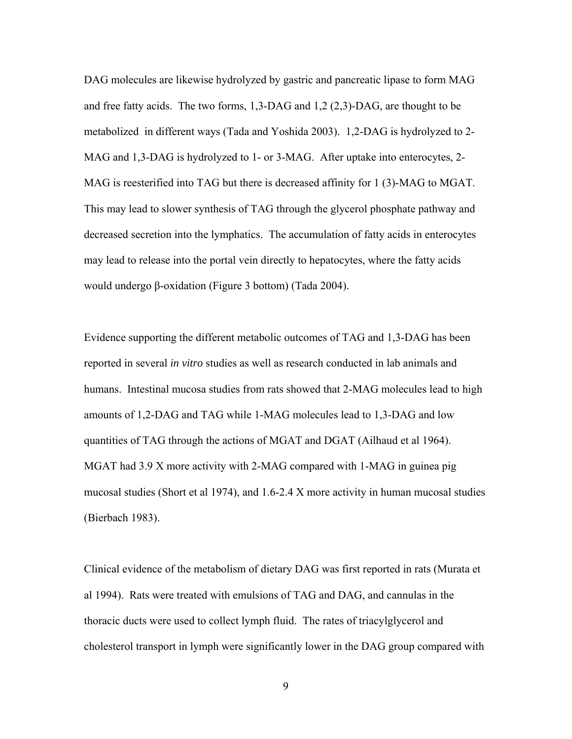DAG molecules are likewise hydrolyzed by gastric and pancreatic lipase to form MAG and free fatty acids. The two forms, 1,3-DAG and 1,2 (2,3)-DAG, are thought to be metabolized in different ways (Tada and Yoshida 2003). 1,2-DAG is hydrolyzed to 2-MAG and 1,3-DAG is hydrolyzed to 1- or 3-MAG. After uptake into enterocytes, 2-MAG is reesterified into TAG but there is decreased affinity for 1 (3)-MAG to MGAT. This may lead to slower synthesis of TAG through the glycerol phosphate pathway and decreased secretion into the lymphatics. The accumulation of fatty acids in enterocytes may lead to release into the portal vein directly to hepatocytes, where the fatty acids would undergo β-oxidation (Figure 3 bottom) (Tada 2004).

Evidence supporting the different metabolic outcomes of TAG and 1,3-DAG has been reported in several *in vitro* studies as well as research conducted in lab animals and humans. Intestinal mucosa studies from rats showed that 2-MAG molecules lead to high amounts of 1,2-DAG and TAG while 1-MAG molecules lead to 1,3-DAG and low quantities of TAG through the actions of MGAT and DGAT (Ailhaud et al 1964). MGAT had 3.9 X more activity with 2-MAG compared with 1-MAG in guinea pig mucosal studies (Short et al 1974), and 1.6-2.4 X more activity in human mucosal studies (Bierbach 1983).

Clinical evidence of the metabolism of dietary DAG was first reported in rats (Murata et al 1994). Rats were treated with emulsions of TAG and DAG, and cannulas in the thoracic ducts were used to collect lymph fluid. The rates of triacylglycerol and cholesterol transport in lymph were significantly lower in the DAG group compared with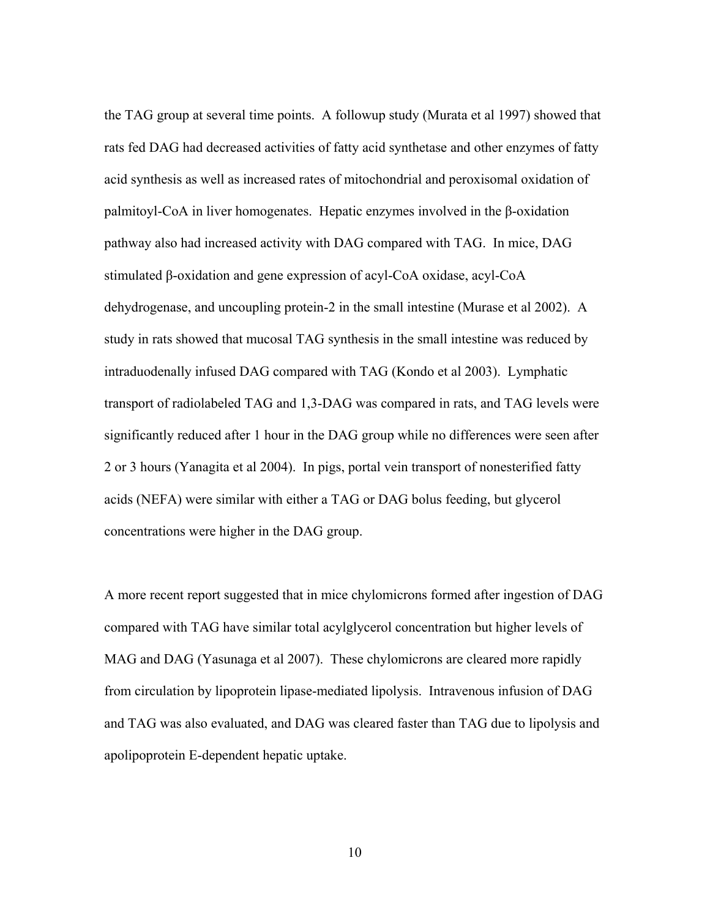the TAG group at several time points. A followup study (Murata et al 1997) showed that rats fed DAG had decreased activities of fatty acid synthetase and other enzymes of fatty acid synthesis as well as increased rates of mitochondrial and peroxisomal oxidation of palmitoyl-CoA in liver homogenates. Hepatic enzymes involved in the β-oxidation pathway also had increased activity with DAG compared with TAG. In mice, DAG stimulated β-oxidation and gene expression of acyl-CoA oxidase, acyl-CoA dehydrogenase, and uncoupling protein-2 in the small intestine (Murase et al 2002). A study in rats showed that mucosal TAG synthesis in the small intestine was reduced by intraduodenally infused DAG compared with TAG (Kondo et al 2003). Lymphatic transport of radiolabeled TAG and 1,3-DAG was compared in rats, and TAG levels were significantly reduced after 1 hour in the DAG group while no differences were seen after 2 or 3 hours (Yanagita et al 2004). In pigs, portal vein transport of nonesterified fatty acids (NEFA) were similar with either a TAG or DAG bolus feeding, but glycerol concentrations were higher in the DAG group.

A more recent report suggested that in mice chylomicrons formed after ingestion of DAG compared with TAG have similar total acylglycerol concentration but higher levels of MAG and DAG (Yasunaga et al 2007). These chylomicrons are cleared more rapidly from circulation by lipoprotein lipase-mediated lipolysis. Intravenous infusion of DAG and TAG was also evaluated, and DAG was cleared faster than TAG due to lipolysis and apolipoprotein E-dependent hepatic uptake.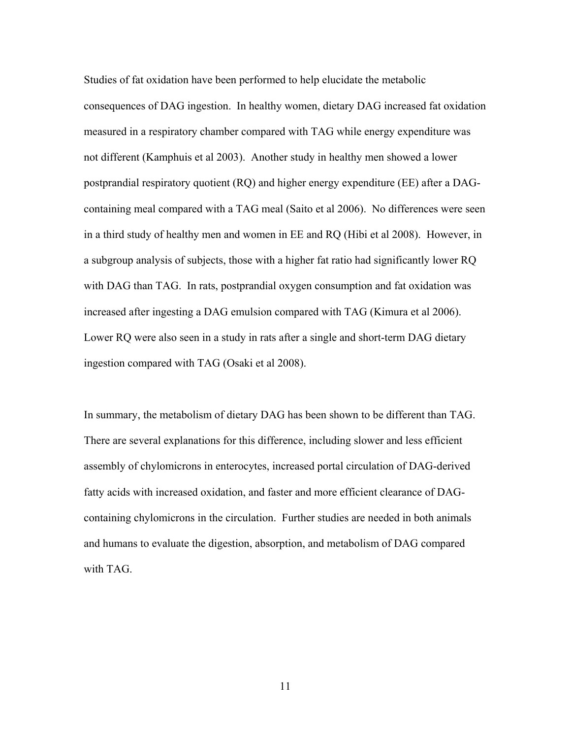Studies of fat oxidation have been performed to help elucidate the metabolic consequences of DAG ingestion. In healthy women, dietary DAG increased fat oxidation measured in a respiratory chamber compared with TAG while energy expenditure was not different (Kamphuis et al 2003). Another study in healthy men showed a lower postprandial respiratory quotient (RQ) and higher energy expenditure (EE) after a DAG-containing meal compared with a TAG meal (Saito et al 2006). No differences were seen in a third study of healthy men and women in EE and RQ (Hibi et al 2008). However, in a subgroup analysis of subjects, those with a higher fat ratio had significantly lower RQ with DAG than TAG. In rats, postprandial oxygen consumption and fat oxidation was increased after ingesting a DAG emulsion compared with TAG (Kimura et al 2006). Lower RQ were also seen in a study in rats after a single and short-term DAG dietary ingestion compared with TAG (Osaki et al 2008).

In summary, the metabolism of dietary DAG has been shown to be different than TAG. There are several explanations for this difference, including slower and less efficient assembly of chylomicrons in enterocytes, increased portal circulation of DAG-derived fatty acids with increased oxidation, and faster and more efficient clearance of DAG-containing chylomicrons in the circulation. Further studies are needed in both animals and humans to evaluate the digestion, absorption, and metabolism of DAG compared with TAG.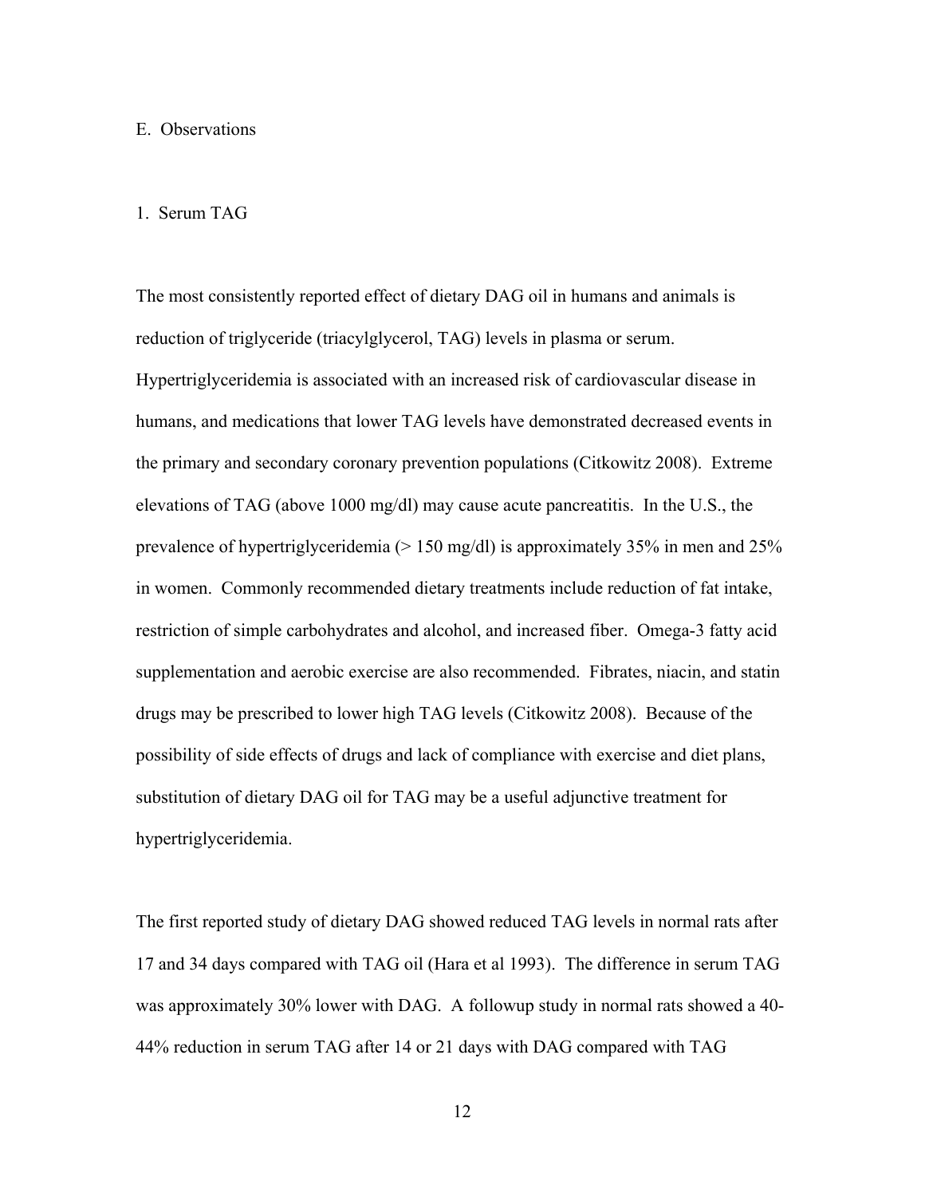## E. Observations

### 1. Serum TAG

The most consistently reported effect of dietary DAG oil in humans and animals is reduction of triglyceride (triacylglycerol, TAG) levels in plasma or serum. Hypertriglyceridemia is associated with an increased risk of cardiovascular disease in humans, and medications that lower TAG levels have demonstrated decreased events in the primary and secondary coronary prevention populations (Citkowitz 2008). Extreme elevations of TAG (above 1000 mg/dl) may cause acute pancreatitis. In the U.S., the prevalence of hypertriglyceridemia (> 150 mg/dl) is approximately 35% in men and 25% in women. Commonly recommended dietary treatments include reduction of fat intake, restriction of simple carbohydrates and alcohol, and increased fiber. Omega-3 fatty acid supplementation and aerobic exercise are also recommended. Fibrates, niacin, and statin drugs may be prescribed to lower high TAG levels (Citkowitz 2008). Because of the possibility of side effects of drugs and lack of compliance with exercise and diet plans, substitution of dietary DAG oil for TAG may be a useful adjunctive treatment for hypertriglyceridemia.

The first reported study of dietary DAG showed reduced TAG levels in normal rats after 17 and 34 days compared with TAG oil (Hara et al 1993). The difference in serum TAG was approximately 30% lower with DAG. A followup study in normal rats showed a 40-44% reduction in serum TAG after 14 or 21 days with DAG compared with TAG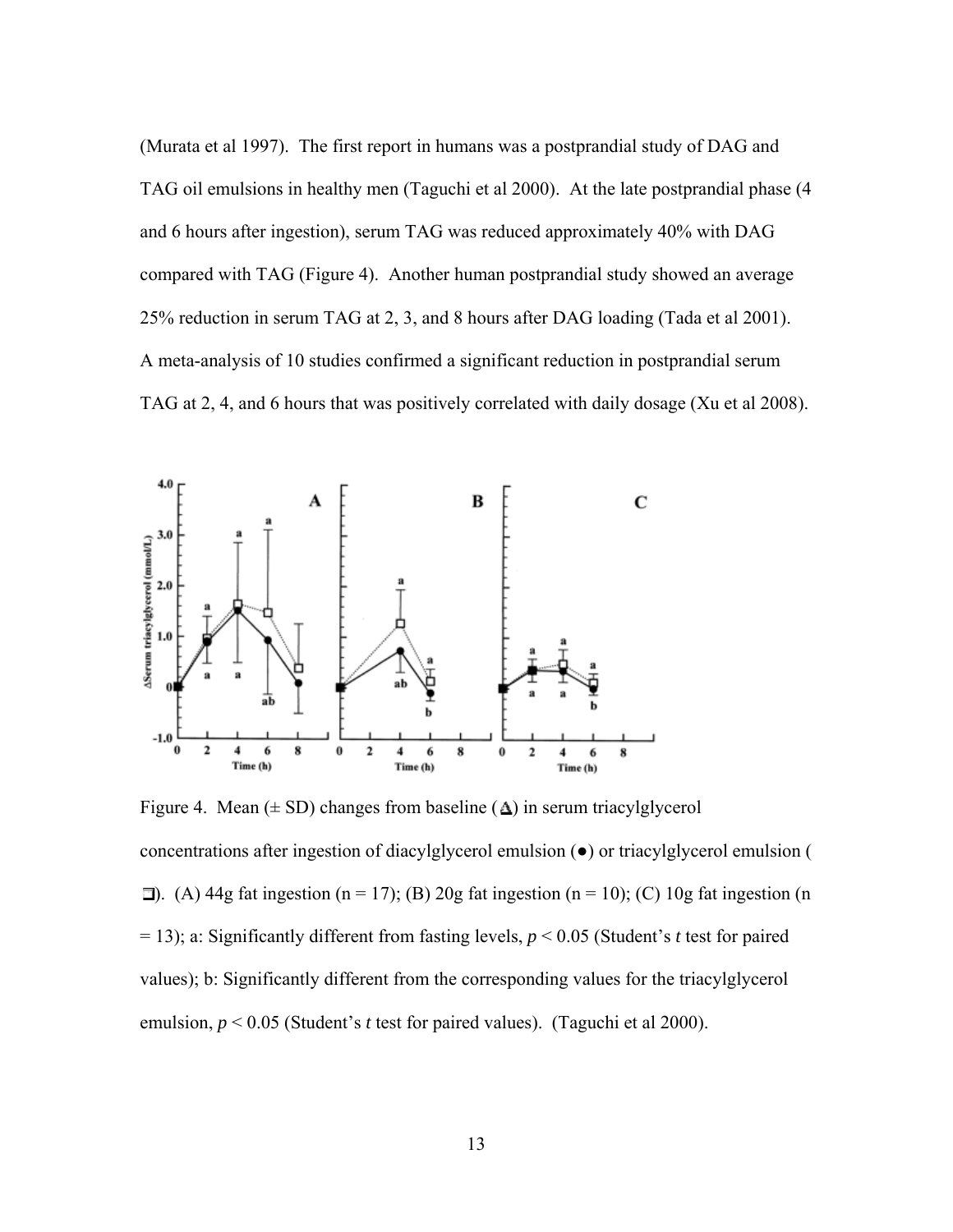(Murata et al 1997). The first report in humans was a postprandial study of DAG and TAG oil emulsions in healthy men (Taguchi et al 2000). At the late postprandial phase (4 and 6 hours after ingestion), serum TAG was reduced approximately 40% with DAG compared with TAG (Figure 4). Another human postprandial study showed an average 25% reduction in serum TAG at 2, 3, and 8 hours after DAG loading (Tada et al 2001). A meta-analysis of 10 studies confirmed a significant reduction in postprandial serum TAG at 2, 4, and 6 hours that was positively correlated with daily dosage (Xu et al 2008).

Figure 4. Mean (± SD) changes from baseline (Δ) in serum triacylglycerol concentrations after ingestion of diacylglycerol emulsion (●) or triacylglycerol emulsion (❑). (A) 44g fat ingestion (n = 17); (B) 20g fat ingestion (n = 10); (C) 10g fat ingestion (n = 13); a: Significantly different from fasting levels, $p < 0.05$ (Student's *t* test for paired values); b: Significantly different from the corresponding values for the triacylglycerol emulsion, $p < 0.05$ (Student's *t* test for paired values). (Taguchi et al 2000).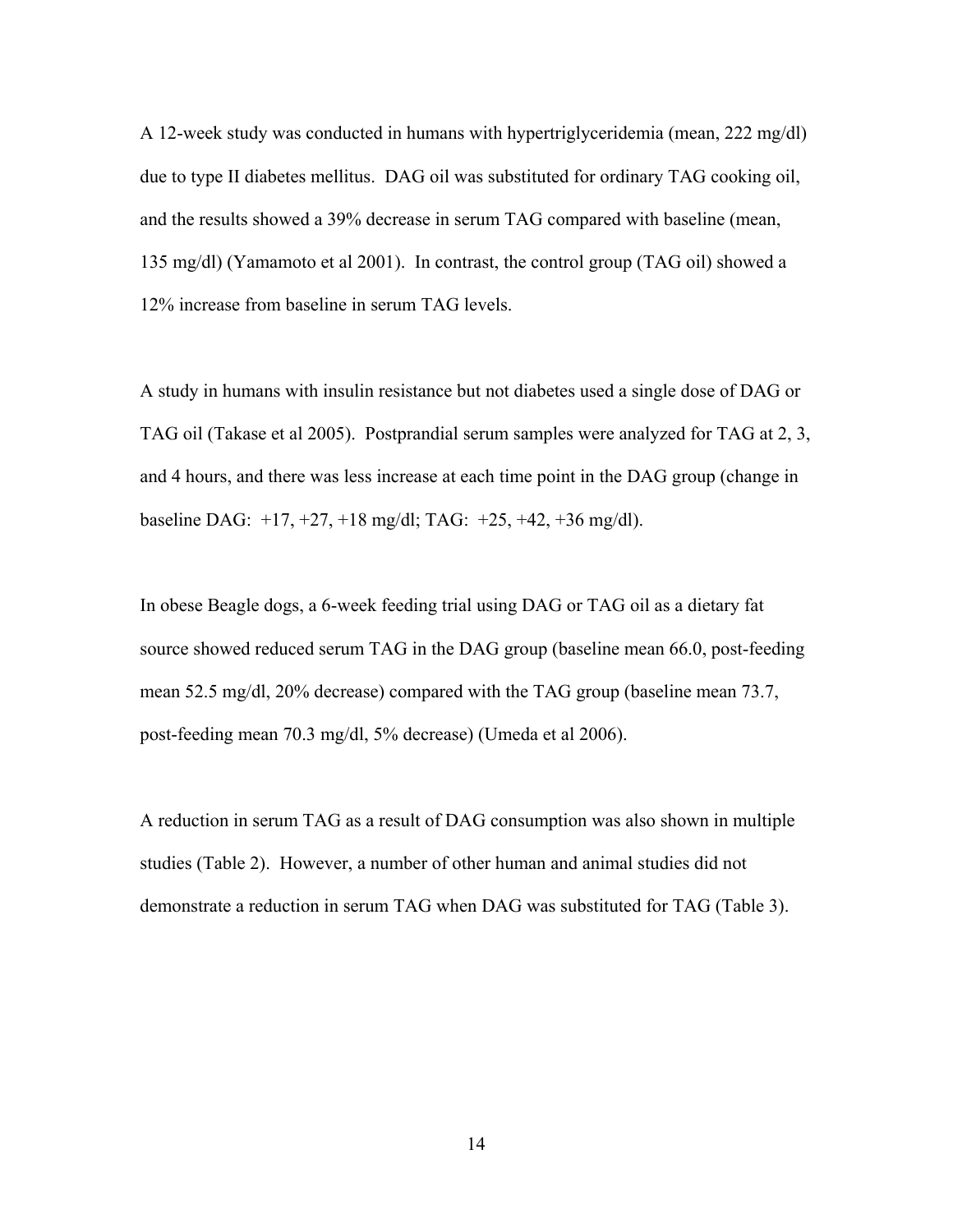A 12-week study was conducted in humans with hypertriglyceridemia (mean, 222 mg/dl) due to type II diabetes mellitus. DAG oil was substituted for ordinary TAG cooking oil, and the results showed a 39% decrease in serum TAG compared with baseline (mean, 135 mg/dl) (Yamamoto et al 2001). In contrast, the control group (TAG oil) showed a 12% increase from baseline in serum TAG levels.

A study in humans with insulin resistance but not diabetes used a single dose of DAG or TAG oil (Takase et al 2005). Postprandial serum samples were analyzed for TAG at 2, 3, and 4 hours, and there was less increase at each time point in the DAG group (change in baseline DAG: +17, +27, +18 mg/dl; TAG: +25, +42, +36 mg/dl).

In obese Beagle dogs, a 6-week feeding trial using DAG or TAG oil as a dietary fat source showed reduced serum TAG in the DAG group (baseline mean 66.0, post-feeding mean 52.5 mg/dl, 20% decrease) compared with the TAG group (baseline mean 73.7, post-feeding mean 70.3 mg/dl, 5% decrease) (Umeda et al 2006).

A reduction in serum TAG as a result of DAG consumption was also shown in multiple studies (Table 2). However, a number of other human and animal studies did not demonstrate a reduction in serum TAG when DAG was substituted for TAG (Table 3).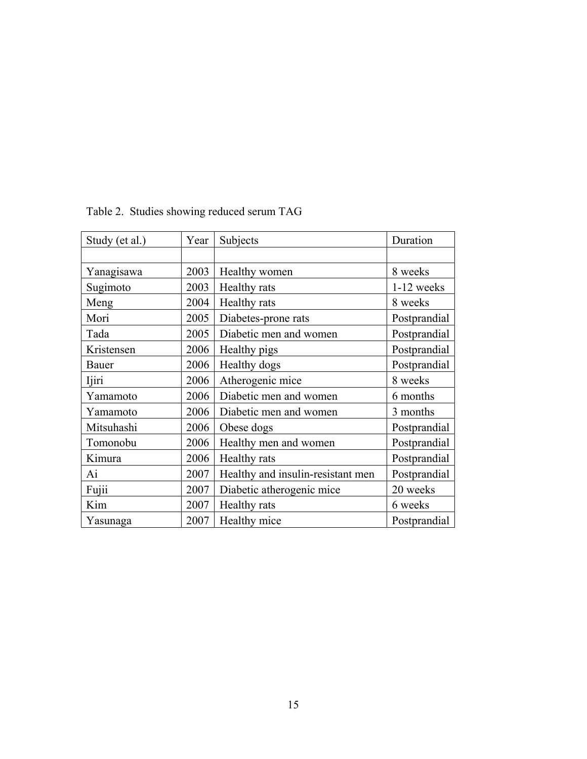Table 2. Studies showing reduced serum TAG

| Study (et al.) | Year | Subjects | Duration |
|---|---|---|---|
| | | | |
| Yanagisawa | 2003 | Healthy women | 8 weeks |
| Sugimoto | 2003 | Healthy rats | 1-12 weeks |
| Meng | 2004 | Healthy rats | 8 weeks |
| Mori | 2005 | Diabetes-prone rats | Postprandial |
| Tada | 2005 | Diabetic men and women | Postprandial |
| Kristensen | 2006 | Healthy pigs | Postprandial |
| Bauer | 2006 | Healthy dogs | Postprandial |
| Ijiri | 2006 | Atherogenic mice | 8 weeks |
| Yamamoto | 2006 | Diabetic men and women | 6 months |
| Yamamoto | 2006 | Diabetic men and women | 3 months |
| Mitsuhashi | 2006 | Obese dogs | Postprandial |
| Tomonobu | 2006 | Healthy men and women | Postprandial |
| Kimura | 2006 | Healthy rats | Postprandial |
| Ai | 2007 | Healthy and insulin-resistant men | Postprandial |
| Fujii | 2007 | Diabetic atherogenic mice | 20 weeks |
| Kim | 2007 | Healthy rats | 6 weeks |
| Yasunaga | 2007 | Healthy mice | Postprandial |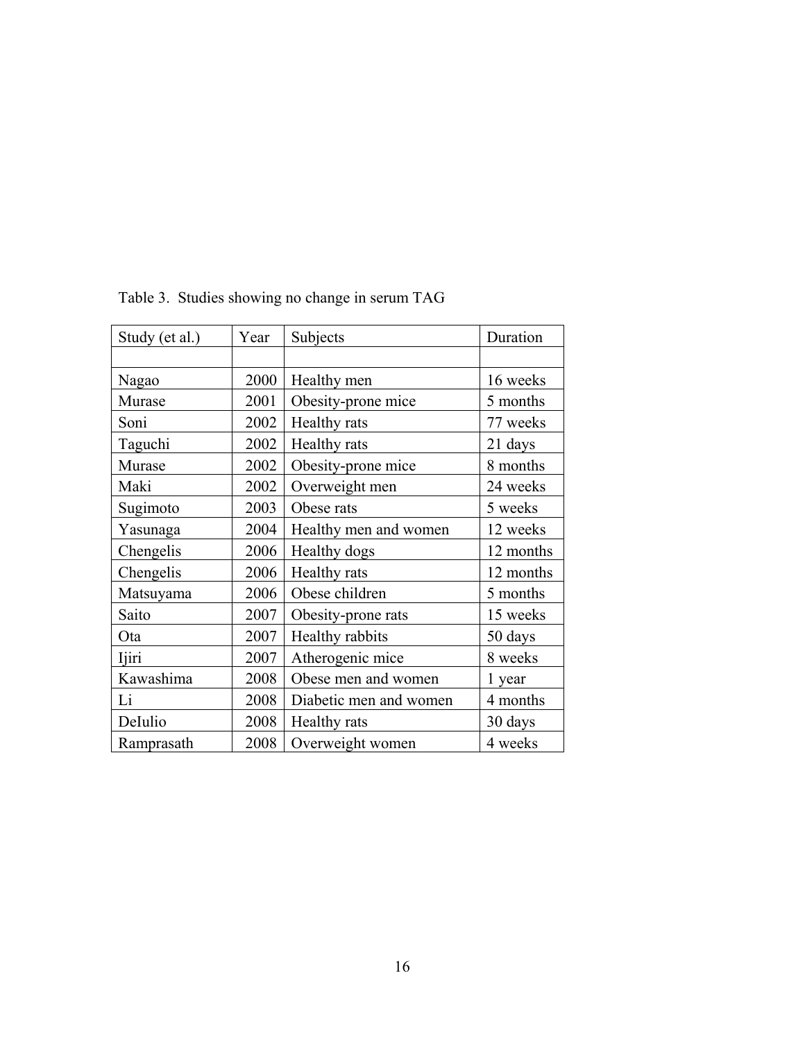Table 3. Studies showing no change in serum TAG

| Study (et al.) | Year | Subjects | Duration |
|---|---|---|---|
| | | | |
| Nagao | 2000 | Healthy men | 16 weeks |
| Murase | 2001 | Obesity-prone mice | 5 months |
| Soni | 2002 | Healthy rats | 77 weeks |
| Taguchi | 2002 | Healthy rats | 21 days |
| Murase | 2002 | Obesity-prone mice | 8 months |
| Maki | 2002 | Overweight men | 24 weeks |
| Sugimoto | 2003 | Obese rats | 5 weeks |
| Yasunaga | 2004 | Healthy men and women | 12 weeks |
| Chengelis | 2006 | Healthy dogs | 12 months |
| Chengelis | 2006 | Healthy rats | 12 months |
| Matsuyama | 2006 | Obese children | 5 months |
| Saito | 2007 | Obesity-prone rats | 15 weeks |
| Ota | 2007 | Healthy rabbits | 50 days |
| Ijiri | 2007 | Atherogenic mice | 8 weeks |
| Kawashima | 2008 | Obese men and women | 1 year |
| Li | 2008 | Diabetic men and women | 4 months |
| DeIulio | 2008 | Healthy rats | 30 days |
| Ramprasath | 2008 | Overweight women | 4 weeks |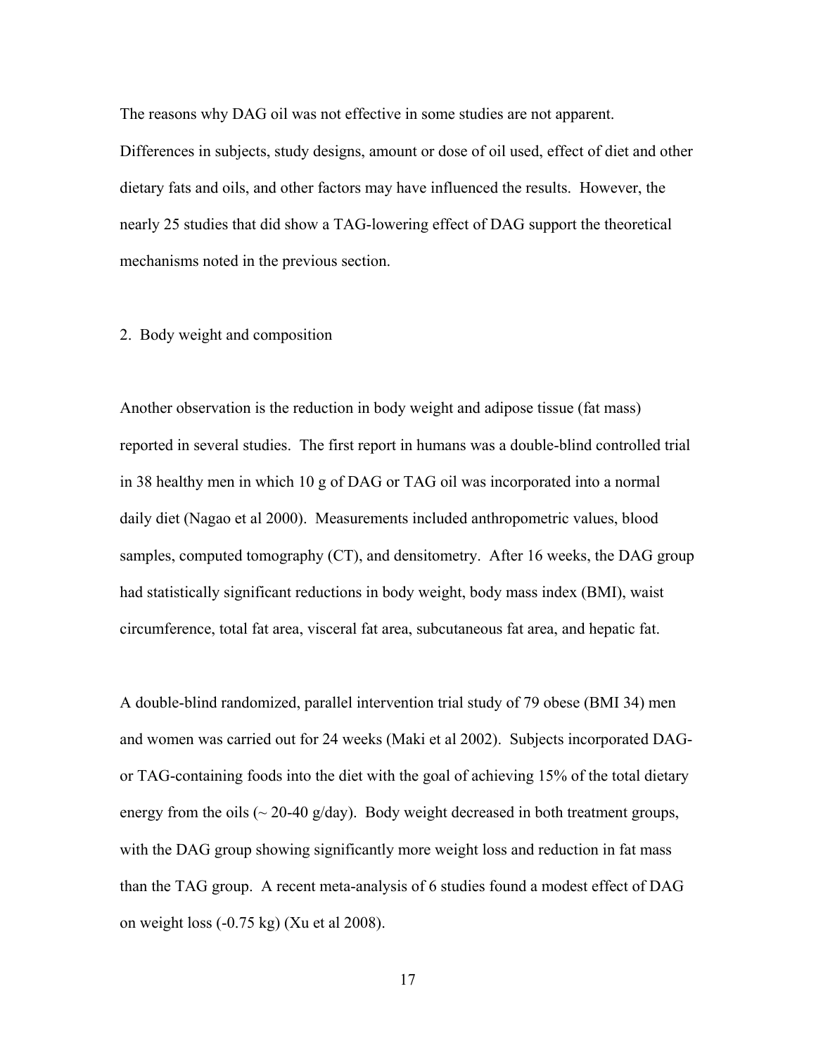The reasons why DAG oil was not effective in some studies are not apparent. Differences in subjects, study designs, amount or dose of oil used, effect of diet and other dietary fats and oils, and other factors may have influenced the results. However, the nearly 25 studies that did show a TAG-lowering effect of DAG support the theoretical mechanisms noted in the previous section.

## 2. Body weight and composition

Another observation is the reduction in body weight and adipose tissue (fat mass) reported in several studies. The first report in humans was a double-blind controlled trial in 38 healthy men in which 10 g of DAG or TAG oil was incorporated into a normal daily diet (Nagao et al 2000). Measurements included anthropometric values, blood samples, computed tomography (CT), and densitometry. After 16 weeks, the DAG group had statistically significant reductions in body weight, body mass index (BMI), waist circumference, total fat area, visceral fat area, subcutaneous fat area, and hepatic fat.

A double-blind randomized, parallel intervention trial study of 79 obese (BMI 34) men and women was carried out for 24 weeks (Maki et al 2002). Subjects incorporated DAG- or TAG-containing foods into the diet with the goal of achieving 15% of the total dietary energy from the oils (~ 20-40 g/day). Body weight decreased in both treatment groups, with the DAG group showing significantly more weight loss and reduction in fat mass than the TAG group. A recent meta-analysis of 6 studies found a modest effect of DAG on weight loss (-0.75 kg) (Xu et al 2008).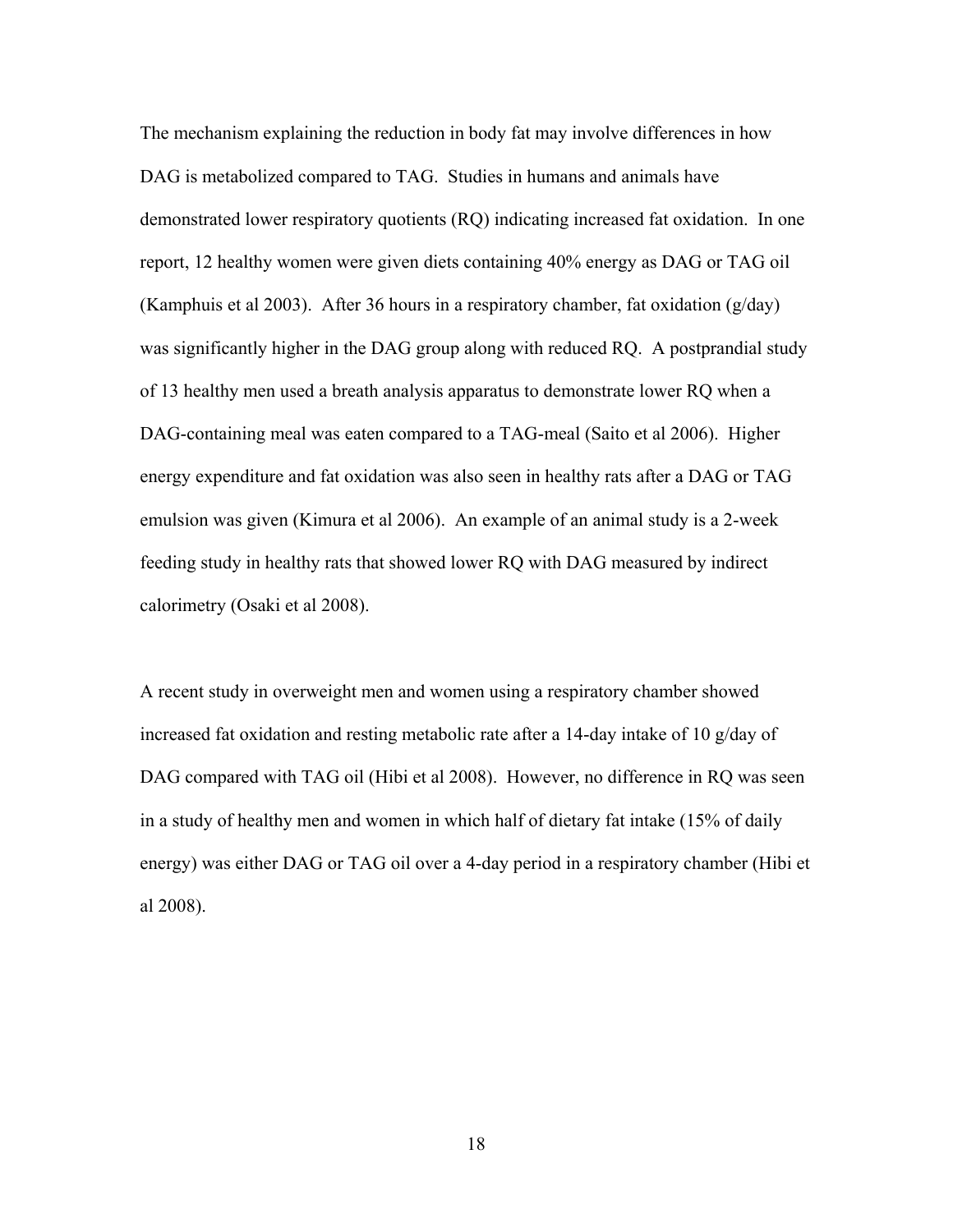The mechanism explaining the reduction in body fat may involve differences in how DAG is metabolized compared to TAG. Studies in humans and animals have demonstrated lower respiratory quotients (RQ) indicating increased fat oxidation. In one report, 12 healthy women were given diets containing 40% energy as DAG or TAG oil (Kamphuis et al 2003). After 36 hours in a respiratory chamber, fat oxidation (g/day) was significantly higher in the DAG group along with reduced RQ. A postprandial study of 13 healthy men used a breath analysis apparatus to demonstrate lower RQ when a DAG-containing meal was eaten compared to a TAG-meal (Saito et al 2006). Higher energy expenditure and fat oxidation was also seen in healthy rats after a DAG or TAG emulsion was given (Kimura et al 2006). An example of an animal study is a 2-week feeding study in healthy rats that showed lower RQ with DAG measured by indirect calorimetry (Osaki et al 2008).

A recent study in overweight men and women using a respiratory chamber showed increased fat oxidation and resting metabolic rate after a 14-day intake of 10 g/day of DAG compared with TAG oil (Hibi et al 2008). However, no difference in RQ was seen in a study of healthy men and women in which half of dietary fat intake (15% of daily energy) was either DAG or TAG oil over a 4-day period in a respiratory chamber (Hibi et al 2008).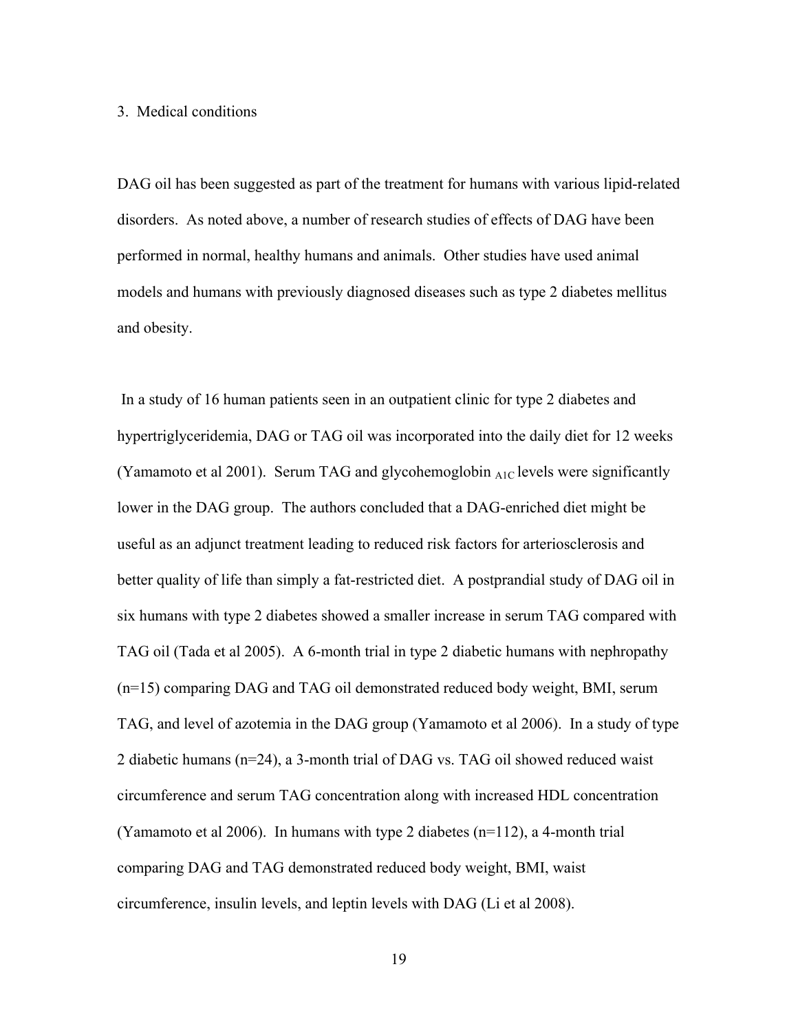## 3. Medical conditions

DAG oil has been suggested as part of the treatment for humans with various lipid-related disorders. As noted above, a number of research studies of effects of DAG have been performed in normal, healthy humans and animals. Other studies have used animal models and humans with previously diagnosed diseases such as type 2 diabetes mellitus and obesity.

In a study of 16 human patients seen in an outpatient clinic for type 2 diabetes and hypertriglyceridemia, DAG or TAG oil was incorporated into the daily diet for 12 weeks (Yamamoto et al 2001). Serum TAG and glycohemoglobin $_{A1C}$ levels were significantly lower in the DAG group. The authors concluded that a DAG-enriched diet might be useful as an adjunct treatment leading to reduced risk factors for arteriosclerosis and better quality of life than simply a fat-restricted diet. A postprandial study of DAG oil in six humans with type 2 diabetes showed a smaller increase in serum TAG compared with TAG oil (Tada et al 2005). A 6-month trial in type 2 diabetic humans with nephropathy (n=15) comparing DAG and TAG oil demonstrated reduced body weight, BMI, serum TAG, and level of azotemia in the DAG group (Yamamoto et al 2006). In a study of type 2 diabetic humans (n=24), a 3-month trial of DAG vs. TAG oil showed reduced waist circumference and serum TAG concentration along with increased HDL concentration (Yamamoto et al 2006). In humans with type 2 diabetes (n=112), a 4-month trial comparing DAG and TAG demonstrated reduced body weight, BMI, waist circumference, insulin levels, and leptin levels with DAG (Li et al 2008).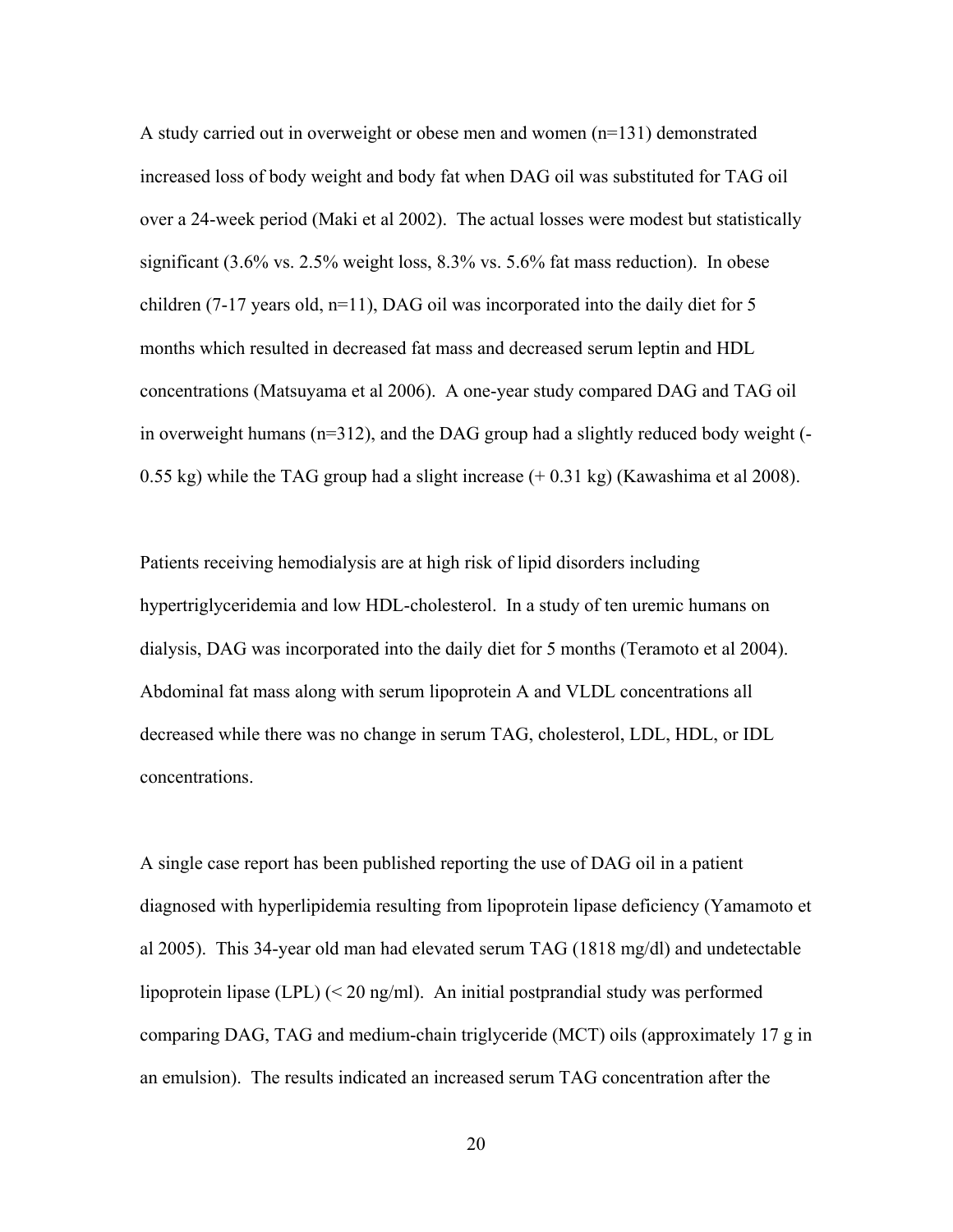A study carried out in overweight or obese men and women (n=131) demonstrated increased loss of body weight and body fat when DAG oil was substituted for TAG oil over a 24-week period (Maki et al 2002). The actual losses were modest but statistically significant (3.6% vs. 2.5% weight loss, 8.3% vs. 5.6% fat mass reduction). In obese children (7-17 years old, n=11), DAG oil was incorporated into the daily diet for 5 months which resulted in decreased fat mass and decreased serum leptin and HDL concentrations (Matsuyama et al 2006). A one-year study compared DAG and TAG oil in overweight humans (n=312), and the DAG group had a slightly reduced body weight (-0.55 kg) while the TAG group had a slight increase (+ 0.31 kg) (Kawashima et al 2008).

Patients receiving hemodialysis are at high risk of lipid disorders including hypertriglyceridemia and low HDL-cholesterol. In a study of ten uremic humans on dialysis, DAG was incorporated into the daily diet for 5 months (Teramoto et al 2004). Abdominal fat mass along with serum lipoprotein A and VLDL concentrations all decreased while there was no change in serum TAG, cholesterol, LDL, HDL, or IDL concentrations.

A single case report has been published reporting the use of DAG oil in a patient diagnosed with hyperlipidemia resulting from lipoprotein lipase deficiency (Yamamoto et al 2005). This 34-year old man had elevated serum TAG (1818 mg/dl) and undetectable lipoprotein lipase (LPL) (< 20 ng/ml). An initial postprandial study was performed comparing DAG, TAG and medium-chain triglyceride (MCT) oils (approximately 17 g in an emulsion). The results indicated an increased serum TAG concentration after the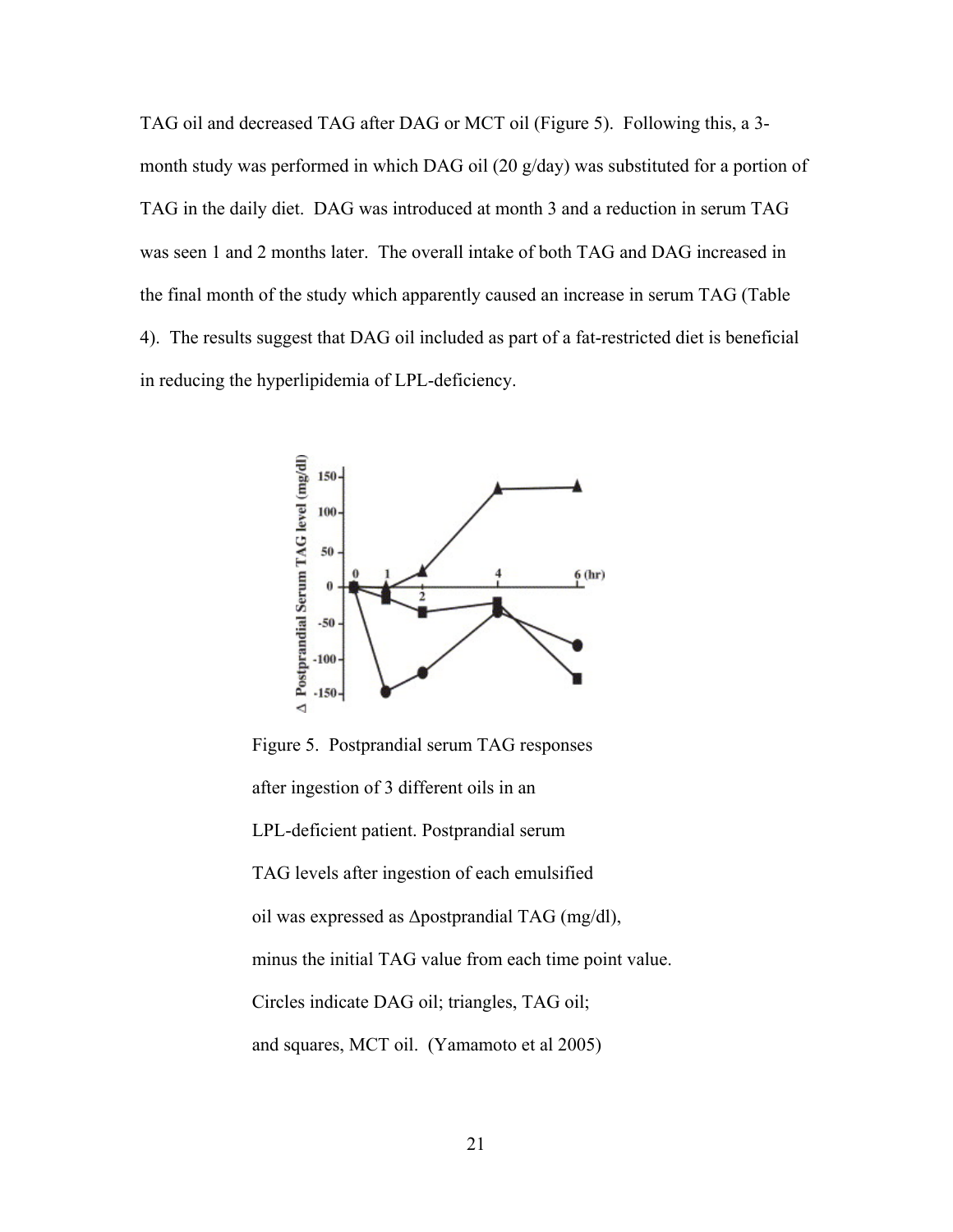TAG oil and decreased TAG after DAG or MCT oil (Figure 5). Following this, a 3-month study was performed in which DAG oil (20 g/day) was substituted for a portion of TAG in the daily diet. DAG was introduced at month 3 and a reduction in serum TAG was seen 1 and 2 months later. The overall intake of both TAG and DAG increased in the final month of the study which apparently caused an increase in serum TAG (Table 4). The results suggest that DAG oil included as part of a fat-restricted diet is beneficial in reducing the hyperlipidemia of LPL-deficiency.

Figure 5. Postprandial serum TAG responses after ingestion of 3 different oils in an LPL-deficient patient. Postprandial serum TAG levels after ingestion of each emulsified oil was expressed as Δpostprandial TAG (mg/dl), minus the initial TAG value from each time point value. Circles indicate DAG oil; triangles, TAG oil; and squares, MCT oil. (Yamamoto et al 2005)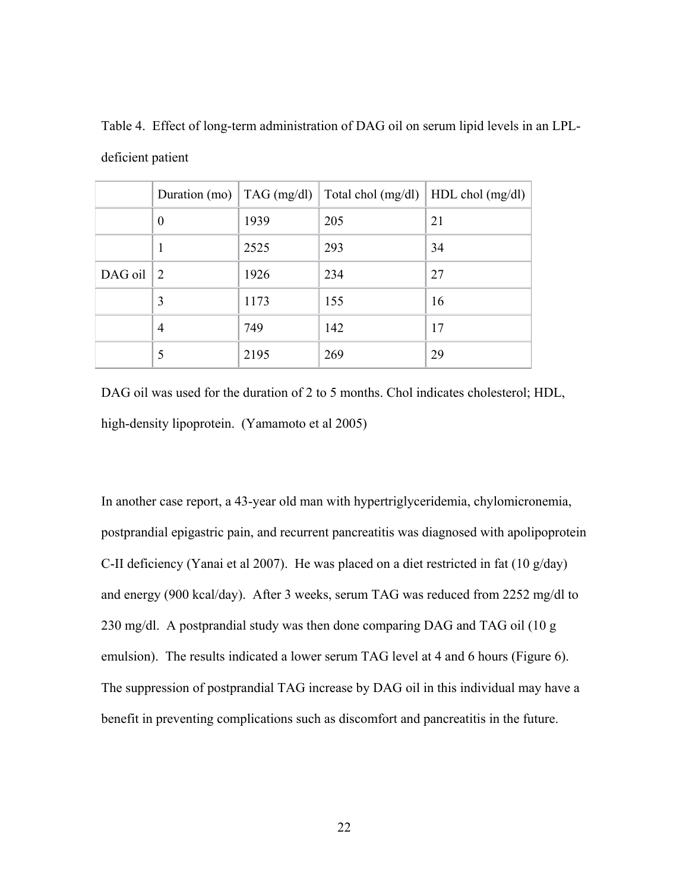Table 4. Effect of long-term administration of DAG oil on serum lipid levels in an LPL-deficient patient

| | Duration (mo) | TAG (mg/dl) | Total chol (mg/dl) | HDL chol (mg/dl) |
|---|---|---|---|---|
| | 0 | 1939 | 205 | 21 |
| | 1 | 2525 | 293 | 34 |
| DAG oil | 2 | 1926 | 234 | 27 |
| | 3 | 1173 | 155 | 16 |
| | 4 | 749 | 142 | 17 |
| | 5 | 2195 | 269 | 29 |

DAG oil was used for the duration of 2 to 5 months. Chol indicates cholesterol; HDL, high-density lipoprotein. (Yamamoto et al 2005)

In another case report, a 43-year old man with hypertriglyceridemia, chylomicronemia, postprandial epigastric pain, and recurrent pancreatitis was diagnosed with apolipoprotein C-II deficiency (Yanai et al 2007). He was placed on a diet restricted in fat (10 g/day) and energy (900 kcal/day). After 3 weeks, serum TAG was reduced from 2252 mg/dl to 230 mg/dl. A postprandial study was then done comparing DAG and TAG oil (10 g emulsion). The results indicated a lower serum TAG level at 4 and 6 hours (Figure 6). The suppression of postprandial TAG increase by DAG oil in this individual may have a benefit in preventing complications such as discomfort and pancreatitis in the future.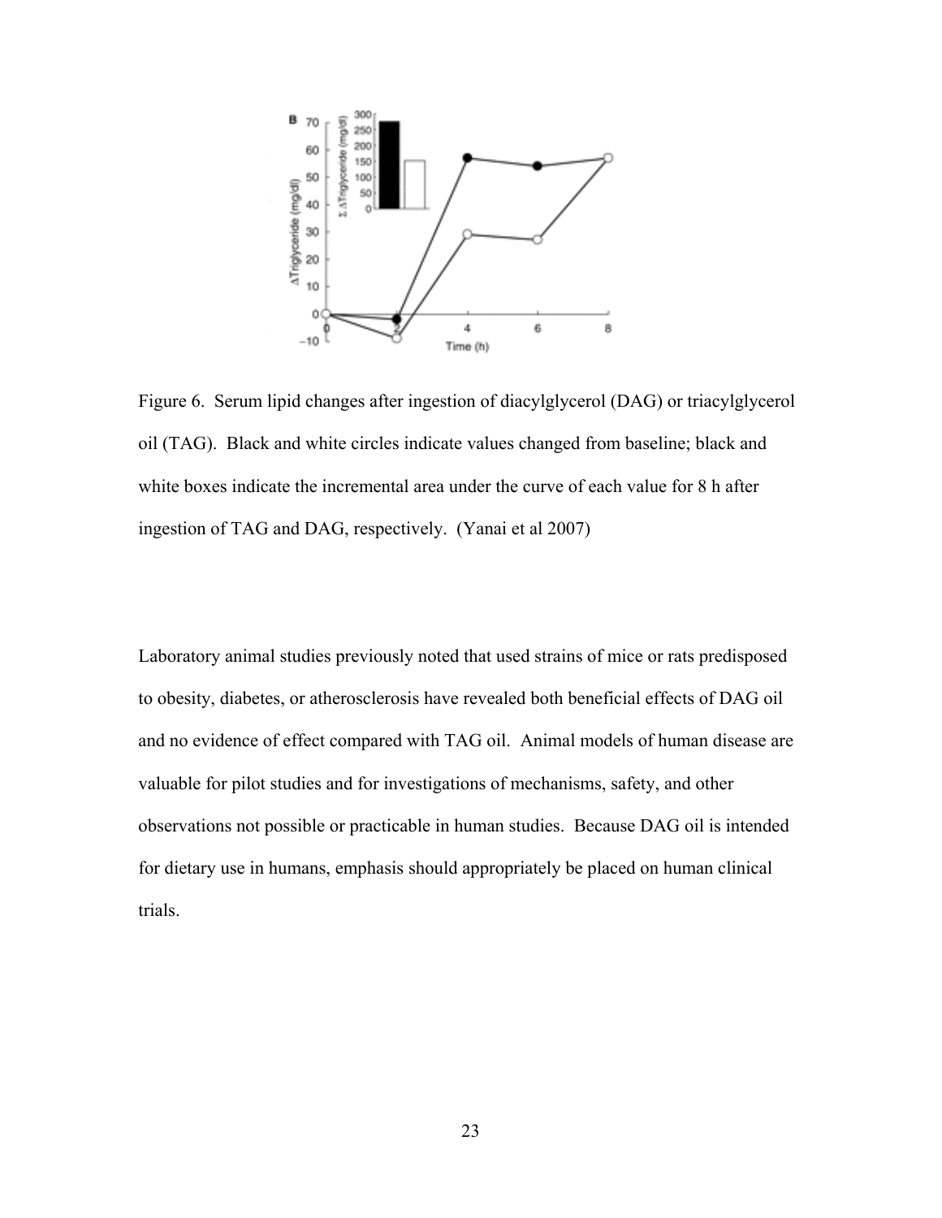Figure 6. Serum lipid changes after ingestion of diacylglycerol (DAG) or triacylglycerol oil (TAG). Black and white circles indicate values changed from baseline; black and white boxes indicate the incremental area under the curve of each value for 8 h after ingestion of TAG and DAG, respectively. (Yanai et al 2007)

Laboratory animal studies previously noted that used strains of mice or rats predisposed to obesity, diabetes, or atherosclerosis have revealed both beneficial effects of DAG oil and no evidence of effect compared with TAG oil. Animal models of human disease are valuable for pilot studies and for investigations of mechanisms, safety, and other observations not possible or practicable in human studies. Because DAG oil is intended for dietary use in humans, emphasis should appropriately be placed on human clinical trials.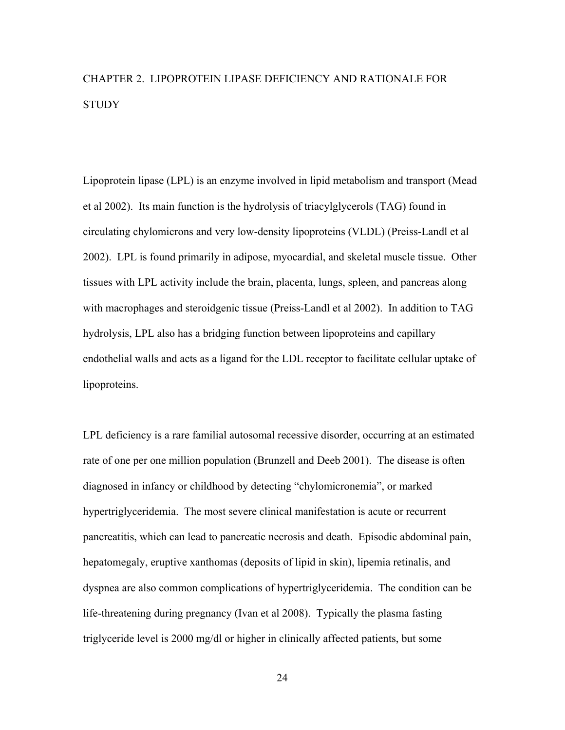# CHAPTER 2. LIPOPROTEIN LIPASE DEFICIENCY AND RATIONALE FOR STUDY

Lipoprotein lipase (LPL) is an enzyme involved in lipid metabolism and transport (Mead et al 2002). Its main function is the hydrolysis of triacylglycerols (TAG) found in circulating chylomicrons and very low-density lipoproteins (VLDL) (Preiss-Landl et al 2002). LPL is found primarily in adipose, myocardial, and skeletal muscle tissue. Other tissues with LPL activity include the brain, placenta, lungs, spleen, and pancreas along with macrophages and steroidgenic tissue (Preiss-Landl et al 2002). In addition to TAG hydrolysis, LPL also has a bridging function between lipoproteins and capillary endothelial walls and acts as a ligand for the LDL receptor to facilitate cellular uptake of lipoproteins.

LPL deficiency is a rare familial autosomal recessive disorder, occurring at an estimated rate of one per one million population (Brunzell and Deeb 2001). The disease is often diagnosed in infancy or childhood by detecting "chylomicronemia", or marked hypertriglyceridemia. The most severe clinical manifestation is acute or recurrent pancreatitis, which can lead to pancreatic necrosis and death. Episodic abdominal pain, hepatomegaly, eruptive xanthomas (deposits of lipid in skin), lipemia retinalis, and dyspnea are also common complications of hypertriglyceridemia. The condition can be life-threatening during pregnancy (Ivan et al 2008). Typically the plasma fasting triglyceride level is 2000 mg/dl or higher in clinically affected patients, but some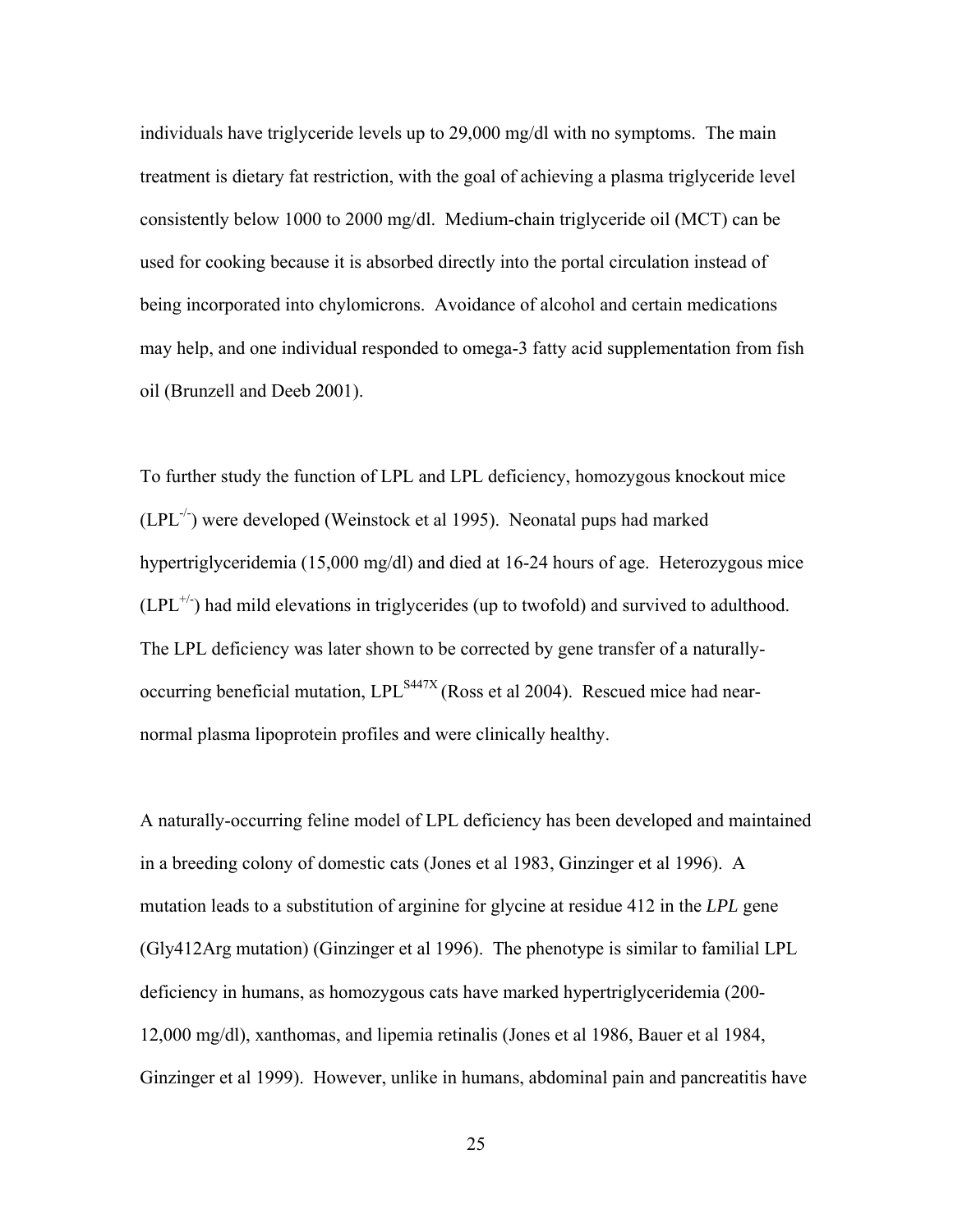individuals have triglyceride levels up to 29,000 mg/dl with no symptoms. The main treatment is dietary fat restriction, with the goal of achieving a plasma triglyceride level consistently below 1000 to 2000 mg/dl. Medium-chain triglyceride oil (MCT) can be used for cooking because it is absorbed directly into the portal circulation instead of being incorporated into chylomicrons. Avoidance of alcohol and certain medications may help, and one individual responded to omega-3 fatty acid supplementation from fish oil (Brunzell and Deeb 2001).

To further study the function of LPL and LPL deficiency, homozygous knockout mice ($LPL^{-/-}$) were developed (Weinstock et al 1995). Neonatal pups had marked hypertriglyceridemia (15,000 mg/dl) and died at 16-24 hours of age. Heterozygous mice ($LPL^{+/-}$) had mild elevations in triglycerides (up to twofold) and survived to adulthood. The LPL deficiency was later shown to be corrected by gene transfer of a naturally-occurring beneficial mutation, $LPL^{S447X}$ (Ross et al 2004). Rescued mice had near-normal plasma lipoprotein profiles and were clinically healthy.

A naturally-occurring feline model of LPL deficiency has been developed and maintained in a breeding colony of domestic cats (Jones et al 1983, Ginzinger et al 1996). A mutation leads to a substitution of arginine for glycine at residue 412 in the *LPL* gene (Gly412Arg mutation) (Ginzinger et al 1996). The phenotype is similar to familial LPL deficiency in humans, as homozygous cats have marked hypertriglyceridemia (200-12,000 mg/dl), xanthomas, and lipemia retinalis (Jones et al 1986, Bauer et al 1984, Ginzinger et al 1999). However, unlike in humans, abdominal pain and pancreatitis have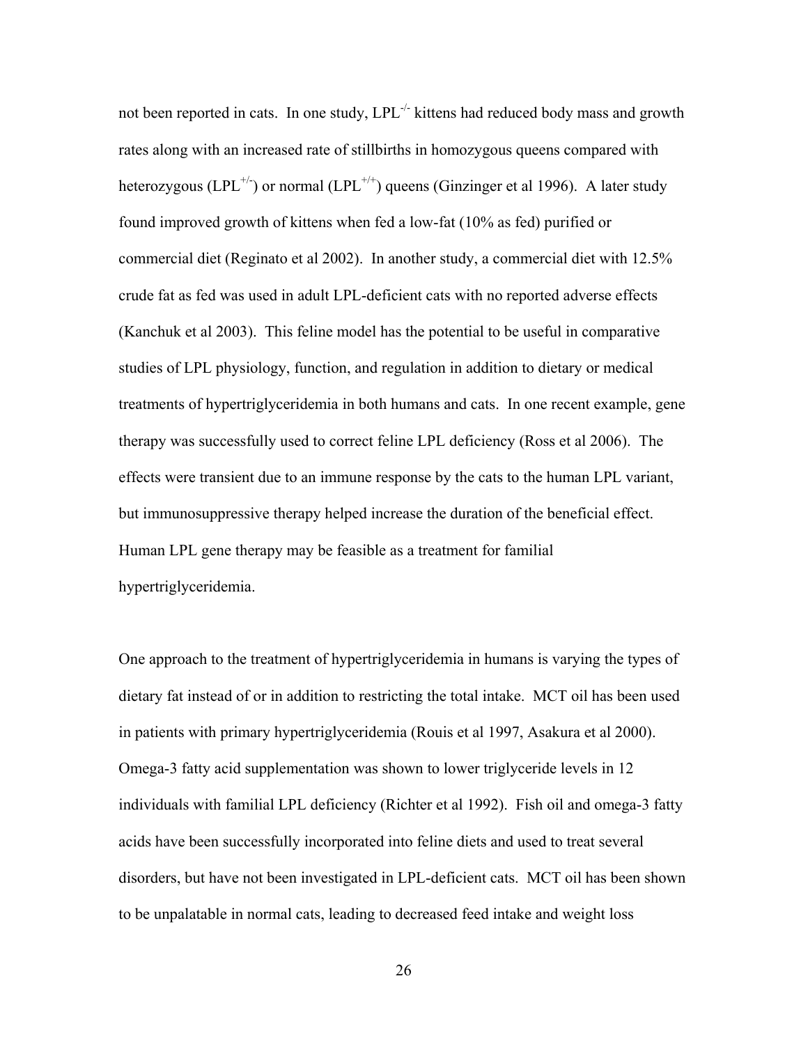not been reported in cats. In one study, $LPL^{-/-}$ kittens had reduced body mass and growth rates along with an increased rate of stillbirths in homozygous queens compared with heterozygous ($LPL^{+/-}$) or normal ($LPL^{+/+}$) queens (Ginzinger et al 1996). A later study found improved growth of kittens when fed a low-fat (10% as fed) purified or commercial diet (Reginato et al 2002). In another study, a commercial diet with 12.5% crude fat as fed was used in adult LPL-deficient cats with no reported adverse effects (Kanchuk et al 2003). This feline model has the potential to be useful in comparative studies of LPL physiology, function, and regulation in addition to dietary or medical treatments of hypertriglyceridemia in both humans and cats. In one recent example, gene therapy was successfully used to correct feline LPL deficiency (Ross et al 2006). The effects were transient due to an immune response by the cats to the human LPL variant, but immunosuppressive therapy helped increase the duration of the beneficial effect. Human LPL gene therapy may be feasible as a treatment for familial hypertriglyceridemia.

One approach to the treatment of hypertriglyceridemia in humans is varying the types of dietary fat instead of or in addition to restricting the total intake. MCT oil has been used in patients with primary hypertriglyceridemia (Rouis et al 1997, Asakura et al 2000). Omega-3 fatty acid supplementation was shown to lower triglyceride levels in 12 individuals with familial LPL deficiency (Richter et al 1992). Fish oil and omega-3 fatty acids have been successfully incorporated into feline diets and used to treat several disorders, but have not been investigated in LPL-deficient cats. MCT oil has been shown to be unpalatable in normal cats, leading to decreased feed intake and weight loss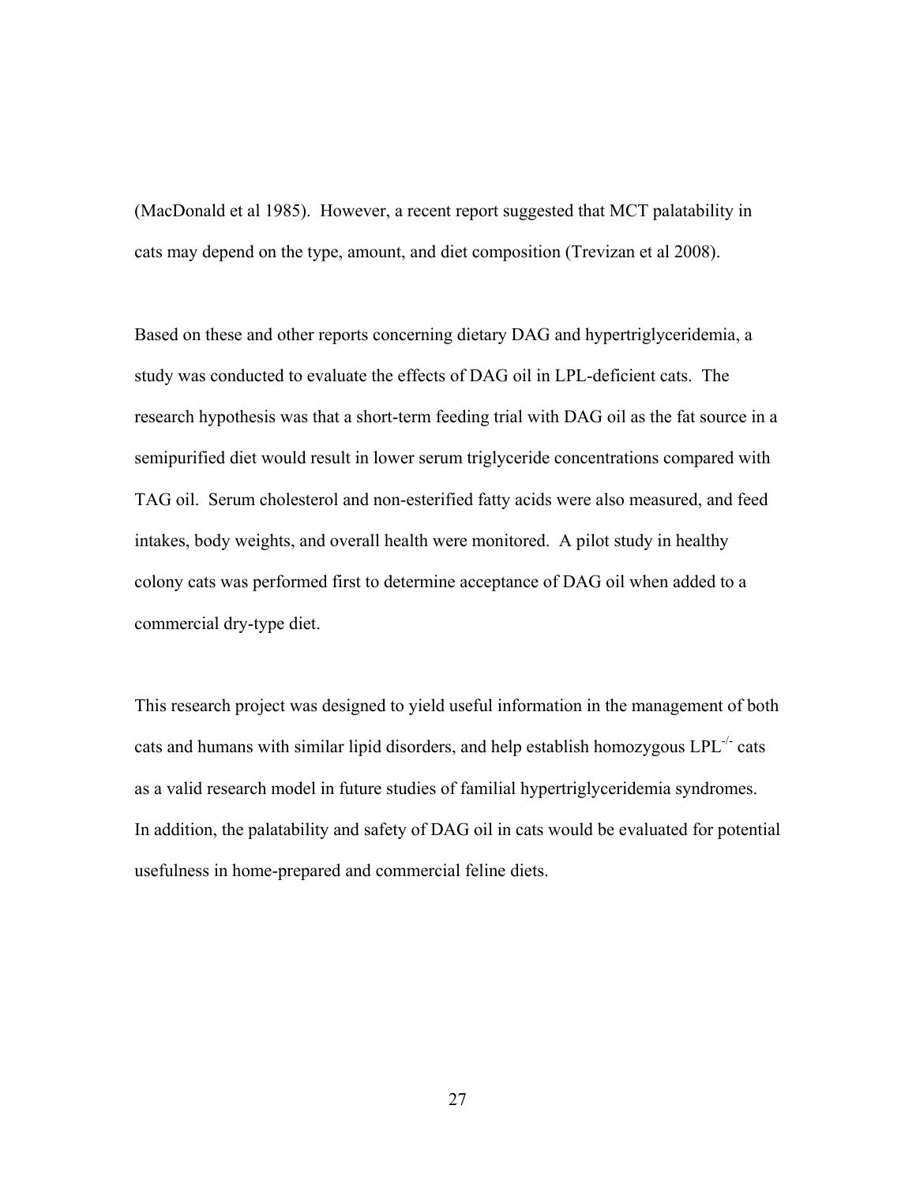(MacDonald et al 1985). However, a recent report suggested that MCT palatability in cats may depend on the type, amount, and diet composition (Trevizan et al 2008).

Based on these and other reports concerning dietary DAG and hypertriglyceridemia, a study was conducted to evaluate the effects of DAG oil in LPL-deficient cats. The research hypothesis was that a short-term feeding trial with DAG oil as the fat source in a semipurified diet would result in lower serum triglyceride concentrations compared with TAG oil. Serum cholesterol and non-esterified fatty acids were also measured, and feed intakes, body weights, and overall health were monitored. A pilot study in healthy colony cats was performed first to determine acceptance of DAG oil when added to a commercial dry-type diet.

This research project was designed to yield useful information in the management of both cats and humans with similar lipid disorders, and help establish homozygous $LPL^{-/-}$ cats as a valid research model in future studies of familial hypertriglyceridemia syndromes. In addition, the palatability and safety of DAG oil in cats would be evaluated for potential usefulness in home-prepared and commercial feline diets.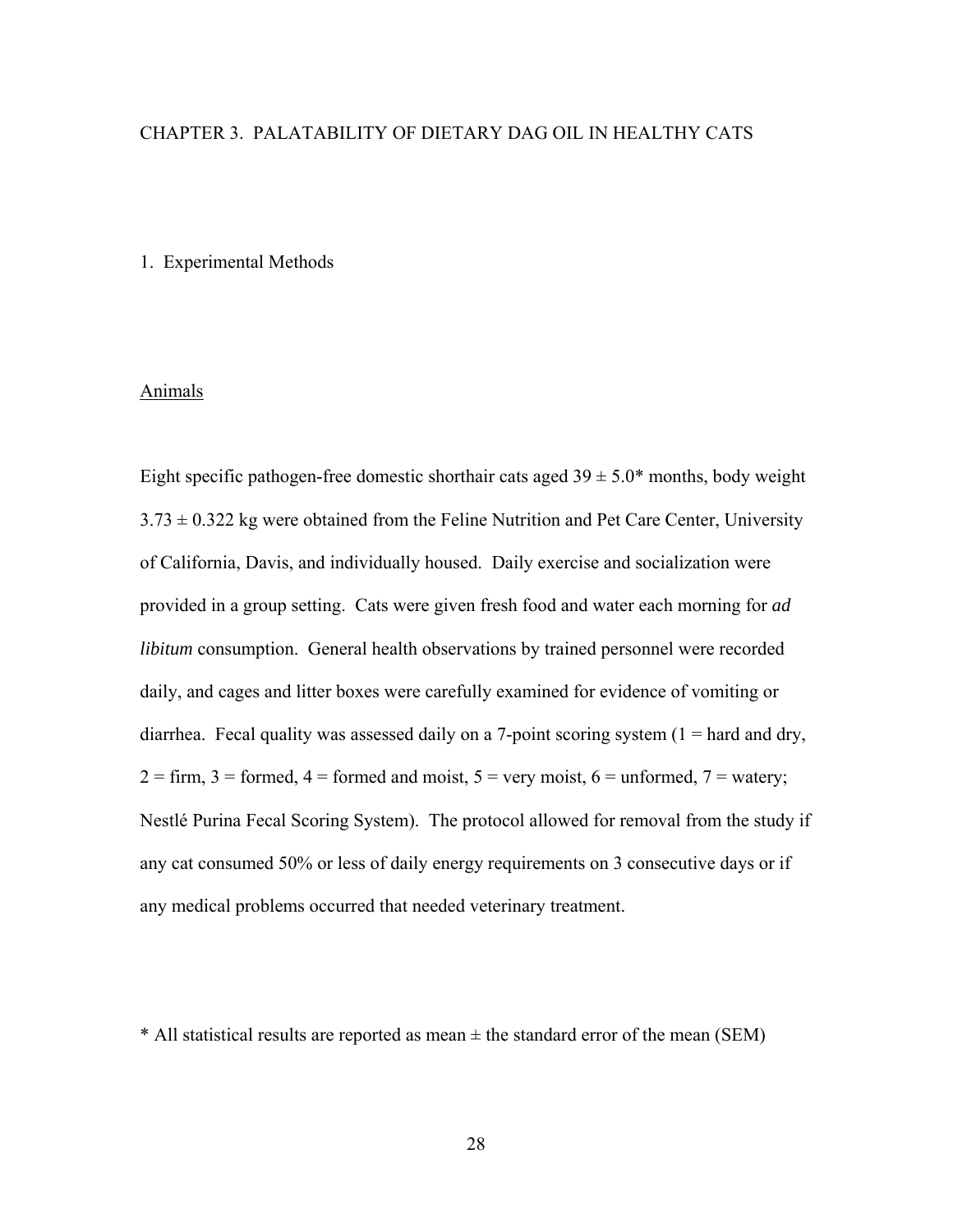# CHAPTER 3. PALATABILITY OF DIETARY DAG OIL IN HEALTHY CATS

## 1. Experimental Methods

### Animals

Eight specific pathogen-free domestic shorthair cats aged 39 ± 5.0* months, body weight 3.73 ± 0.322 kg were obtained from the Feline Nutrition and Pet Care Center, University of California, Davis, and individually housed. Daily exercise and socialization were provided in a group setting. Cats were given fresh food and water each morning for *ad libitum* consumption. General health observations by trained personnel were recorded daily, and cages and litter boxes were carefully examined for evidence of vomiting or diarrhea. Fecal quality was assessed daily on a 7-point scoring system (1 = hard and dry, 2 = firm, 3 = formed, 4 = formed and moist, 5 = very moist, 6 = unformed, 7 = watery; Nestlé Purina Fecal Scoring System). The protocol allowed for removal from the study if any cat consumed 50% or less of daily energy requirements on 3 consecutive days or if any medical problems occurred that needed veterinary treatment.

* All statistical results are reported as mean ± the standard error of the mean (SEM)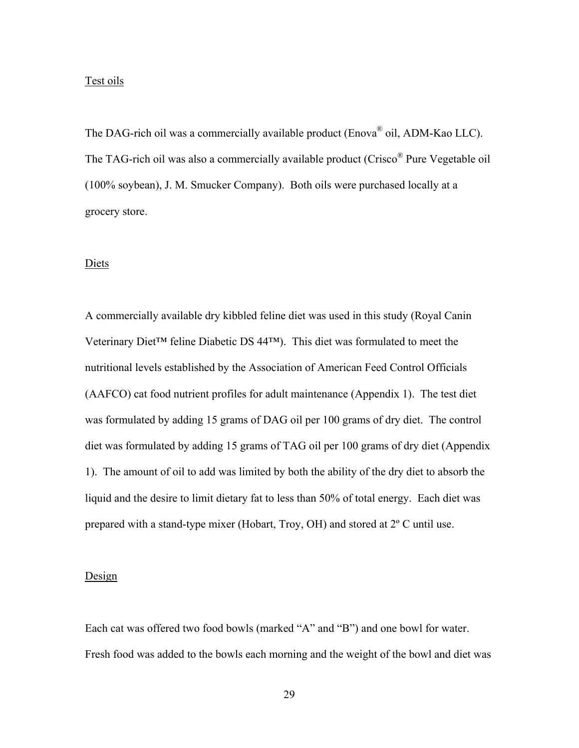Test oils

The DAG-rich oil was a commercially available product (Enova® oil, ADM-Kao LLC). The TAG-rich oil was also a commercially available product (Crisco® Pure Vegetable oil (100% soybean), J. M. Smucker Company). Both oils were purchased locally at a grocery store.

Diets

A commercially available dry kibbled feline diet was used in this study (Royal Canin Veterinary Diet™ feline Diabetic DS 44™). This diet was formulated to meet the nutritional levels established by the Association of American Feed Control Officials (AAFCO) cat food nutrient profiles for adult maintenance (Appendix 1). The test diet was formulated by adding 15 grams of DAG oil per 100 grams of dry diet. The control diet was formulated by adding 15 grams of TAG oil per 100 grams of dry diet (Appendix 1). The amount of oil to add was limited by both the ability of the dry diet to absorb the liquid and the desire to limit dietary fat to less than 50% of total energy. Each diet was prepared with a stand-type mixer (Hobart, Troy, OH) and stored at 2º C until use.

Design

Each cat was offered two food bowls (marked "A" and "B") and one bowl for water. Fresh food was added to the bowls each morning and the weight of the bowl and diet was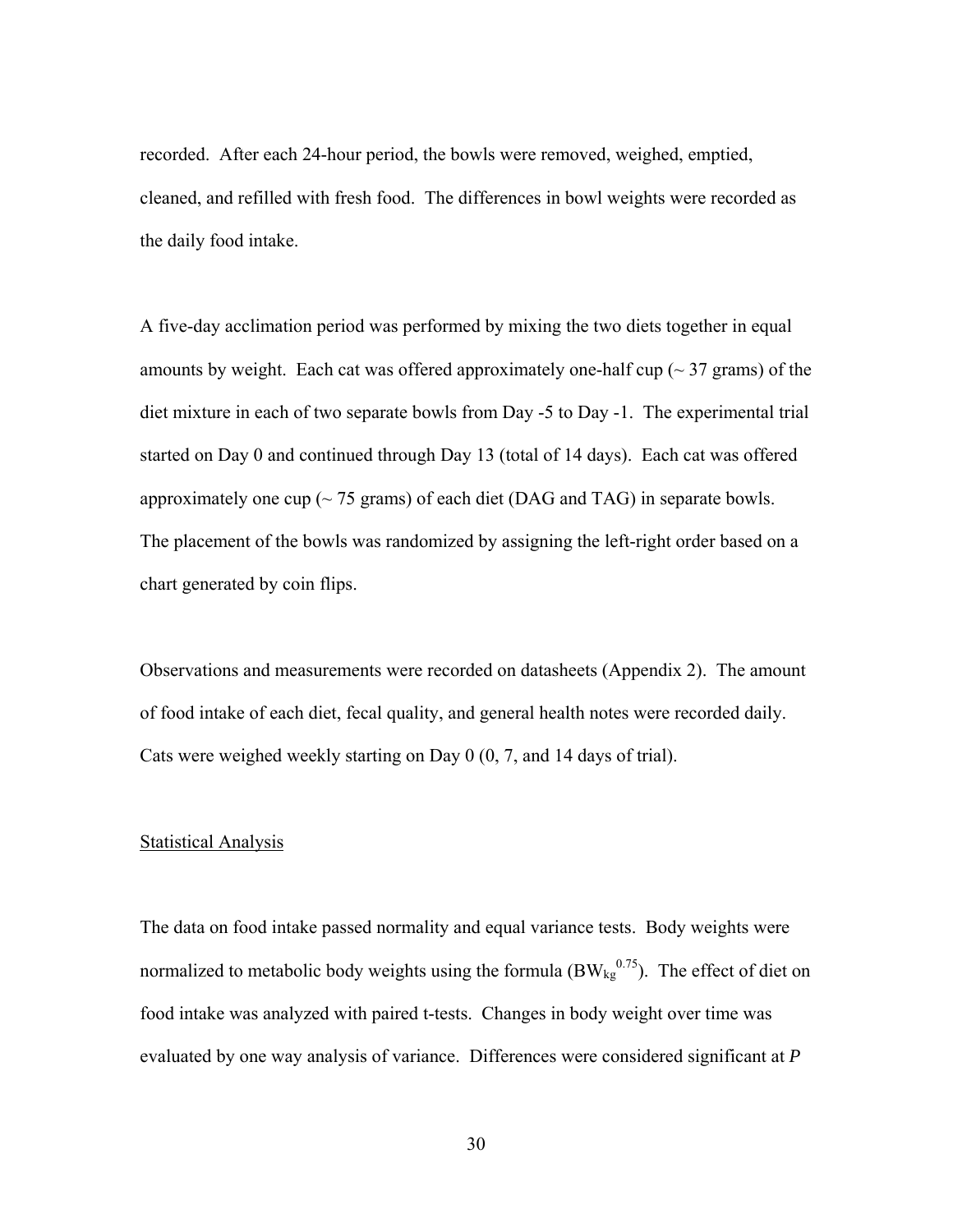recorded. After each 24-hour period, the bowls were removed, weighed, emptied, cleaned, and refilled with fresh food. The differences in bowl weights were recorded as the daily food intake.

A five-day acclimation period was performed by mixing the two diets together in equal amounts by weight. Each cat was offered approximately one-half cup (~ 37 grams) of the diet mixture in each of two separate bowls from Day -5 to Day -1. The experimental trial started on Day 0 and continued through Day 13 (total of 14 days). Each cat was offered approximately one cup (~ 75 grams) of each diet (DAG and TAG) in separate bowls. The placement of the bowls was randomized by assigning the left-right order based on a chart generated by coin flips.

Observations and measurements were recorded on datasheets (Appendix 2). The amount of food intake of each diet, fecal quality, and general health notes were recorded daily. Cats were weighed weekly starting on Day 0 (0, 7, and 14 days of trial).

## Statistical Analysis

The data on food intake passed normality and equal variance tests. Body weights were normalized to metabolic body weights using the formula ($BW_{kg}^{0.75}$). The effect of diet on food intake was analyzed with paired t-tests. Changes in body weight over time was evaluated by one way analysis of variance. Differences were considered significant at *P*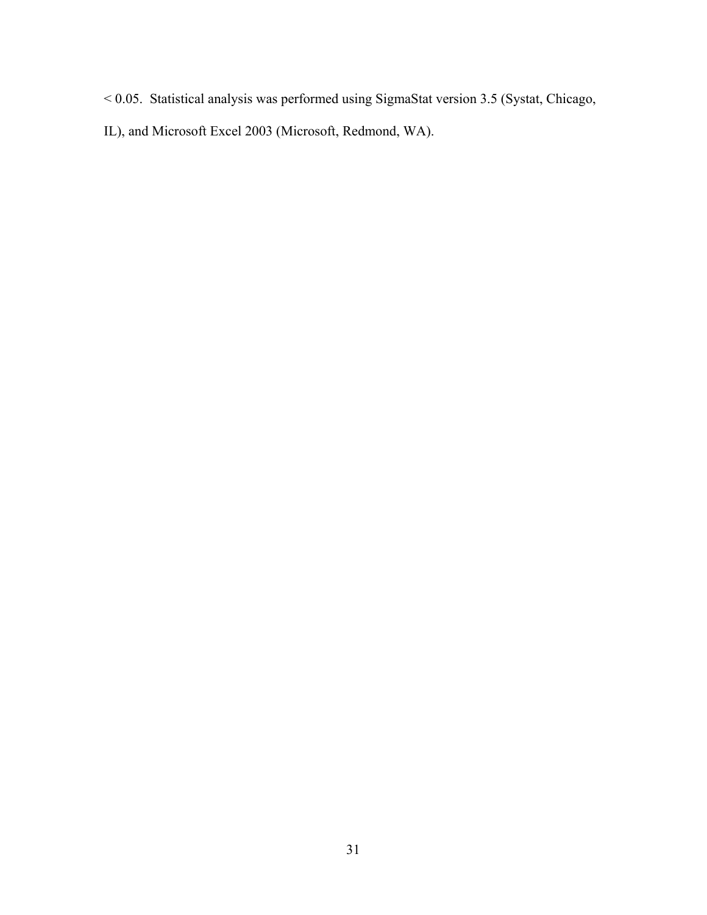$< 0.05$. Statistical analysis was performed using SigmaStat version 3.5 (Systat, Chicago, IL), and Microsoft Excel 2003 (Microsoft, Redmond, WA).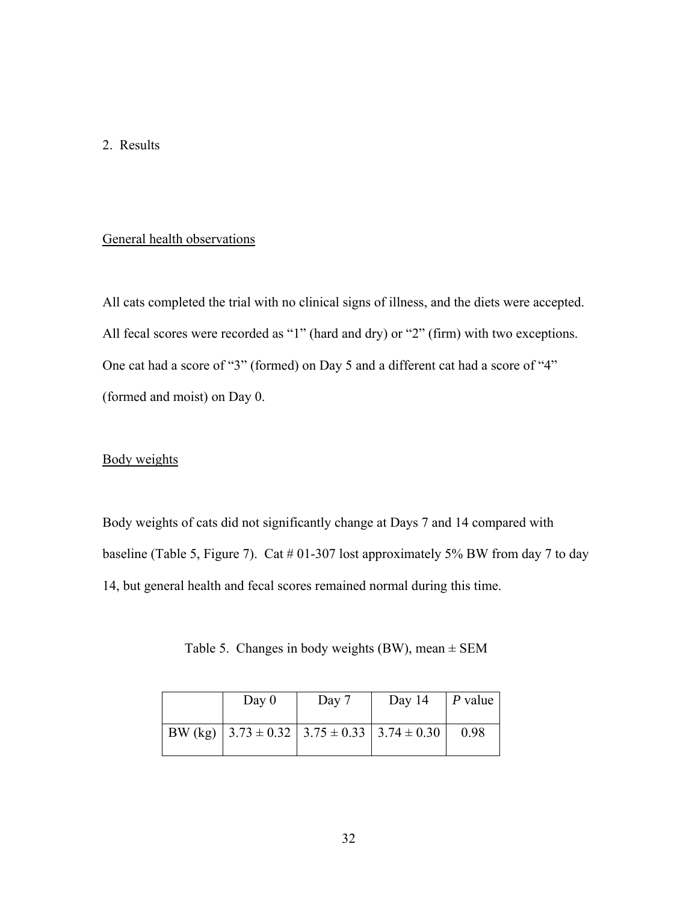## 2. Results

### General health observations

All cats completed the trial with no clinical signs of illness, and the diets were accepted. All fecal scores were recorded as "1" (hard and dry) or "2" (firm) with two exceptions. One cat had a score of "3" (formed) on Day 5 and a different cat had a score of "4" (formed and moist) on Day 0.

### Body weights

Body weights of cats did not significantly change at Days 7 and 14 compared with baseline (Table 5, Figure 7). Cat # 01-307 lost approximately 5% BW from day 7 to day 14, but general health and fecal scores remained normal during this time.

Table 5. Changes in body weights (BW), mean ± SEM

| | Day 0 | Day 7 | Day 14 | *P* value |
|---|---|---|---|---|
| BW (kg) | 3.73 ± 0.32 | 3.75 ± 0.33 | 3.74 ± 0.30 | 0.98 |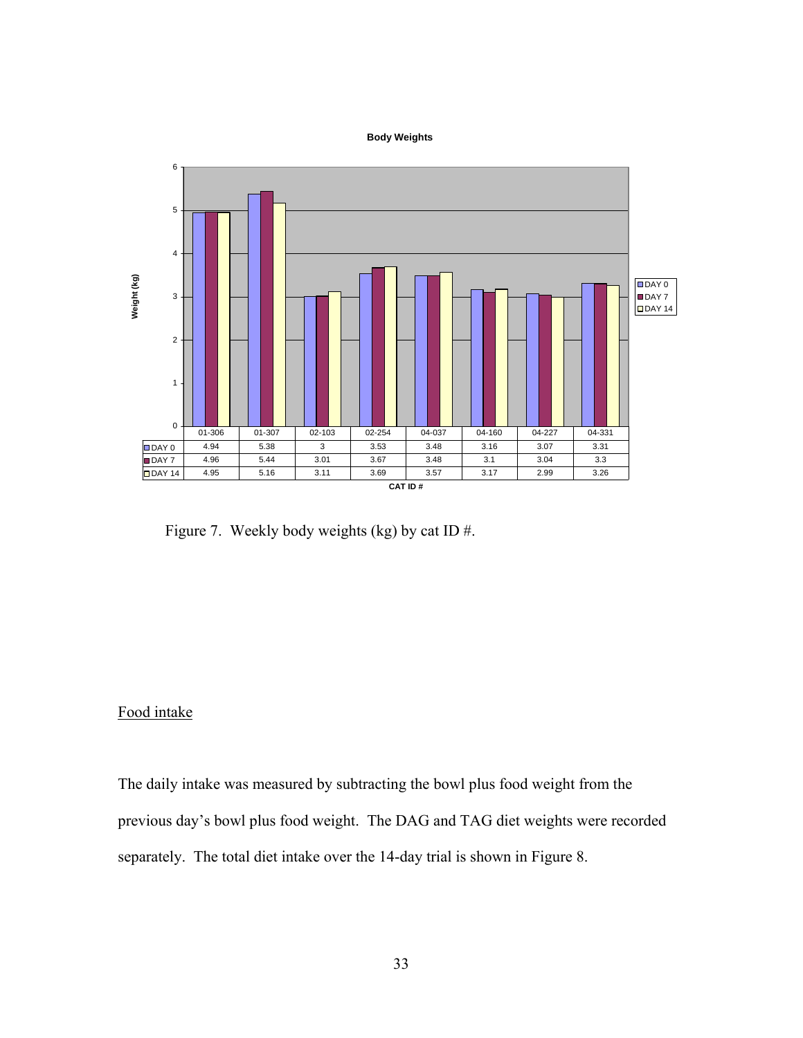**Body Weights**

| | 01-306 | 01-307 | 02-103 | 02-254 | 04-037 | 04-160 | 04-227 | 04-331 |
|---|---|---|---|---|---|---|---|---|
| DAY 0 | 4.94 | 5.38 | 3 | 3.53 | 3.48 | 3.16 | 3.07 | 3.31 |
| DAY 7 | 4.96 | 5.44 | 3.01 | 3.67 | 3.48 | 3.1 | 3.04 | 3.3 |
| DAY 14 | 4.95 | 5.16 | 3.11 | 3.69 | 3.57 | 3.17 | 2.99 | 3.26 |

Weight (kg)

CAT ID #

Figure 7. Weekly body weights (kg) by cat ID #.

## Food intake

The daily intake was measured by subtracting the bowl plus food weight from the previous day's bowl plus food weight. The DAG and TAG diet weights were recorded separately. The total diet intake over the 14-day trial is shown in Figure 8.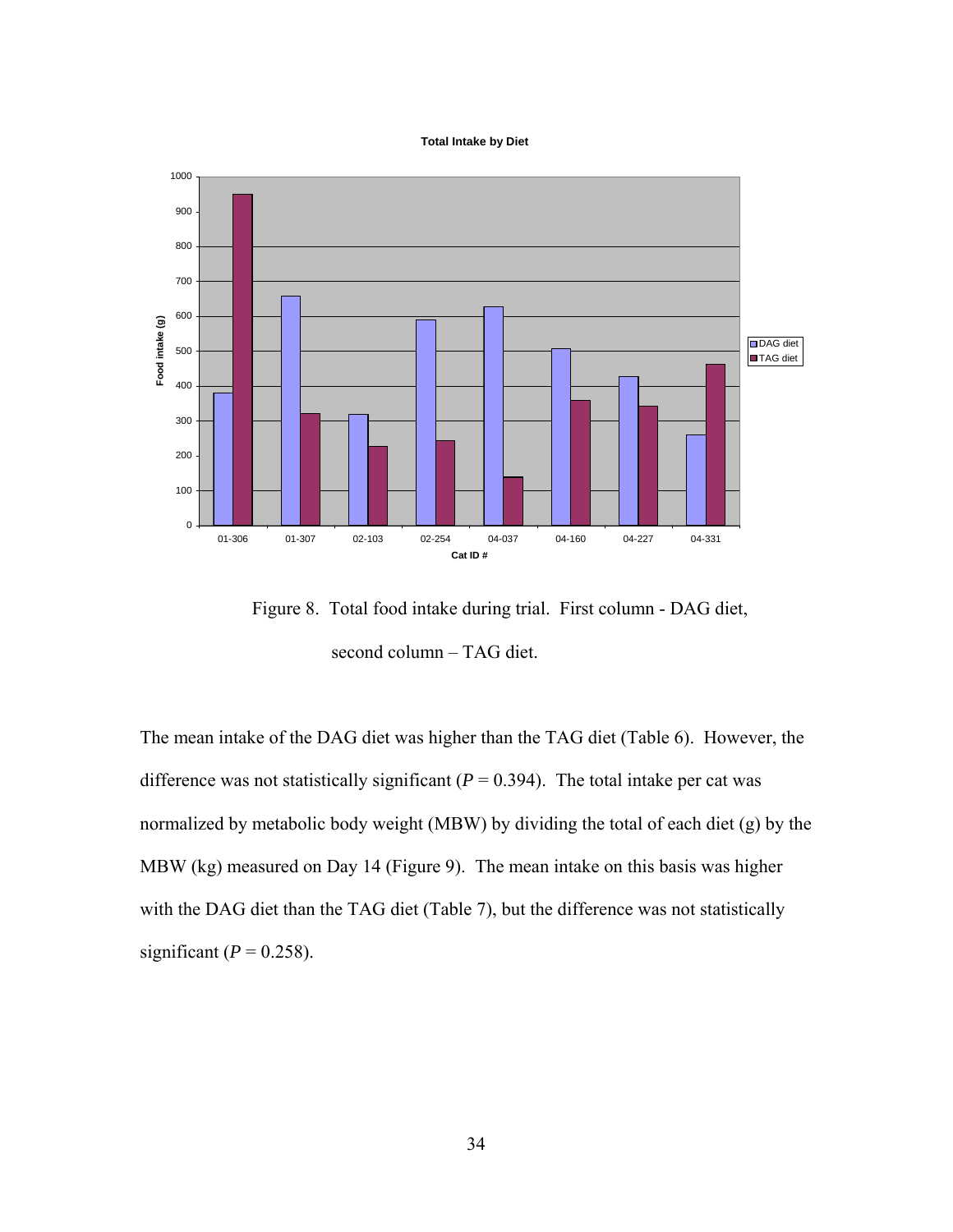Figure 8. Total food intake during trial. First column - DAG diet, second column – TAG diet.

The mean intake of the DAG diet was higher than the TAG diet (Table 6). However, the difference was not statistically significant (*P* = 0.394). The total intake per cat was normalized by metabolic body weight (MBW) by dividing the total of each diet (g) by the MBW (kg) measured on Day 14 (Figure 9). The mean intake on this basis was higher with the DAG diet than the TAG diet (Table 7), but the difference was not statistically significant (*P* = 0.258).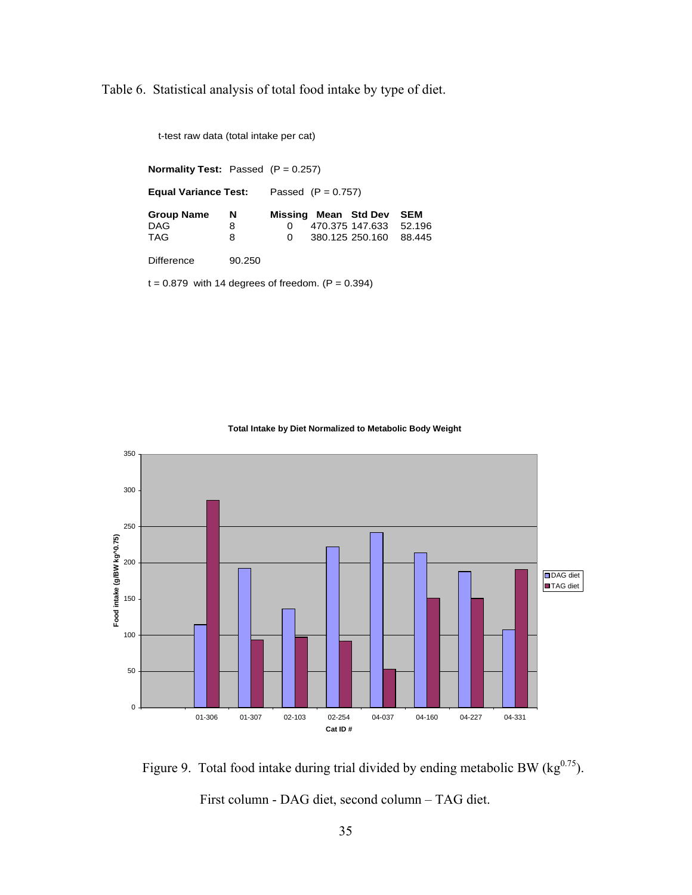Table 6. Statistical analysis of total food intake by type of diet.

t-test raw data (total intake per cat)

**Normality Test:** Passed ($P = 0.257$)

**Equal Variance Test:** Passed ($P = 0.757$)

| Group Name | N | Missing | Mean | Std Dev | SEM |
|---|---|---|---|---|---|
| DAG | 8 | 0 | 470.375 | 147.633 | 52.196 |
| TAG | 8 | 0 | 380.125 | 250.160 | 88.445 |

Difference 90.250

$t = 0.879$ with 14 degrees of freedom. ($P = 0.394$)

Figure 9. Total food intake during trial divided by ending metabolic BW ($kg^{0.75}$).

First column - DAG diet, second column – TAG diet.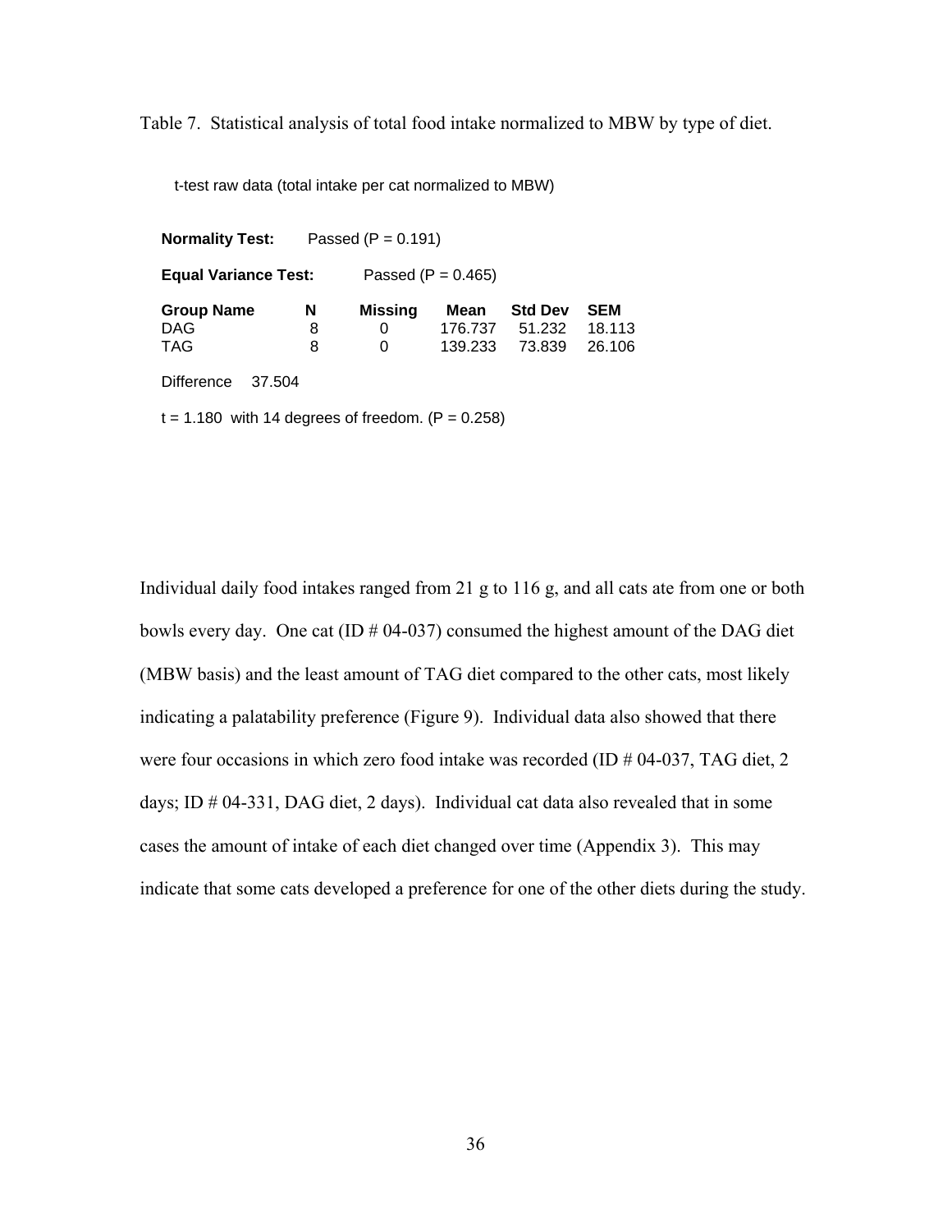Table 7. Statistical analysis of total food intake normalized to MBW by type of diet.

t-test raw data (total intake per cat normalized to MBW)

**Normality Test:** Passed ($P = 0.191$)

**Equal Variance Test:** Passed ($P = 0.465$)

| Group Name | N | Missing | Mean | Std Dev | SEM |
|---|---|---|---|---|---|
| DAG | 8 | 0 | 176.737 | 51.232 | 18.113 |
| TAG | 8 | 0 | 139.233 | 73.839 | 26.106 |

Difference 37.504

$t = 1.180$ with 14 degrees of freedom. ($P = 0.258$)

Individual daily food intakes ranged from 21 g to 116 g, and all cats ate from one or both bowls every day. One cat (ID # 04-037) consumed the highest amount of the DAG diet (MBW basis) and the least amount of TAG diet compared to the other cats, most likely indicating a palatability preference (Figure 9). Individual data also showed that there were four occasions in which zero food intake was recorded (ID # 04-037, TAG diet, 2 days; ID # 04-331, DAG diet, 2 days). Individual cat data also revealed that in some cases the amount of intake of each diet changed over time (Appendix 3). This may indicate that some cats developed a preference for one of the other diets during the study.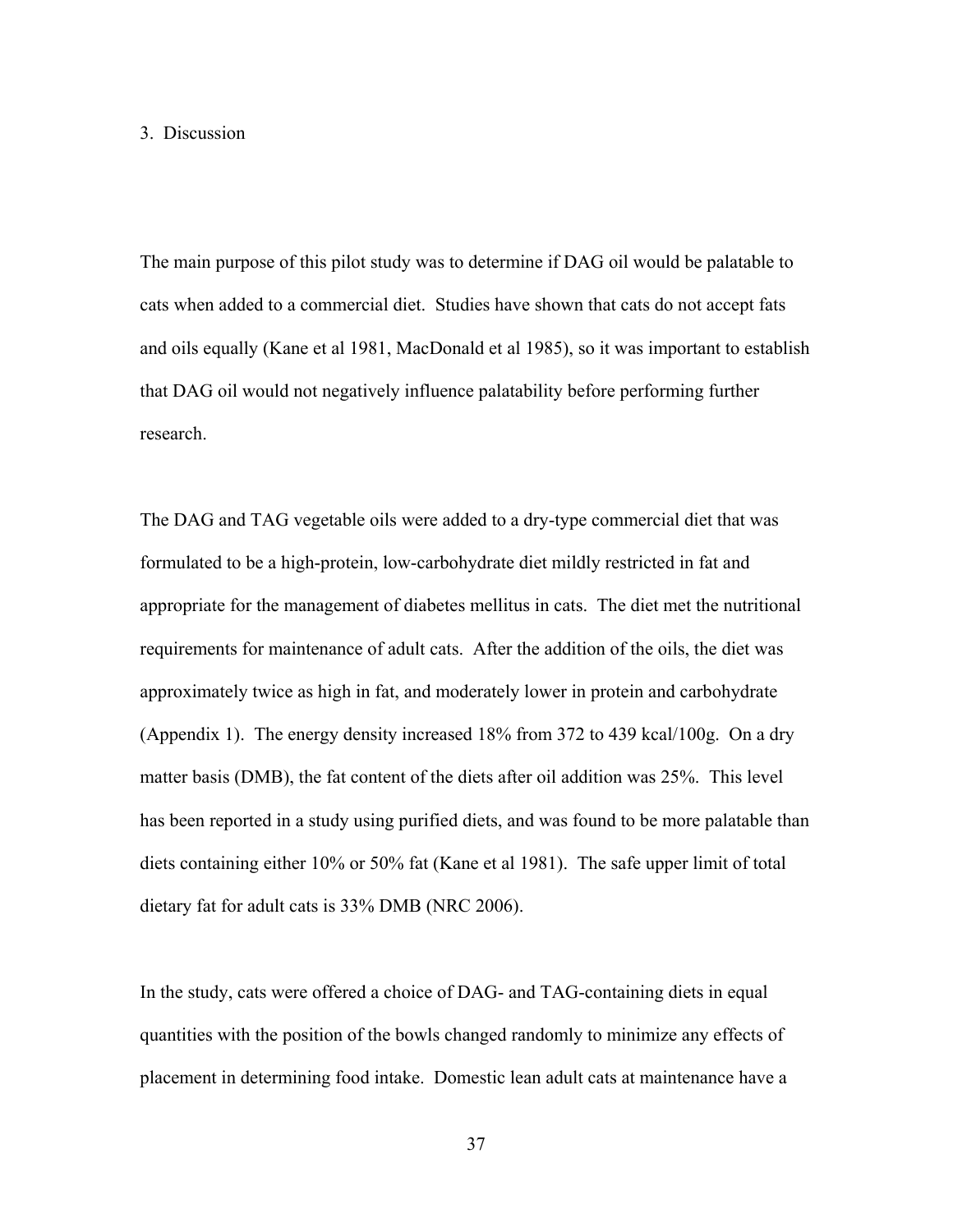## 3. Discussion

The main purpose of this pilot study was to determine if DAG oil would be palatable to cats when added to a commercial diet. Studies have shown that cats do not accept fats and oils equally (Kane et al 1981, MacDonald et al 1985), so it was important to establish that DAG oil would not negatively influence palatability before performing further research.

The DAG and TAG vegetable oils were added to a dry-type commercial diet that was formulated to be a high-protein, low-carbohydrate diet mildly restricted in fat and appropriate for the management of diabetes mellitus in cats. The diet met the nutritional requirements for maintenance of adult cats. After the addition of the oils, the diet was approximately twice as high in fat, and moderately lower in protein and carbohydrate (Appendix 1). The energy density increased 18% from 372 to 439 kcal/100g. On a dry matter basis (DMB), the fat content of the diets after oil addition was 25%. This level has been reported in a study using purified diets, and was found to be more palatable than diets containing either 10% or 50% fat (Kane et al 1981). The safe upper limit of total dietary fat for adult cats is 33% DMB (NRC 2006).

In the study, cats were offered a choice of DAG- and TAG-containing diets in equal quantities with the position of the bowls changed randomly to minimize any effects of placement in determining food intake. Domestic lean adult cats at maintenance have a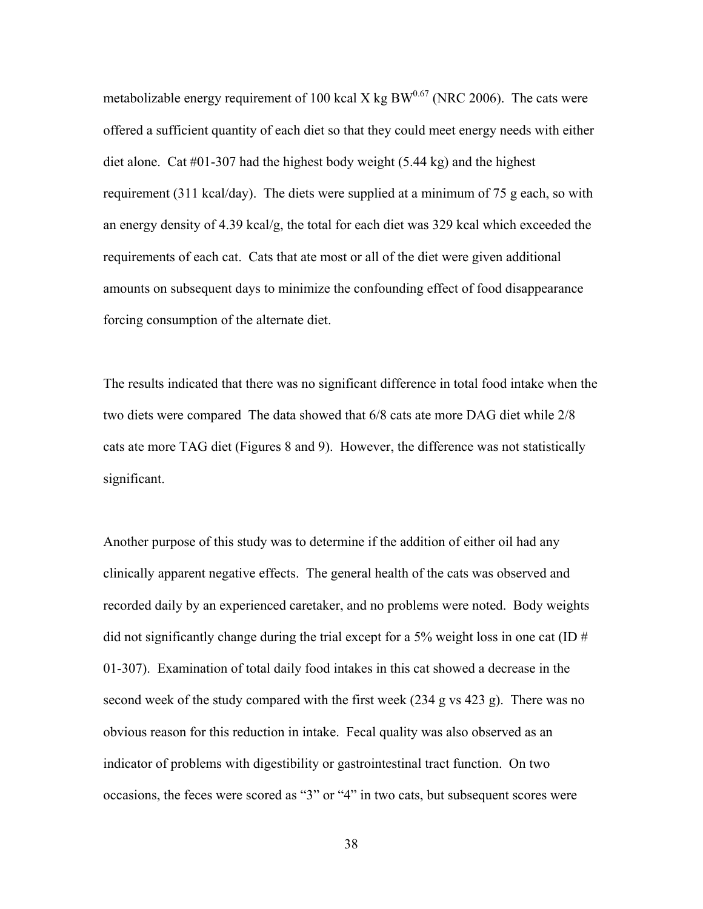metabolizable energy requirement of 100 kcal X kg $BW^{0.67}$ (NRC 2006). The cats were offered a sufficient quantity of each diet so that they could meet energy needs with either diet alone. Cat #01-307 had the highest body weight (5.44 kg) and the highest requirement (311 kcal/day). The diets were supplied at a minimum of 75 g each, so with an energy density of 4.39 kcal/g, the total for each diet was 329 kcal which exceeded the requirements of each cat. Cats that ate most or all of the diet were given additional amounts on subsequent days to minimize the confounding effect of food disappearance forcing consumption of the alternate diet.

The results indicated that there was no significant difference in total food intake when the two diets were compared The data showed that 6/8 cats ate more DAG diet while 2/8 cats ate more TAG diet (Figures 8 and 9). However, the difference was not statistically significant.

Another purpose of this study was to determine if the addition of either oil had any clinically apparent negative effects. The general health of the cats was observed and recorded daily by an experienced caretaker, and no problems were noted. Body weights did not significantly change during the trial except for a 5% weight loss in one cat (ID # 01-307). Examination of total daily food intakes in this cat showed a decrease in the second week of the study compared with the first week (234 g vs 423 g). There was no obvious reason for this reduction in intake. Fecal quality was also observed as an indicator of problems with digestibility or gastrointestinal tract function. On two occasions, the feces were scored as "3" or "4" in two cats, but subsequent scores were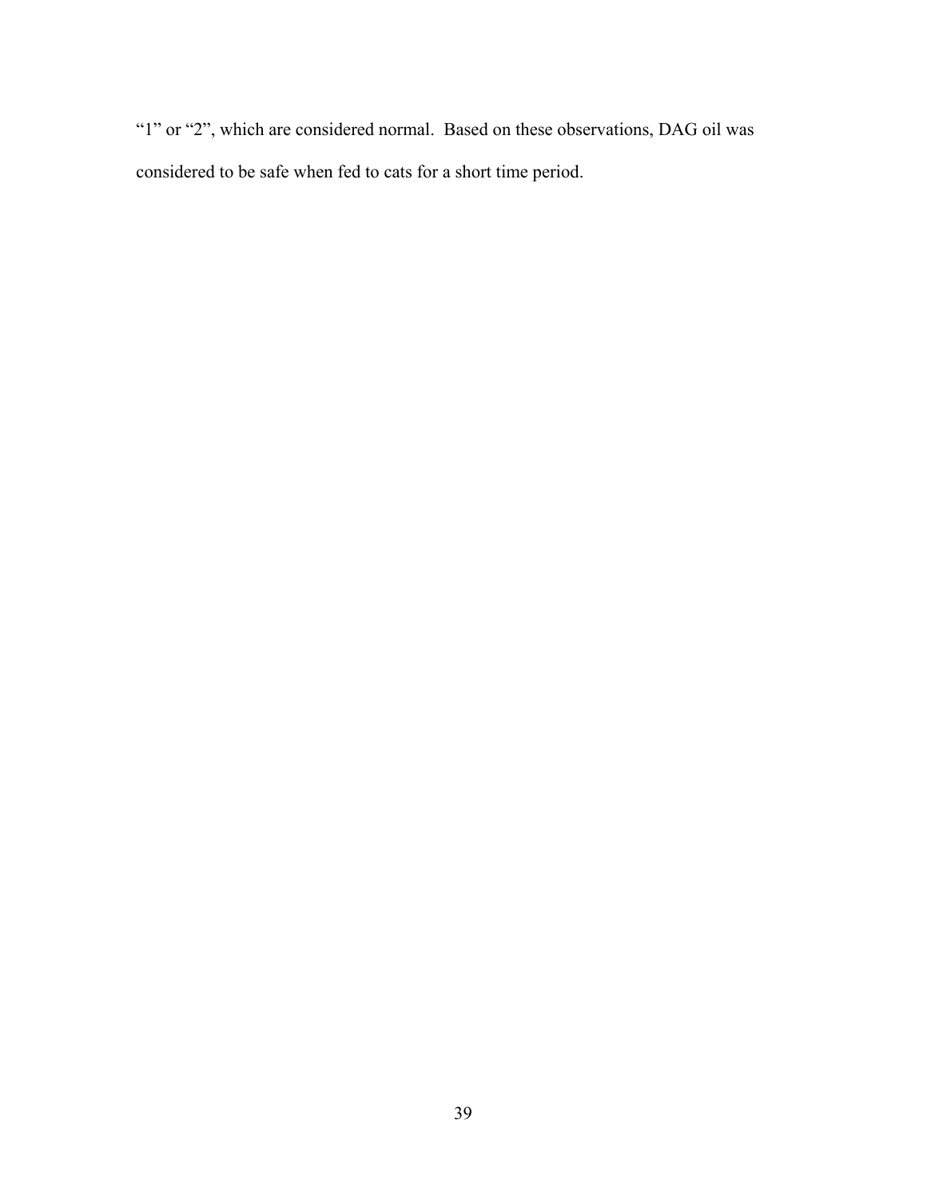"1" or "2", which are considered normal. Based on these observations, DAG oil was considered to be safe when fed to cats for a short time period.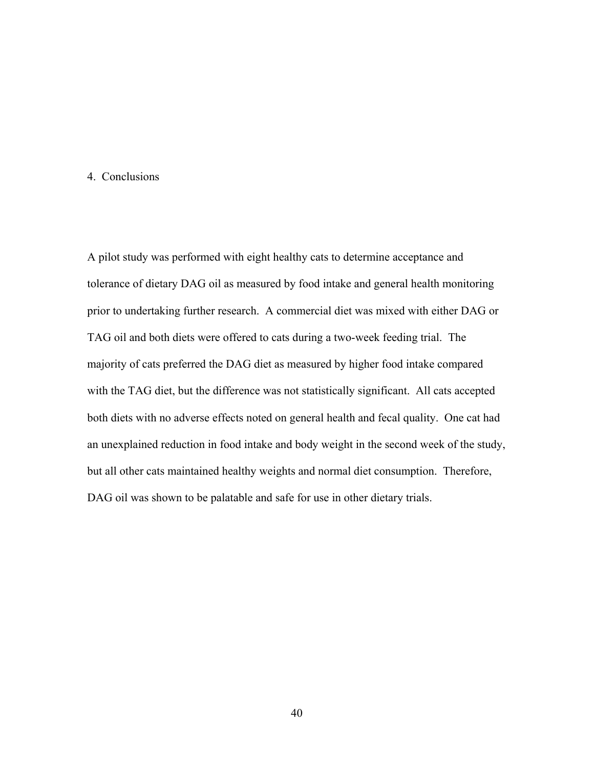# 4. Conclusions

A pilot study was performed with eight healthy cats to determine acceptance and tolerance of dietary DAG oil as measured by food intake and general health monitoring prior to undertaking further research. A commercial diet was mixed with either DAG or TAG oil and both diets were offered to cats during a two-week feeding trial. The majority of cats preferred the DAG diet as measured by higher food intake compared with the TAG diet, but the difference was not statistically significant. All cats accepted both diets with no adverse effects noted on general health and fecal quality. One cat had an unexplained reduction in food intake and body weight in the second week of the study, but all other cats maintained healthy weights and normal diet consumption. Therefore, DAG oil was shown to be palatable and safe for use in other dietary trials.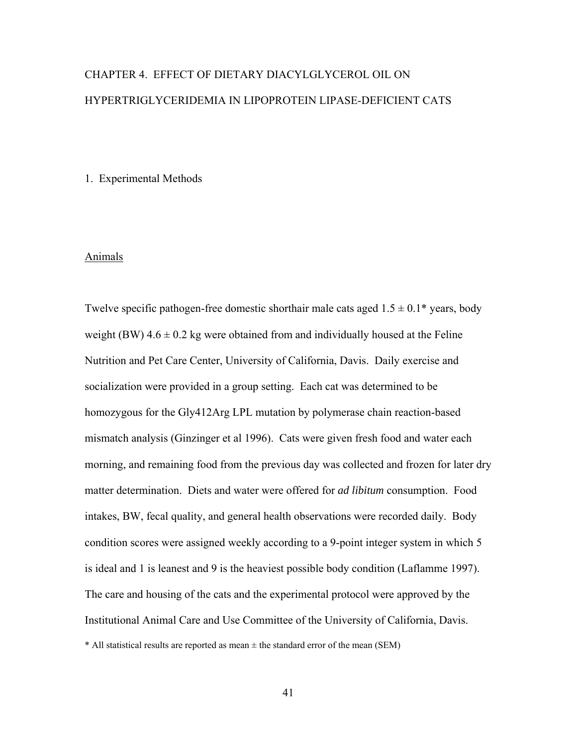# CHAPTER 4. EFFECT OF DIETARY DIACYLGLYCEROL OIL ON HYPERTRIGLYCERIDEMIA IN LIPOPROTEIN LIPASE-DEFICIENT CATS

## 1. Experimental Methods

### Animals

Twelve specific pathogen-free domestic shorthair male cats aged 1.5 ± 0.1* years, body weight (BW) 4.6 ± 0.2 kg were obtained from and individually housed at the Feline Nutrition and Pet Care Center, University of California, Davis. Daily exercise and socialization were provided in a group setting. Each cat was determined to be homozygous for the Gly412Arg LPL mutation by polymerase chain reaction-based mismatch analysis (Ginzinger et al 1996). Cats were given fresh food and water each morning, and remaining food from the previous day was collected and frozen for later dry matter determination. Diets and water were offered for *ad libitum* consumption. Food intakes, BW, fecal quality, and general health observations were recorded daily. Body condition scores were assigned weekly according to a 9-point integer system in which 5 is ideal and 1 is leanest and 9 is the heaviest possible body condition (Laflamme 1997). The care and housing of the cats and the experimental protocol were approved by the Institutional Animal Care and Use Committee of the University of California, Davis.

* All statistical results are reported as mean ± the standard error of the mean (SEM)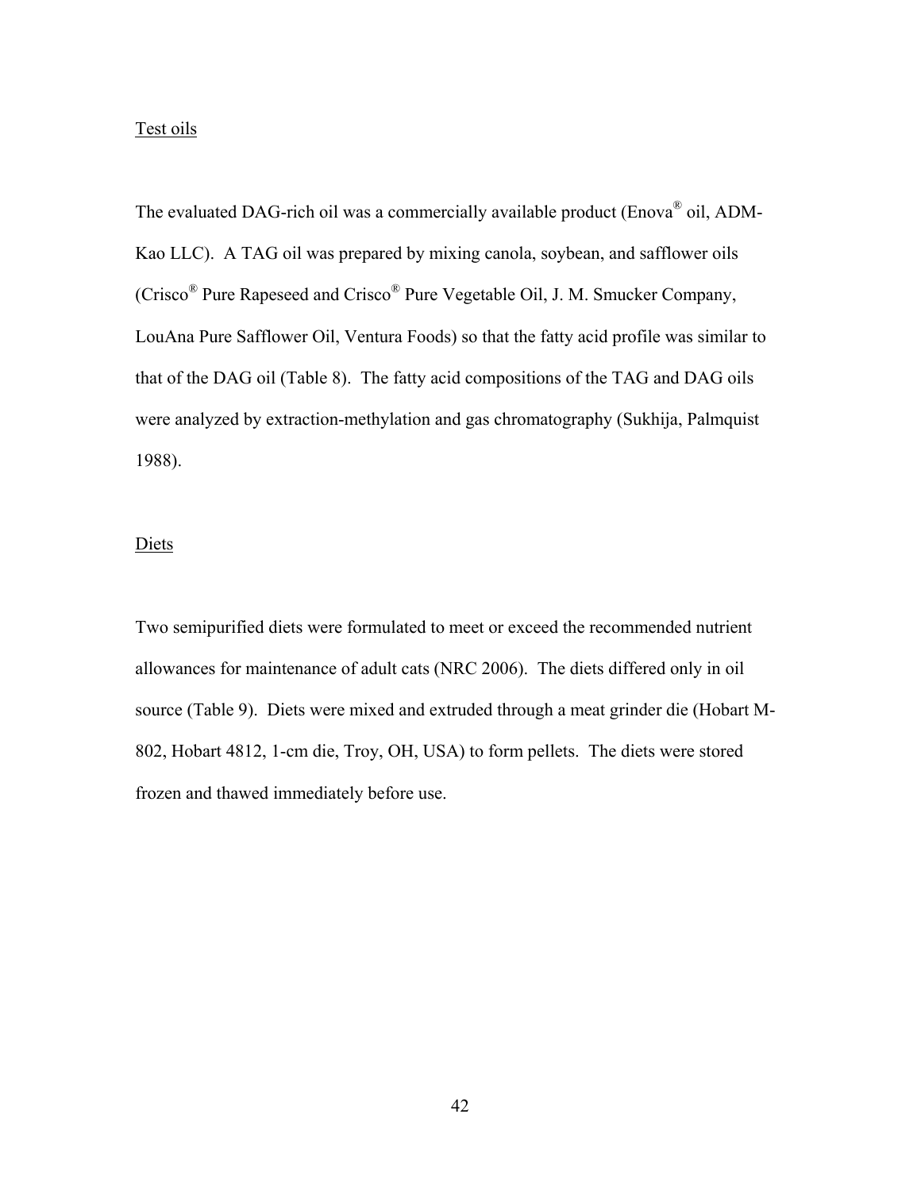Test oils

The evaluated DAG-rich oil was a commercially available product (Enova® oil, ADM-Kao LLC). A TAG oil was prepared by mixing canola, soybean, and safflower oils (Crisco® Pure Rapeseed and Crisco® Pure Vegetable Oil, J. M. Smucker Company, LouAna Pure Safflower Oil, Ventura Foods) so that the fatty acid profile was similar to that of the DAG oil (Table 8). The fatty acid compositions of the TAG and DAG oils were analyzed by extraction-methylation and gas chromatography (Sukhija, Palmquist 1988).

Diets

Two semipurified diets were formulated to meet or exceed the recommended nutrient allowances for maintenance of adult cats (NRC 2006). The diets differed only in oil source (Table 9). Diets were mixed and extruded through a meat grinder die (Hobart M-802, Hobart 4812, 1-cm die, Troy, OH, USA) to form pellets. The diets were stored frozen and thawed immediately before use.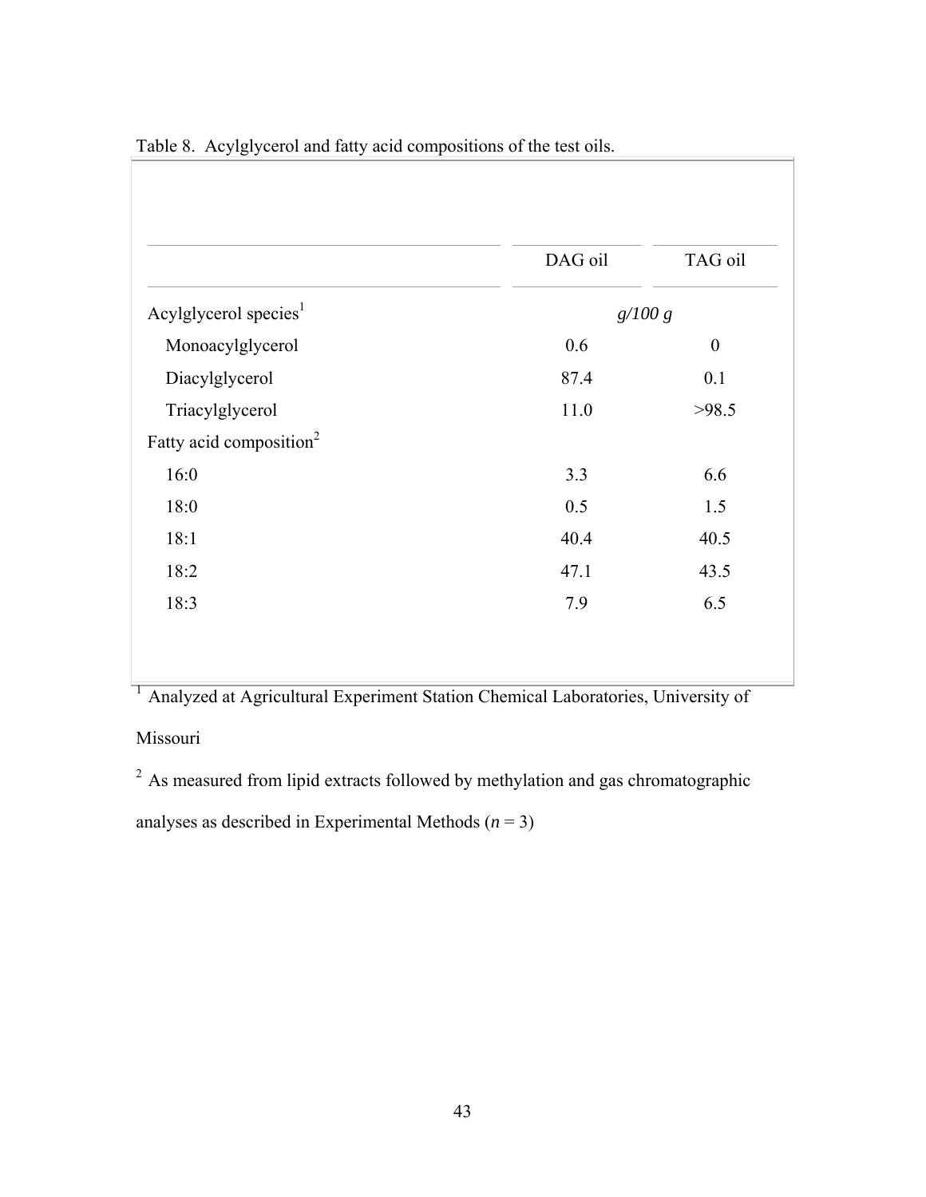Table 8. Acylglycerol and fatty acid compositions of the test oils.

| | DAG oil | TAG oil |
|---|---|---|
| Acylglycerol species[1] | *g/100 g* | |
| Monoacylglycerol | 0.6 | 0 |
| Diacylglycerol | 87.4 | 0.1 |
| Triacylglycerol | 11.0 | >98.5 |
| Fatty acid composition[2] | | |
| 16:0 | 3.3 | 6.6 |
| 18:0 | 0.5 | 1.5 |
| 18:1 | 40.4 | 40.5 |
| 18:2 | 47.1 | 43.5 |
| 18:3 | 7.9 | 6.5 |

[1] Analyzed at Agricultural Experiment Station Chemical Laboratories, University of Missouri

[2] As measured from lipid extracts followed by methylation and gas chromatographic analyses as described in Experimental Methods ($n = 3$)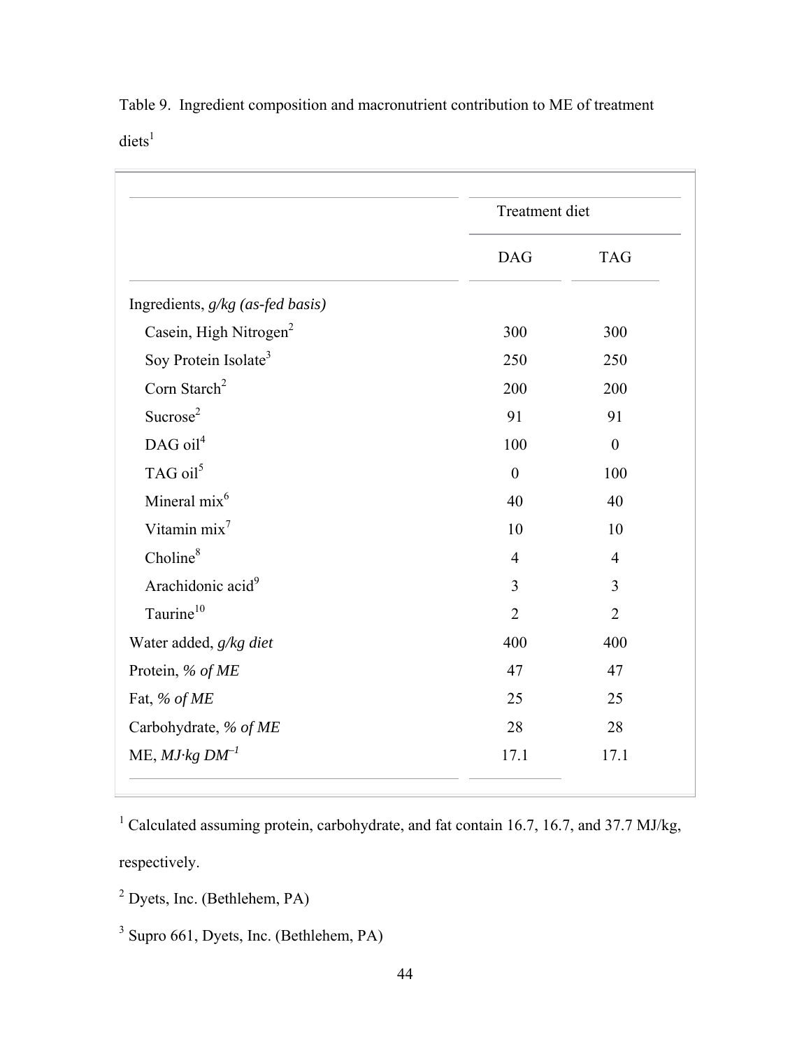Table 9. Ingredient composition and macronutrient contribution to ME of treatment diets[1]

| | Treatment diet | |
|---|---|---|
| | DAG | TAG |
| Ingredients, *g/kg (as-fed basis)* | | |
| Casein, High Nitrogen[2] | 300 | 300 |
| Soy Protein Isolate[3] | 250 | 250 |
| Corn Starch[2] | 200 | 200 |
| Sucrose[2] | 91 | 91 |
| DAG oil[4] | 100 | 0 |
| TAG oil[5] | 0 | 100 |
| Mineral mix[6] | 40 | 40 |
| Vitamin mix[7] | 10 | 10 |
| Choline[8] | 4 | 4 |
| Arachidonic acid[9] | 3 | 3 |
| Taurine[10] | 2 | 2 |
| Water added, *g/kg diet* | 400 | 400 |
| Protein, *% of ME* | 47 | 47 |
| Fat, *% of ME* | 25 | 25 |
| Carbohydrate, *% of ME* | 28 | 28 |
| ME, $MJ \cdot kg\ DM^{-1}$ | 17.1 | 17.1 |

[1] Calculated assuming protein, carbohydrate, and fat contain 16.7, 16.7, and 37.7 MJ/kg, respectively.

[2] Dyets, Inc. (Bethlehem, PA)

[3] Supro 661, Dyets, Inc. (Bethlehem, PA)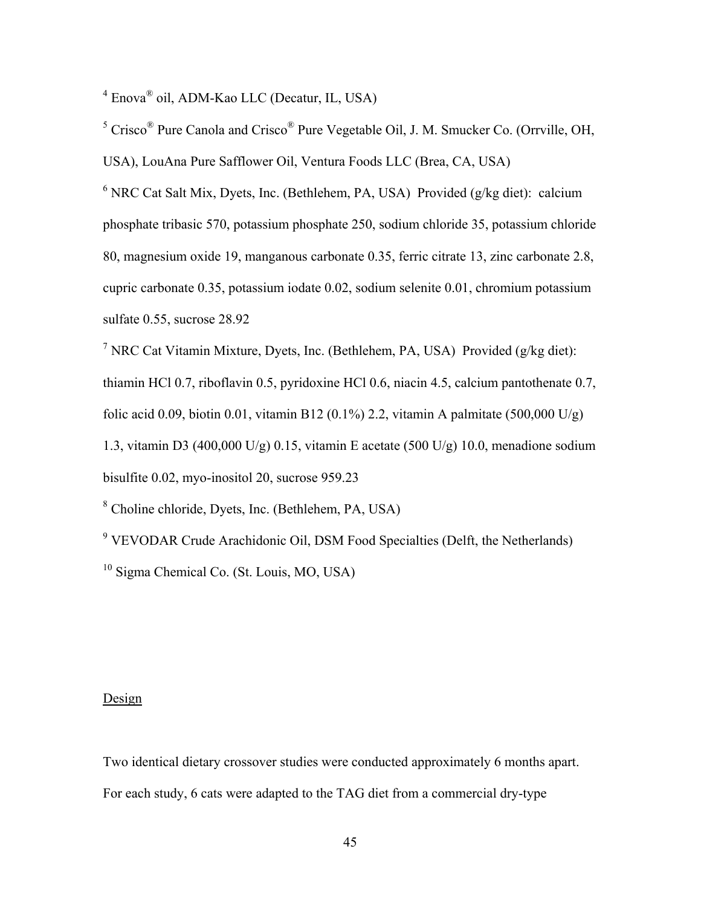[4] Enova® oil, ADM-Kao LLC (Decatur, IL, USA)

[5] Crisco® Pure Canola and Crisco® Pure Vegetable Oil, J. M. Smucker Co. (Orrville, OH, USA), LouAna Pure Safflower Oil, Ventura Foods LLC (Brea, CA, USA)

[6] NRC Cat Salt Mix, Dyets, Inc. (Bethlehem, PA, USA) Provided (g/kg diet): calcium phosphate tribasic 570, potassium phosphate 250, sodium chloride 35, potassium chloride 80, magnesium oxide 19, manganous carbonate 0.35, ferric citrate 13, zinc carbonate 2.8, cupric carbonate 0.35, potassium iodate 0.02, sodium selenite 0.01, chromium potassium sulfate 0.55, sucrose 28.92

[7] NRC Cat Vitamin Mixture, Dyets, Inc. (Bethlehem, PA, USA) Provided (g/kg diet): thiamin HCl 0.7, riboflavin 0.5, pyridoxine HCl 0.6, niacin 4.5, calcium pantothenate 0.7, folic acid 0.09, biotin 0.01, vitamin B12 (0.1%) 2.2, vitamin A palmitate (500,000 U/g) 1.3, vitamin D3 (400,000 U/g) 0.15, vitamin E acetate (500 U/g) 10.0, menadione sodium bisulfite 0.02, myo-inositol 20, sucrose 959.23

[8] Choline chloride, Dyets, Inc. (Bethlehem, PA, USA)

[9] VEVODAR Crude Arachidonic Oil, DSM Food Specialties (Delft, the Netherlands)

[10] Sigma Chemical Co. (St. Louis, MO, USA)

## Design

Two identical dietary crossover studies were conducted approximately 6 months apart. For each study, 6 cats were adapted to the TAG diet from a commercial dry-type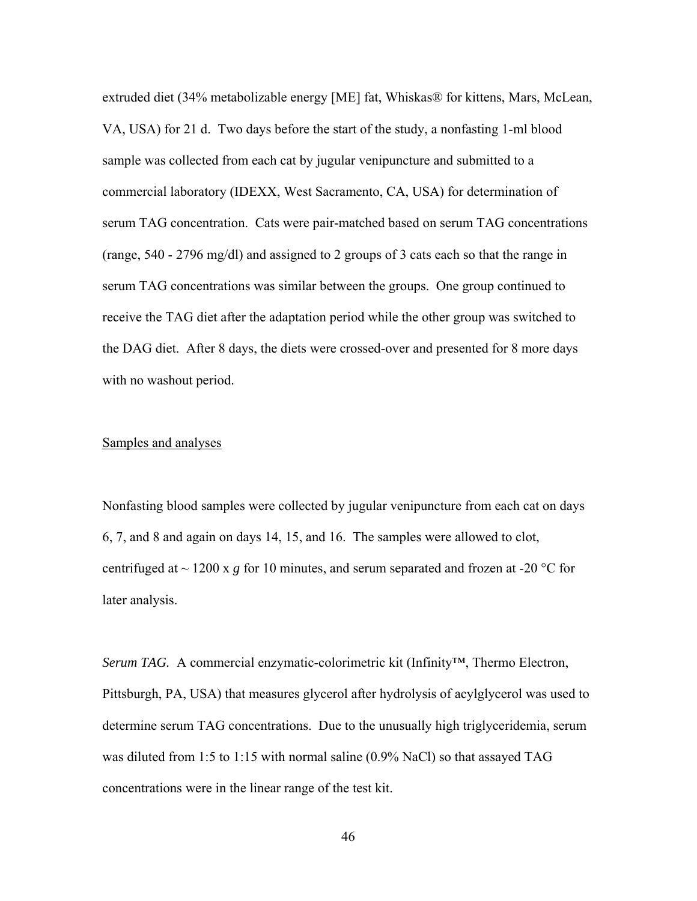extruded diet (34% metabolizable energy [ME] fat, Whiskas® for kittens, Mars, McLean, VA, USA) for 21 d. Two days before the start of the study, a nonfasting 1-ml blood sample was collected from each cat by jugular venipuncture and submitted to a commercial laboratory (IDEXX, West Sacramento, CA, USA) for determination of serum TAG concentration. Cats were pair-matched based on serum TAG concentrations (range, 540 - 2796 mg/dl) and assigned to 2 groups of 3 cats each so that the range in serum TAG concentrations was similar between the groups. One group continued to receive the TAG diet after the adaptation period while the other group was switched to the DAG diet. After 8 days, the diets were crossed-over and presented for 8 more days with no washout period.

Samples and analyses

Nonfasting blood samples were collected by jugular venipuncture from each cat on days 6, 7, and 8 and again on days 14, 15, and 16. The samples were allowed to clot, centrifuged at ~ 1200 x *g* for 10 minutes, and serum separated and frozen at -20 °C for later analysis.

*Serum TAG.* A commercial enzymatic-colorimetric kit (Infinity™, Thermo Electron, Pittsburgh, PA, USA) that measures glycerol after hydrolysis of acylglycerol was used to determine serum TAG concentrations. Due to the unusually high triglyceridemia, serum was diluted from 1:5 to 1:15 with normal saline (0.9% NaCl) so that assayed TAG concentrations were in the linear range of the test kit.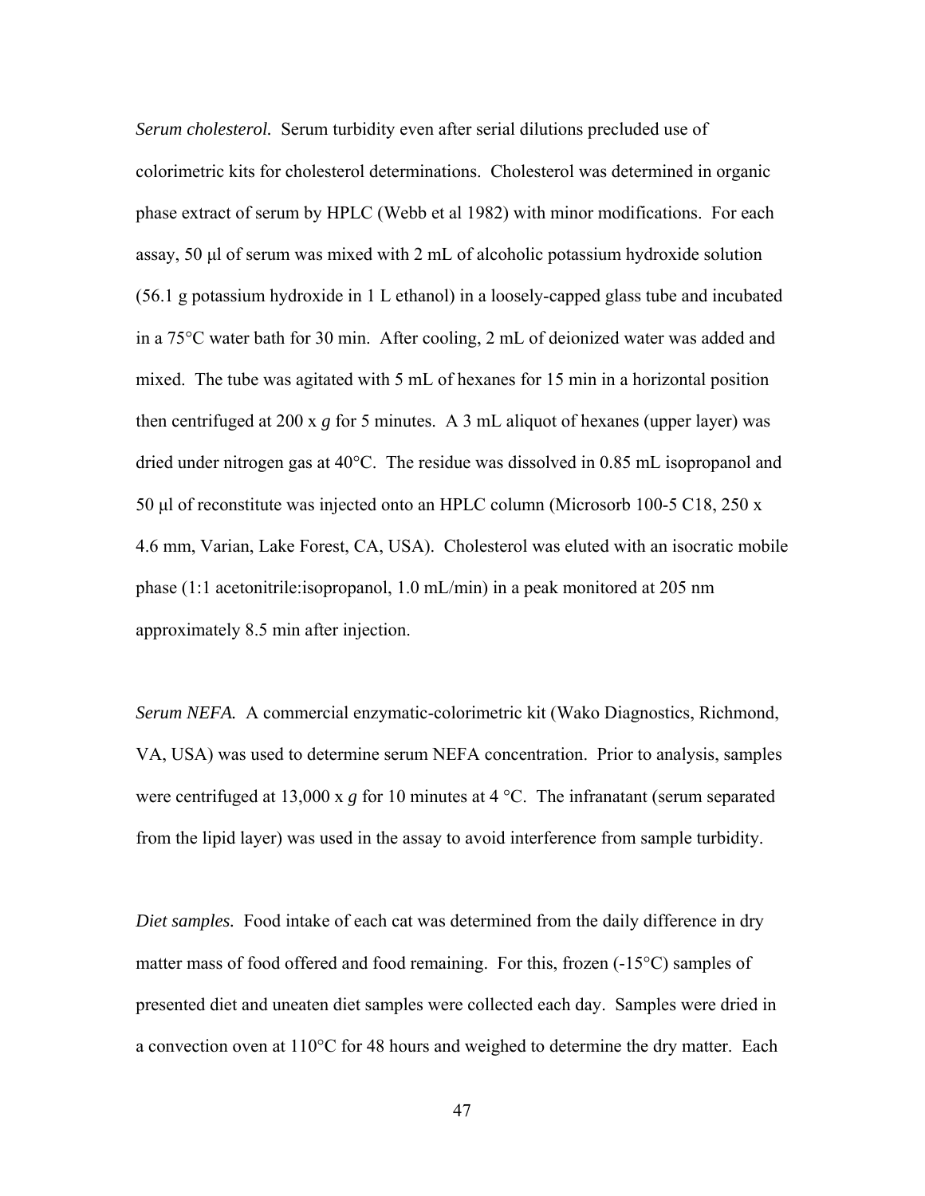*Serum cholesterol.* Serum turbidity even after serial dilutions precluded use of colorimetric kits for cholesterol determinations. Cholesterol was determined in organic phase extract of serum by HPLC (Webb et al 1982) with minor modifications. For each assay, 50 µl of serum was mixed with 2 mL of alcoholic potassium hydroxide solution (56.1 g potassium hydroxide in 1 L ethanol) in a loosely-capped glass tube and incubated in a 75°C water bath for 30 min. After cooling, 2 mL of deionized water was added and mixed. The tube was agitated with 5 mL of hexanes for 15 min in a horizontal position then centrifuged at 200 x *g* for 5 minutes. A 3 mL aliquot of hexanes (upper layer) was dried under nitrogen gas at 40°C. The residue was dissolved in 0.85 mL isopropanol and 50 µl of reconstitute was injected onto an HPLC column (Microsorb 100-5 C18, 250 x 4.6 mm, Varian, Lake Forest, CA, USA). Cholesterol was eluted with an isocratic mobile phase (1:1 acetonitrile:isopropanol, 1.0 mL/min) in a peak monitored at 205 nm approximately 8.5 min after injection.

*Serum NEFA.* A commercial enzymatic-colorimetric kit (Wako Diagnostics, Richmond, VA, USA) was used to determine serum NEFA concentration. Prior to analysis, samples were centrifuged at 13,000 x *g* for 10 minutes at 4 °C. The infranatant (serum separated from the lipid layer) was used in the assay to avoid interference from sample turbidity.

*Diet samples.* Food intake of each cat was determined from the daily difference in dry matter mass of food offered and food remaining. For this, frozen (-15°C) samples of presented diet and uneaten diet samples were collected each day. Samples were dried in a convection oven at 110°C for 48 hours and weighed to determine the dry matter. Each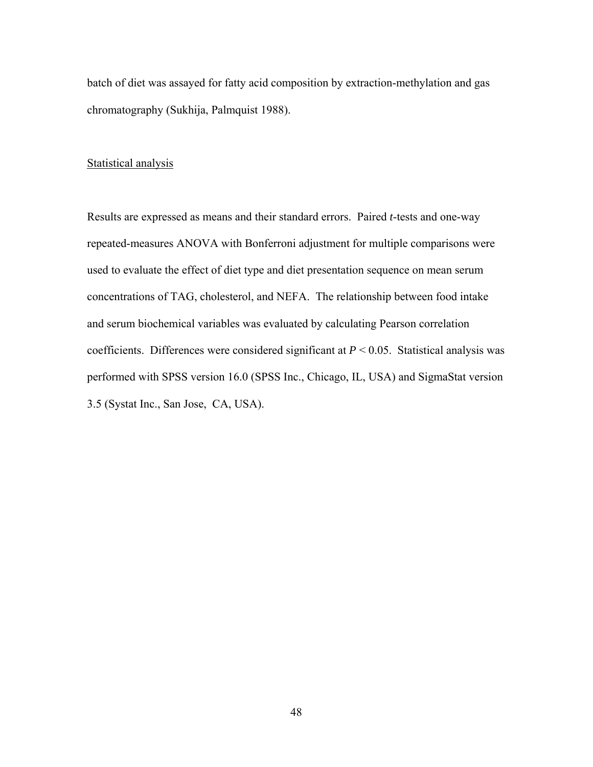batch of diet was assayed for fatty acid composition by extraction-methylation and gas chromatography (Sukhija, Palmquist 1988).

### Statistical analysis

Results are expressed as means and their standard errors. Paired *t*-tests and one-way repeated-measures ANOVA with Bonferroni adjustment for multiple comparisons were used to evaluate the effect of diet type and diet presentation sequence on mean serum concentrations of TAG, cholesterol, and NEFA. The relationship between food intake and serum biochemical variables was evaluated by calculating Pearson correlation coefficients. Differences were considered significant at $P < 0.05$. Statistical analysis was performed with SPSS version 16.0 (SPSS Inc., Chicago, IL, USA) and SigmaStat version 3.5 (Systat Inc., San Jose, CA, USA).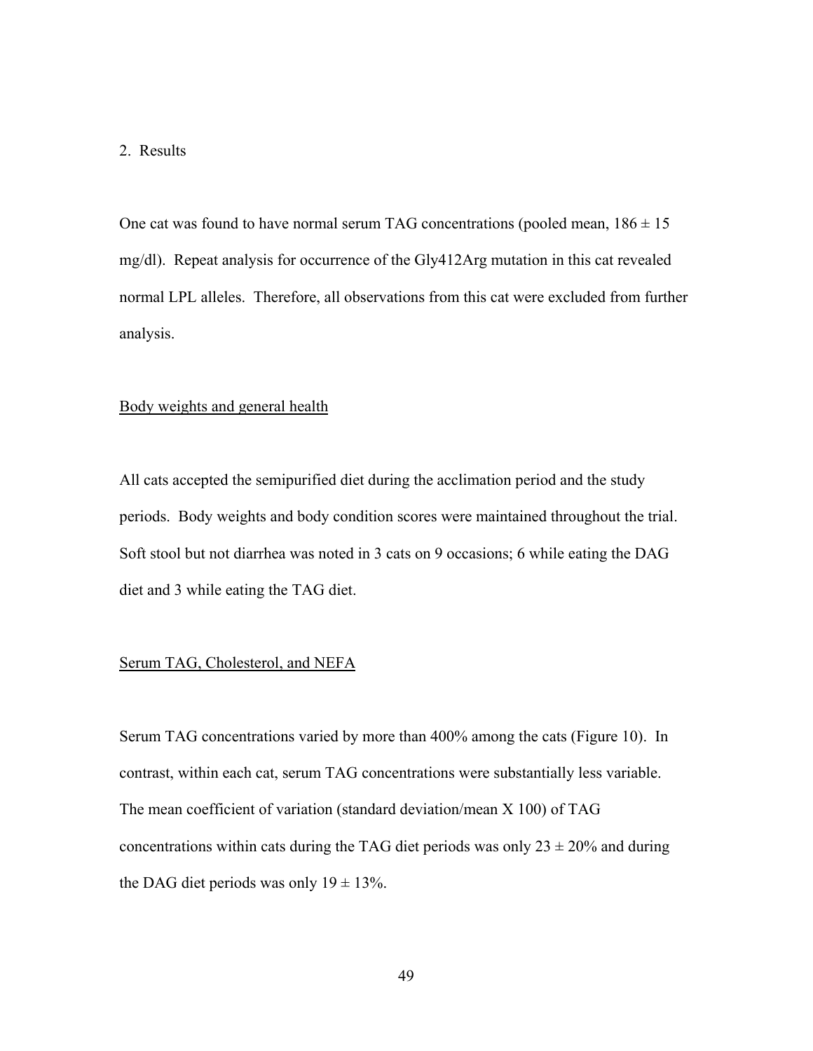## 2. Results

One cat was found to have normal serum TAG concentrations (pooled mean, $186 \pm 15$ mg/dl). Repeat analysis for occurrence of the Gly412Arg mutation in this cat revealed normal LPL alleles. Therefore, all observations from this cat were excluded from further analysis.

### Body weights and general health

All cats accepted the semipurified diet during the acclimation period and the study periods. Body weights and body condition scores were maintained throughout the trial. Soft stool but not diarrhea was noted in 3 cats on 9 occasions; 6 while eating the DAG diet and 3 while eating the TAG diet.

### Serum TAG, Cholesterol, and NEFA

Serum TAG concentrations varied by more than 400% among the cats (Figure 10). In contrast, within each cat, serum TAG concentrations were substantially less variable. The mean coefficient of variation (standard deviation/mean X 100) of TAG concentrations within cats during the TAG diet periods was only $23 \pm 20\%$ and during the DAG diet periods was only $19 \pm 13\%$.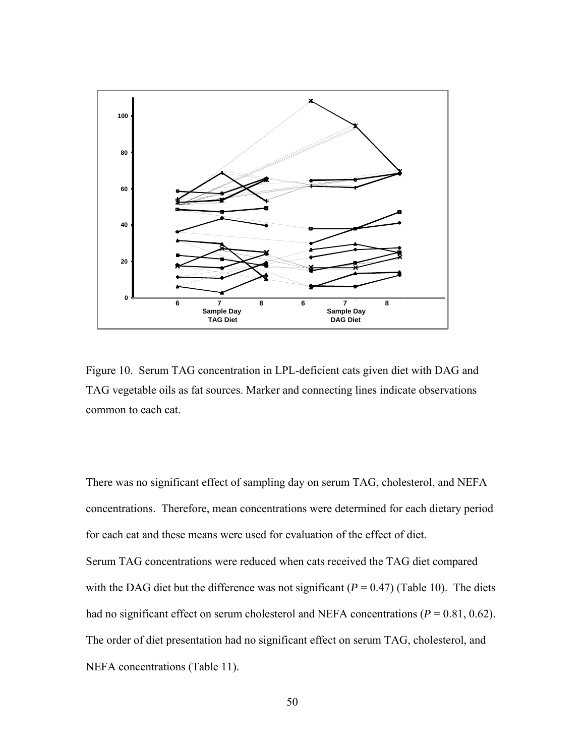Figure 10. Serum TAG concentration in LPL-deficient cats given diet with DAG and TAG vegetable oils as fat sources. Marker and connecting lines indicate observations common to each cat.

There was no significant effect of sampling day on serum TAG, cholesterol, and NEFA concentrations. Therefore, mean concentrations were determined for each dietary period for each cat and these means were used for evaluation of the effect of diet.

Serum TAG concentrations were reduced when cats received the TAG diet compared with the DAG diet but the difference was not significant ($P = 0.47$) (Table 10). The diets had no significant effect on serum cholesterol and NEFA concentrations ($P = 0.81, 0.62$). The order of diet presentation had no significant effect on serum TAG, cholesterol, and NEFA concentrations (Table 11).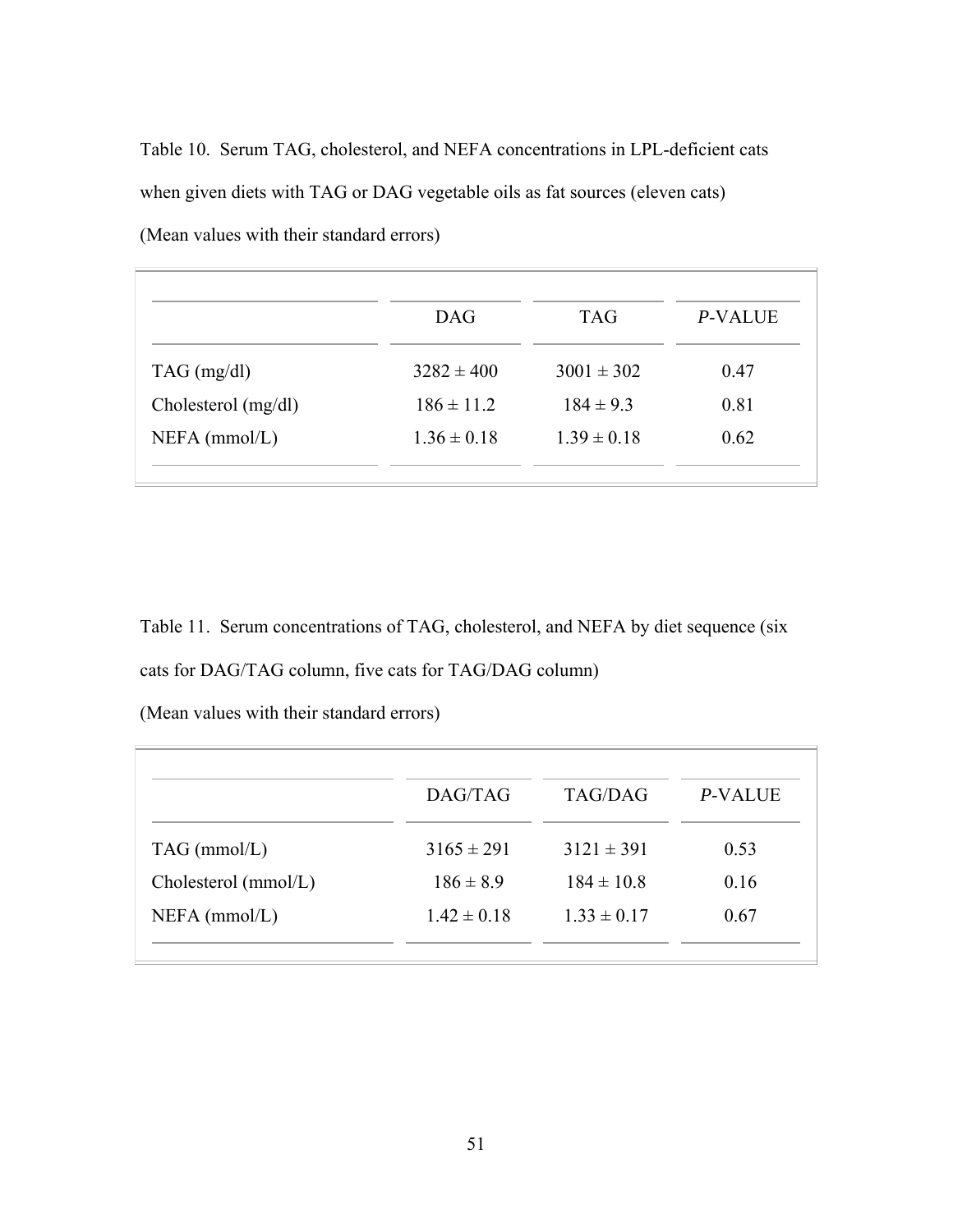Table 10. Serum TAG, cholesterol, and NEFA concentrations in LPL-deficient cats when given diets with TAG or DAG vegetable oils as fat sources (eleven cats)

(Mean values with their standard errors)

| | DAG | TAG | *P*-VALUE |
|---|---|---|---|
| TAG (mg/dl) | 3282 ± 400 | 3001 ± 302 | 0.47 |
| Cholesterol (mg/dl) | 186 ± 11.2 | 184 ± 9.3 | 0.81 |
| NEFA (mmol/L) | 1.36 ± 0.18 | 1.39 ± 0.18 | 0.62 |

Table 11. Serum concentrations of TAG, cholesterol, and NEFA by diet sequence (six cats for DAG/TAG column, five cats for TAG/DAG column)

(Mean values with their standard errors)

| | DAG/TAG | TAG/DAG | *P*-VALUE |
|---|---|---|---|
| TAG (mmol/L) | 3165 ± 291 | 3121 ± 391 | 0.53 |
| Cholesterol (mmol/L) | 186 ± 8.9 | 184 ± 10.8 | 0.16 |
| NEFA (mmol/L) | 1.42 ± 0.18 | 1.33 ± 0.17 | 0.67 |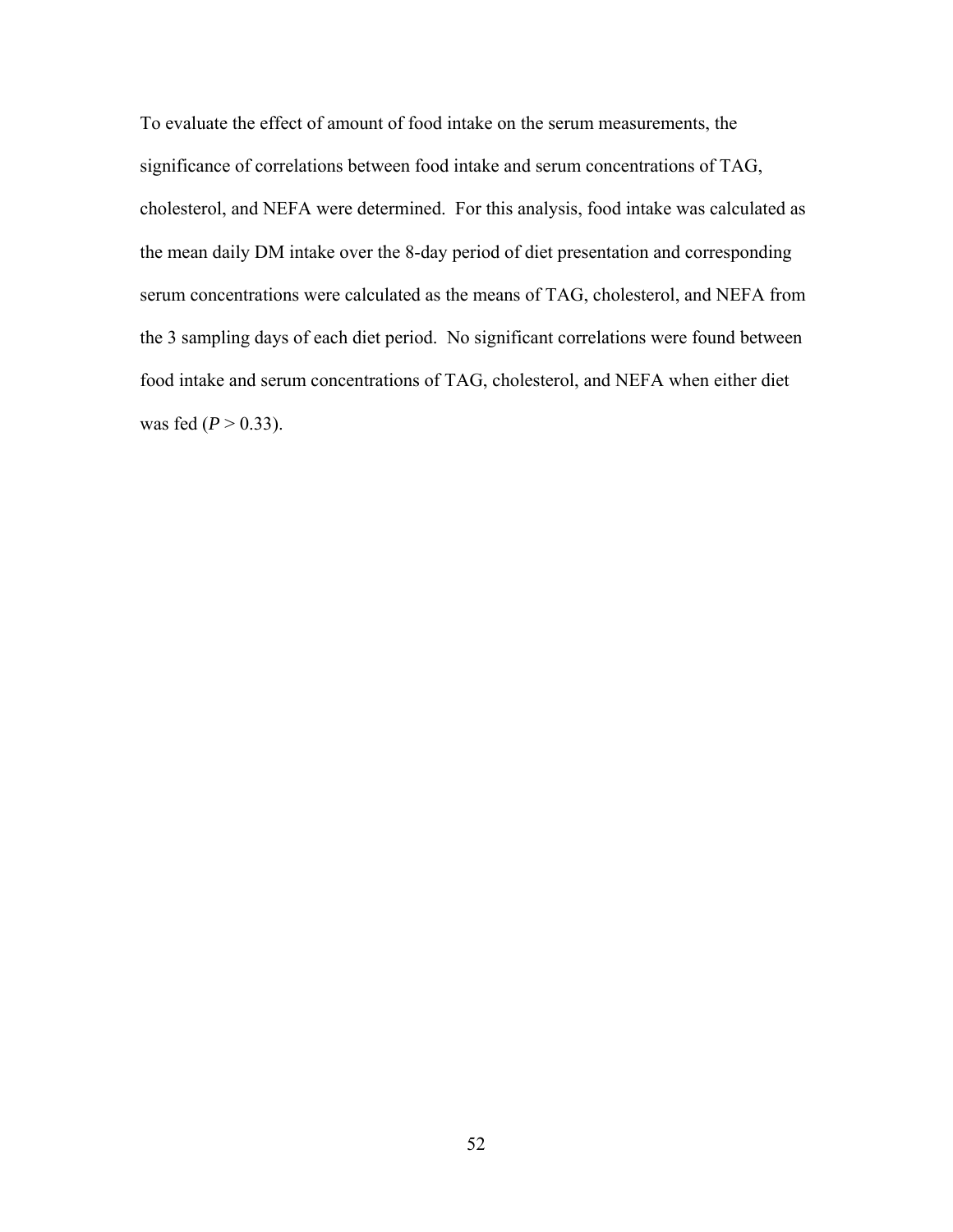To evaluate the effect of amount of food intake on the serum measurements, the significance of correlations between food intake and serum concentrations of TAG, cholesterol, and NEFA were determined. For this analysis, food intake was calculated as the mean daily DM intake over the 8-day period of diet presentation and corresponding serum concentrations were calculated as the means of TAG, cholesterol, and NEFA from the 3 sampling days of each diet period. No significant correlations were found between food intake and serum concentrations of TAG, cholesterol, and NEFA when either diet was fed ($P > 0.33$).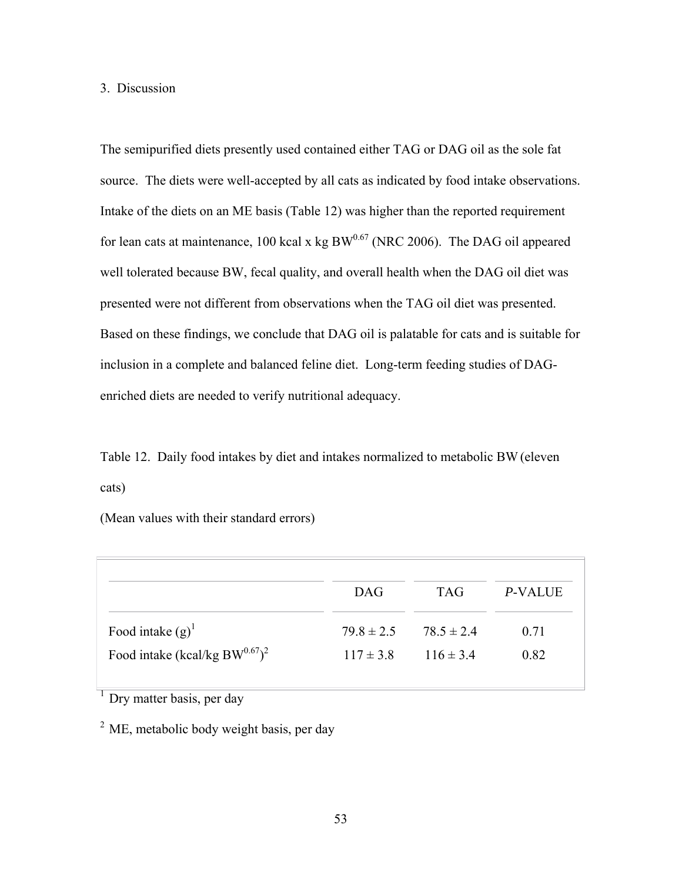### 3. Discussion

The semipurified diets presently used contained either TAG or DAG oil as the sole fat source. The diets were well-accepted by all cats as indicated by food intake observations. Intake of the diets on an ME basis (Table 12) was higher than the reported requirement for lean cats at maintenance, 100 kcal x kg $BW^{0.67}$ (NRC 2006). The DAG oil appeared well tolerated because BW, fecal quality, and overall health when the DAG oil diet was presented were not different from observations when the TAG oil diet was presented. Based on these findings, we conclude that DAG oil is palatable for cats and is suitable for inclusion in a complete and balanced feline diet. Long-term feeding studies of DAG-enriched diets are needed to verify nutritional adequacy.

Table 12. Daily food intakes by diet and intakes normalized to metabolic BW (eleven cats)

(Mean values with their standard errors)

| | DAG | TAG | *P*-VALUE |
|---|---|---|---|
| Food intake (g)[1] | 79.8 ± 2.5 | 78.5 ± 2.4 | 0.71 |
| Food intake (kcal/kg $BW^{0.67}$)[2] | 117 ± 3.8 | 116 ± 3.4 | 0.82 |

[1] Dry matter basis, per day

[2] ME, metabolic body weight basis, per day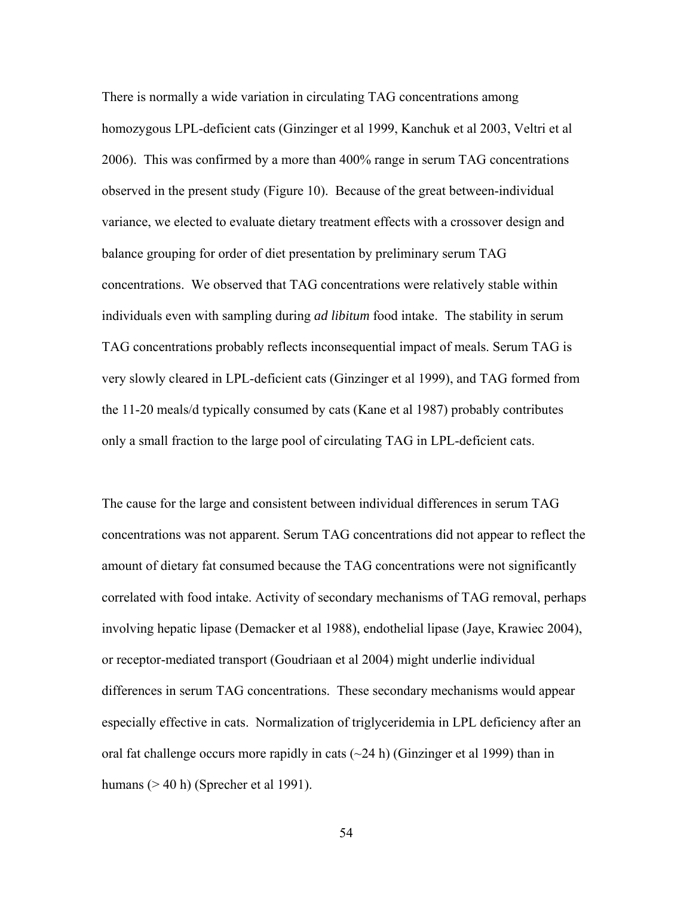There is normally a wide variation in circulating TAG concentrations among homozygous LPL-deficient cats (Ginzinger et al 1999, Kanchuk et al 2003, Veltri et al 2006). This was confirmed by a more than 400% range in serum TAG concentrations observed in the present study (Figure 10). Because of the great between-individual variance, we elected to evaluate dietary treatment effects with a crossover design and balance grouping for order of diet presentation by preliminary serum TAG concentrations. We observed that TAG concentrations were relatively stable within individuals even with sampling during *ad libitum* food intake. The stability in serum TAG concentrations probably reflects inconsequential impact of meals. Serum TAG is very slowly cleared in LPL-deficient cats (Ginzinger et al 1999), and TAG formed from the 11-20 meals/d typically consumed by cats (Kane et al 1987) probably contributes only a small fraction to the large pool of circulating TAG in LPL-deficient cats.

The cause for the large and consistent between individual differences in serum TAG concentrations was not apparent. Serum TAG concentrations did not appear to reflect the amount of dietary fat consumed because the TAG concentrations were not significantly correlated with food intake. Activity of secondary mechanisms of TAG removal, perhaps involving hepatic lipase (Demacker et al 1988), endothelial lipase (Jaye, Krawiec 2004), or receptor-mediated transport (Goudriaan et al 2004) might underlie individual differences in serum TAG concentrations. These secondary mechanisms would appear especially effective in cats. Normalization of triglyceridemia in LPL deficiency after an oral fat challenge occurs more rapidly in cats (~24 h) (Ginzinger et al 1999) than in humans (> 40 h) (Sprecher et al 1991).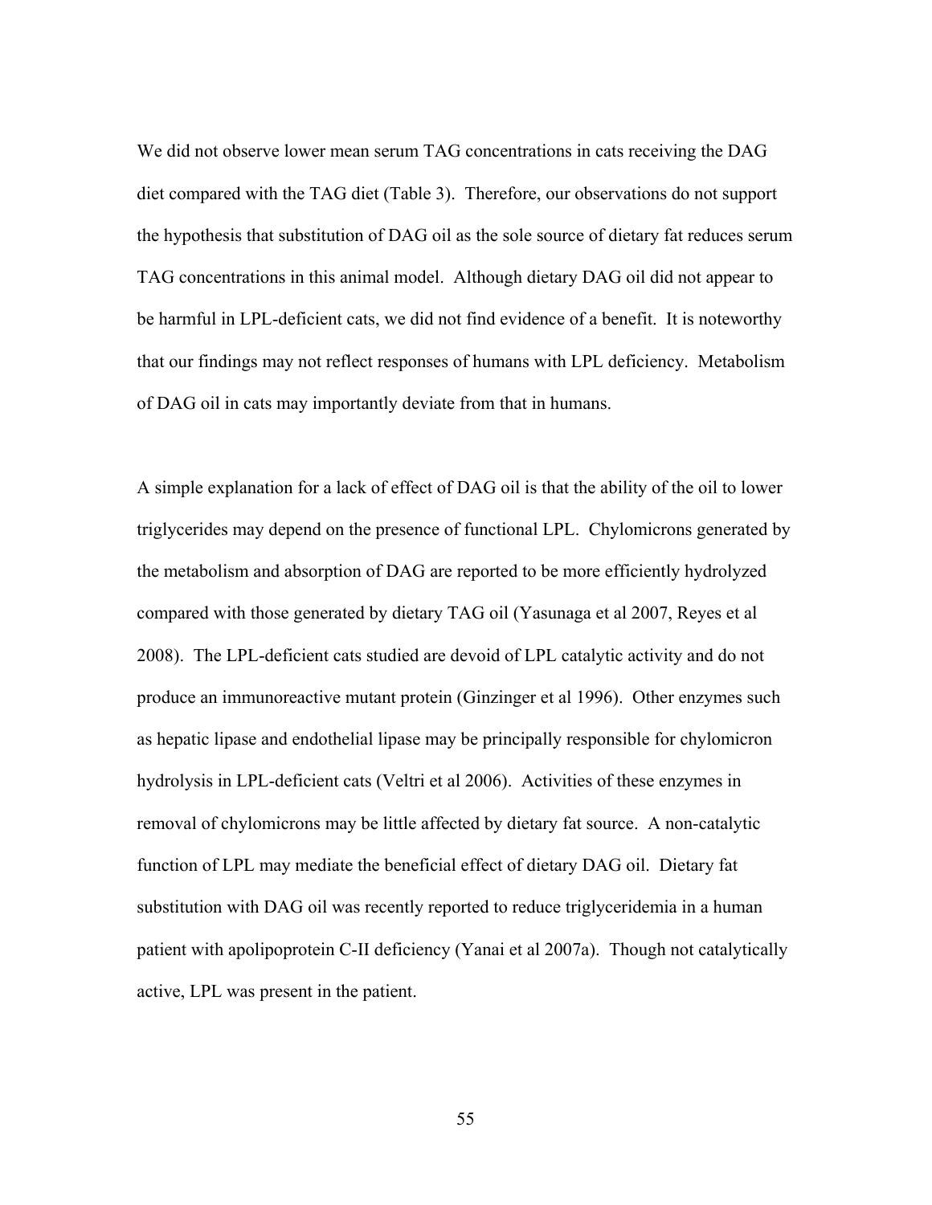We did not observe lower mean serum TAG concentrations in cats receiving the DAG diet compared with the TAG diet (Table 3). Therefore, our observations do not support the hypothesis that substitution of DAG oil as the sole source of dietary fat reduces serum TAG concentrations in this animal model. Although dietary DAG oil did not appear to be harmful in LPL-deficient cats, we did not find evidence of a benefit. It is noteworthy that our findings may not reflect responses of humans with LPL deficiency. Metabolism of DAG oil in cats may importantly deviate from that in humans.

A simple explanation for a lack of effect of DAG oil is that the ability of the oil to lower triglycerides may depend on the presence of functional LPL. Chylomicrons generated by the metabolism and absorption of DAG are reported to be more efficiently hydrolyzed compared with those generated by dietary TAG oil (Yasunaga et al 2007, Reyes et al 2008). The LPL-deficient cats studied are devoid of LPL catalytic activity and do not produce an immunoreactive mutant protein (Ginzinger et al 1996). Other enzymes such as hepatic lipase and endothelial lipase may be principally responsible for chylomicron hydrolysis in LPL-deficient cats (Veltri et al 2006). Activities of these enzymes in removal of chylomicrons may be little affected by dietary fat source. A non-catalytic function of LPL may mediate the beneficial effect of dietary DAG oil. Dietary fat substitution with DAG oil was recently reported to reduce triglyceridemia in a human patient with apolipoprotein C-II deficiency (Yanai et al 2007a). Though not catalytically active, LPL was present in the patient.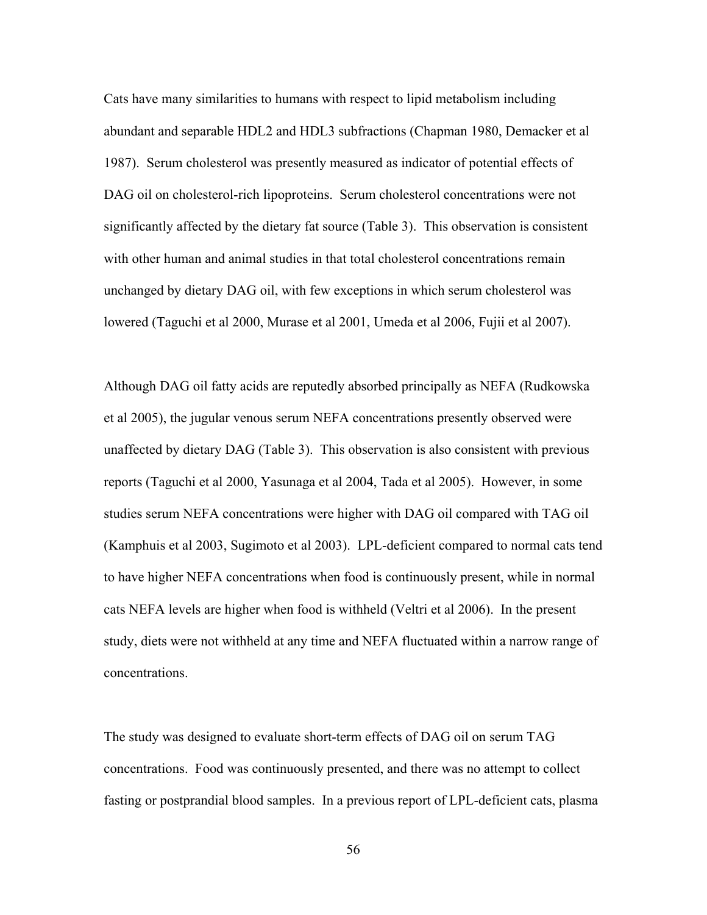Cats have many similarities to humans with respect to lipid metabolism including abundant and separable HDL2 and HDL3 subfractions (Chapman 1980, Demacker et al 1987). Serum cholesterol was presently measured as indicator of potential effects of DAG oil on cholesterol-rich lipoproteins. Serum cholesterol concentrations were not significantly affected by the dietary fat source (Table 3). This observation is consistent with other human and animal studies in that total cholesterol concentrations remain unchanged by dietary DAG oil, with few exceptions in which serum cholesterol was lowered (Taguchi et al 2000, Murase et al 2001, Umeda et al 2006, Fujii et al 2007).

Although DAG oil fatty acids are reputedly absorbed principally as NEFA (Rudkowska et al 2005), the jugular venous serum NEFA concentrations presently observed were unaffected by dietary DAG (Table 3). This observation is also consistent with previous reports (Taguchi et al 2000, Yasunaga et al 2004, Tada et al 2005). However, in some studies serum NEFA concentrations were higher with DAG oil compared with TAG oil (Kamphuis et al 2003, Sugimoto et al 2003). LPL-deficient compared to normal cats tend to have higher NEFA concentrations when food is continuously present, while in normal cats NEFA levels are higher when food is withheld (Veltri et al 2006). In the present study, diets were not withheld at any time and NEFA fluctuated within a narrow range of concentrations.

The study was designed to evaluate short-term effects of DAG oil on serum TAG concentrations. Food was continuously presented, and there was no attempt to collect fasting or postprandial blood samples. In a previous report of LPL-deficient cats, plasma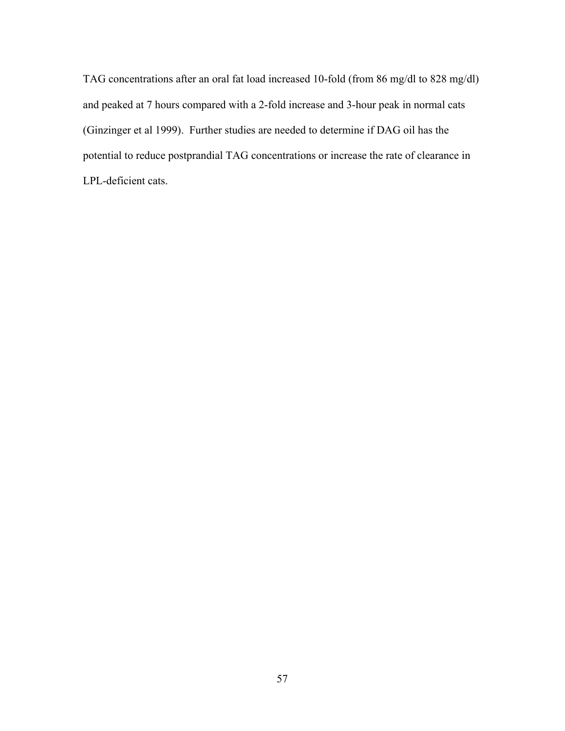TAG concentrations after an oral fat load increased 10-fold (from 86 mg/dl to 828 mg/dl) and peaked at 7 hours compared with a 2-fold increase and 3-hour peak in normal cats (Ginzinger et al 1999). Further studies are needed to determine if DAG oil has the potential to reduce postprandial TAG concentrations or increase the rate of clearance in LPL-deficient cats.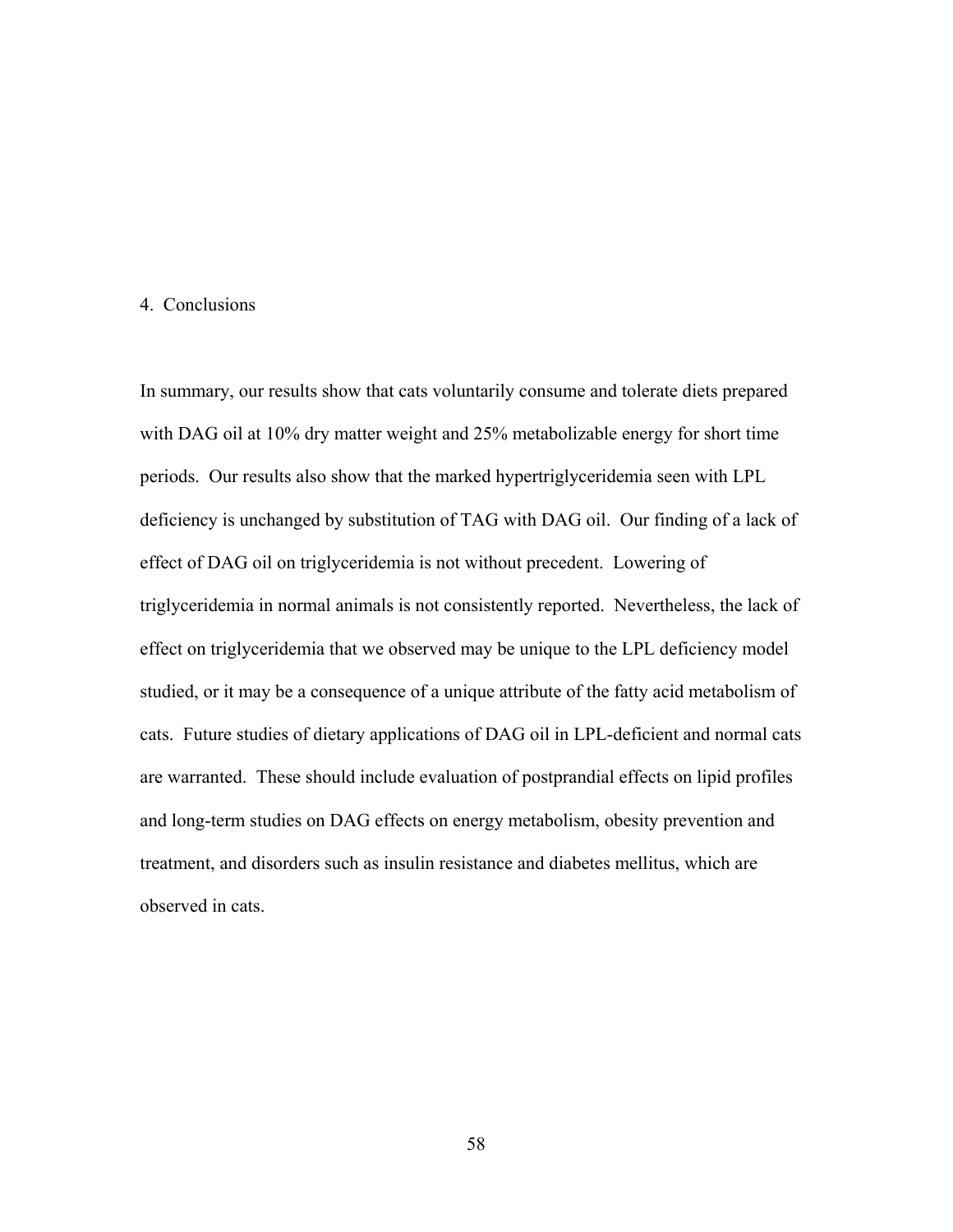## 4. Conclusions

In summary, our results show that cats voluntarily consume and tolerate diets prepared with DAG oil at 10% dry matter weight and 25% metabolizable energy for short time periods. Our results also show that the marked hypertriglyceridemia seen with LPL deficiency is unchanged by substitution of TAG with DAG oil. Our finding of a lack of effect of DAG oil on triglyceridemia is not without precedent. Lowering of triglyceridemia in normal animals is not consistently reported. Nevertheless, the lack of effect on triglyceridemia that we observed may be unique to the LPL deficiency model studied, or it may be a consequence of a unique attribute of the fatty acid metabolism of cats. Future studies of dietary applications of DAG oil in LPL-deficient and normal cats are warranted. These should include evaluation of postprandial effects on lipid profiles and long-term studies on DAG effects on energy metabolism, obesity prevention and treatment, and disorders such as insulin resistance and diabetes mellitus, which are observed in cats.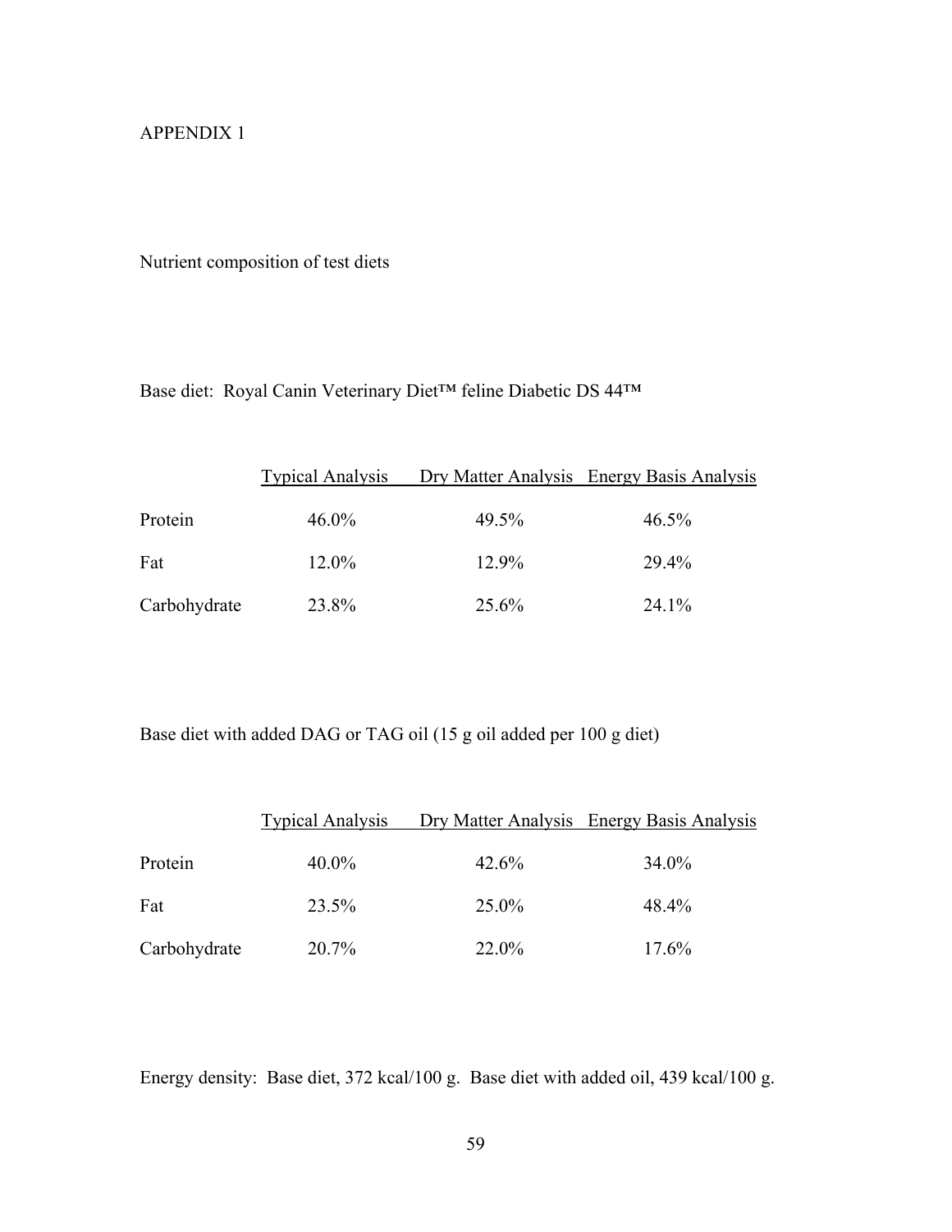# APPENDIX 1

Nutrient composition of test diets

Base diet: Royal Canin Veterinary Diet™ feline Diabetic DS 44™

| | Typical Analysis | Dry Matter Analysis | Energy Basis Analysis |
|---|---|---|---|
| Protein | 46.0% | 49.5% | 46.5% |
| Fat | 12.0% | 12.9% | 29.4% |
| Carbohydrate | 23.8% | 25.6% | 24.1% |

Base diet with added DAG or TAG oil (15 g oil added per 100 g diet)

| | Typical Analysis | Dry Matter Analysis | Energy Basis Analysis |
|---|---|---|---|
| Protein | 40.0% | 42.6% | 34.0% |
| Fat | 23.5% | 25.0% | 48.4% |
| Carbohydrate | 20.7% | 22.0% | 17.6% |

Energy density: Base diet, 372 kcal/100 g. Base diet with added oil, 439 kcal/100 g.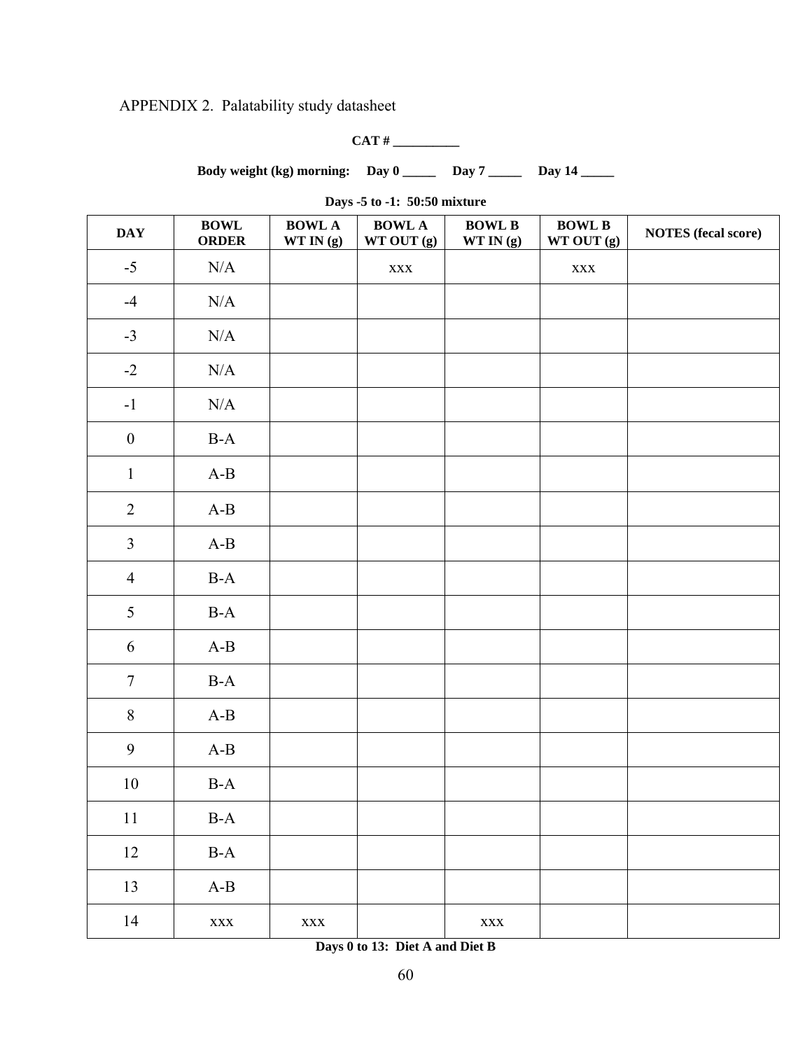APPENDIX 2. Palatability study datasheet

**CAT # __________**

**Body weight (kg) morning: Day 0 _____ Day 7 _____ Day 14 _____**

**Days -5 to -1: 50:50 mixture**

| DAY | BOWL ORDER | BOWL A WT IN (g) | BOWL A WT OUT (g) | BOWL B WT IN (g) | BOWL B WT OUT (g) | NOTES (fecal score) |
|---|---|---|---|---|---|---|
| -5 | N/A | | xxx | | xxx | |
| -4 | N/A | | | | | |
| -3 | N/A | | | | | |
| -2 | N/A | | | | | |
| -1 | N/A | | | | | |
| 0 | B-A | | | | | |
| 1 | A-B | | | | | |
| 2 | A-B | | | | | |
| 3 | A-B | | | | | |
| 4 | B-A | | | | | |
| 5 | B-A | | | | | |
| 6 | A-B | | | | | |
| 7 | B-A | | | | | |
| 8 | A-B | | | | | |
| 9 | A-B | | | | | |
| 10 | B-A | | | | | |
| 11 | B-A | | | | | |
| 12 | B-A | | | | | |
| 13 | A-B | | | | | |
| 14 | xxx | xxx | | xxx | | |

**Days 0 to 13: Diet A and Diet B**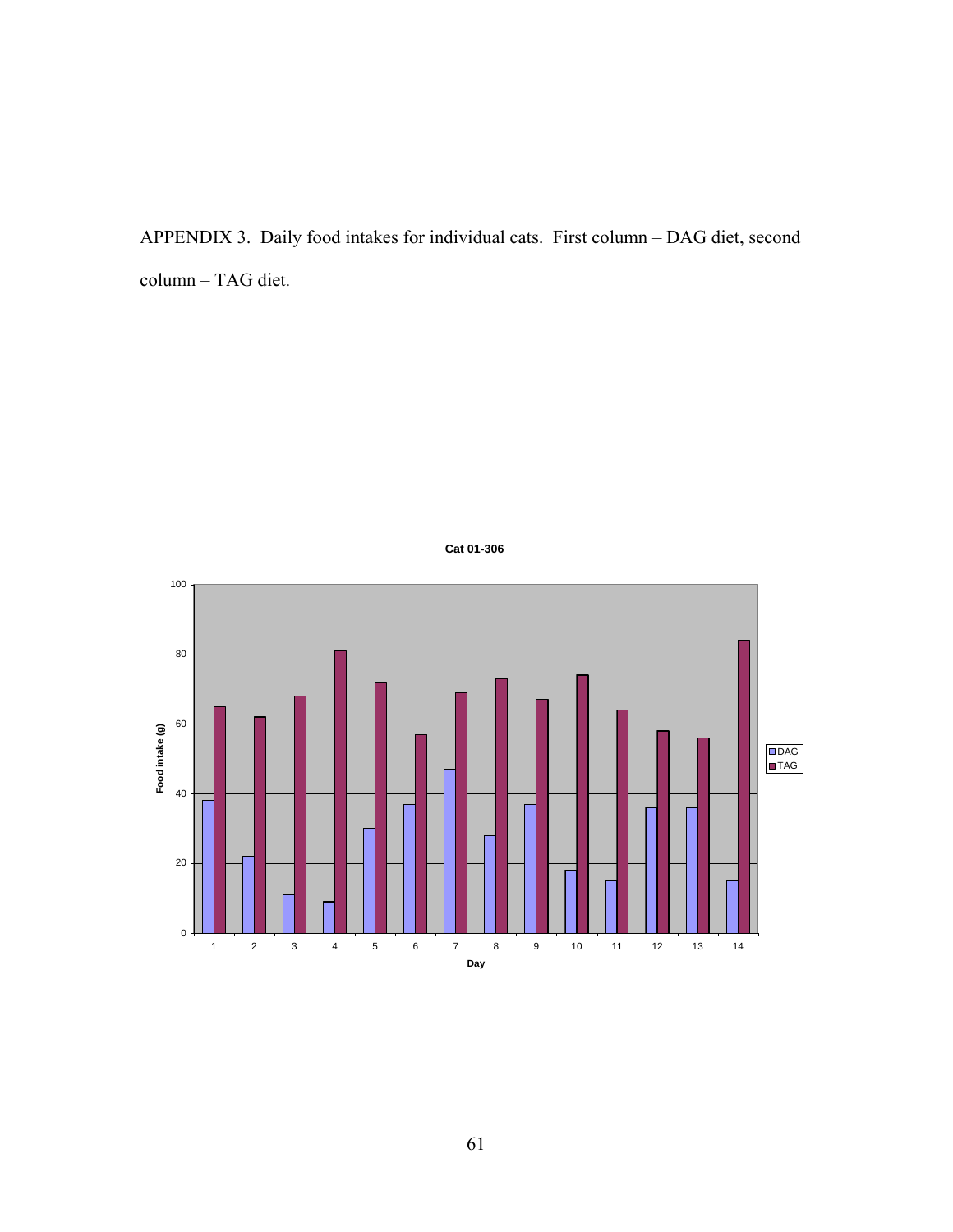APPENDIX 3. Daily food intakes for individual cats. First column – DAG diet, second column – TAG diet.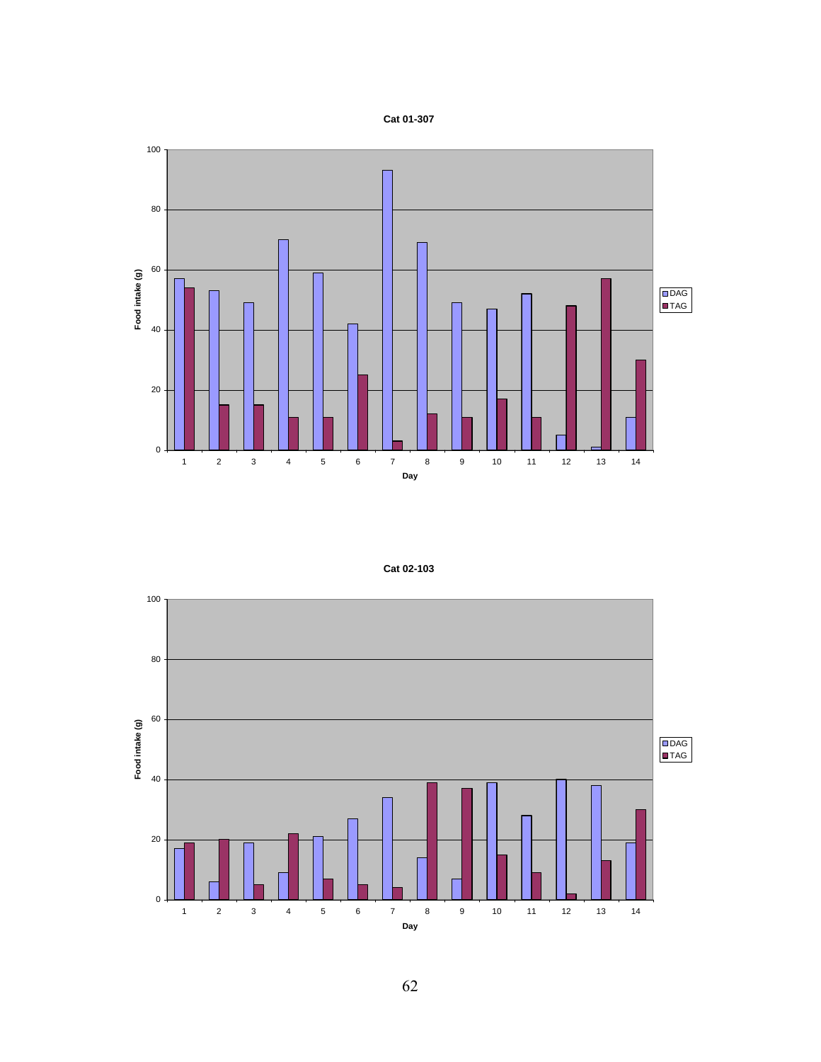**Cat 01-307**

**Cat 02-103**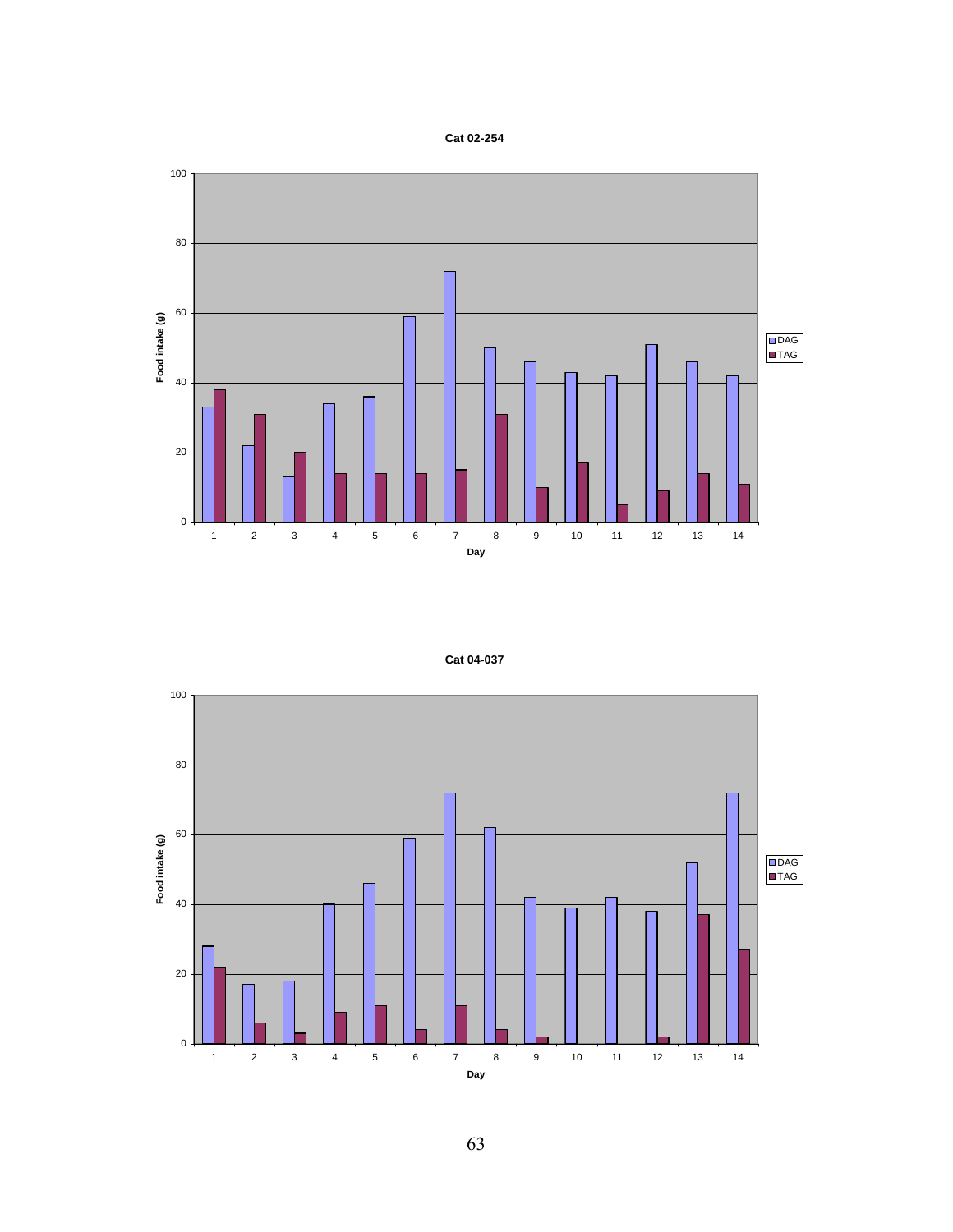**Cat 02-254**

Food intake (g)

Day

DAG
TAG

**Cat 04-037**

Food intake (g)

Day

DAG
TAG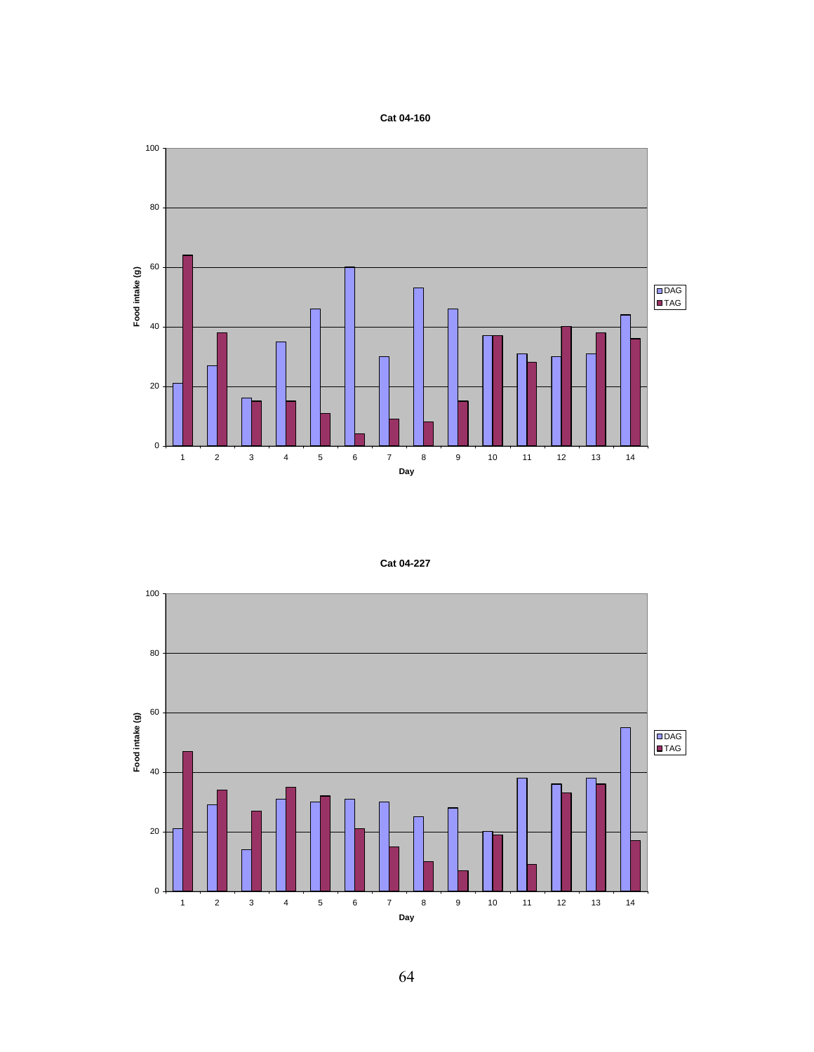**Cat 04-160**

| Day | DAG | TAG |
|---|---|---|
| 1 | 21 | 64 |
| 2 | 27 | 38 |
| 3 | 16 | 15 |
| 4 | 35 | 15 |
| 5 | 46 | 11 |
| 6 | 60 | 4 |
| 7 | 30 | 9 |
| 8 | 53 | 8 |
| 9 | 46 | 15 |
| 10 | 37 | 37 |
| 11 | 31 | 28 |
| 12 | 30 | 40 |
| 13 | 31 | 38 |
| 14 | 44 | 36 |

Food intake (g) vs. Day

**Cat 04-227**

| Day | DAG | TAG |
|---|---|---|
| 1 | 21 | 47 |
| 2 | 29 | 34 |
| 3 | 14 | 27 |
| 4 | 31 | 35 |
| 5 | 30 | 32 |
| 6 | 31 | 21 |
| 7 | 30 | 15 |
| 8 | 25 | 10 |
| 9 | 28 | 7 |
| 10 | 20 | 19 |
| 11 | 38 | 9 |
| 12 | 36 | 33 |
| 13 | 38 | 36 |
| 14 | 55 | 17 |

Food intake (g) vs. Day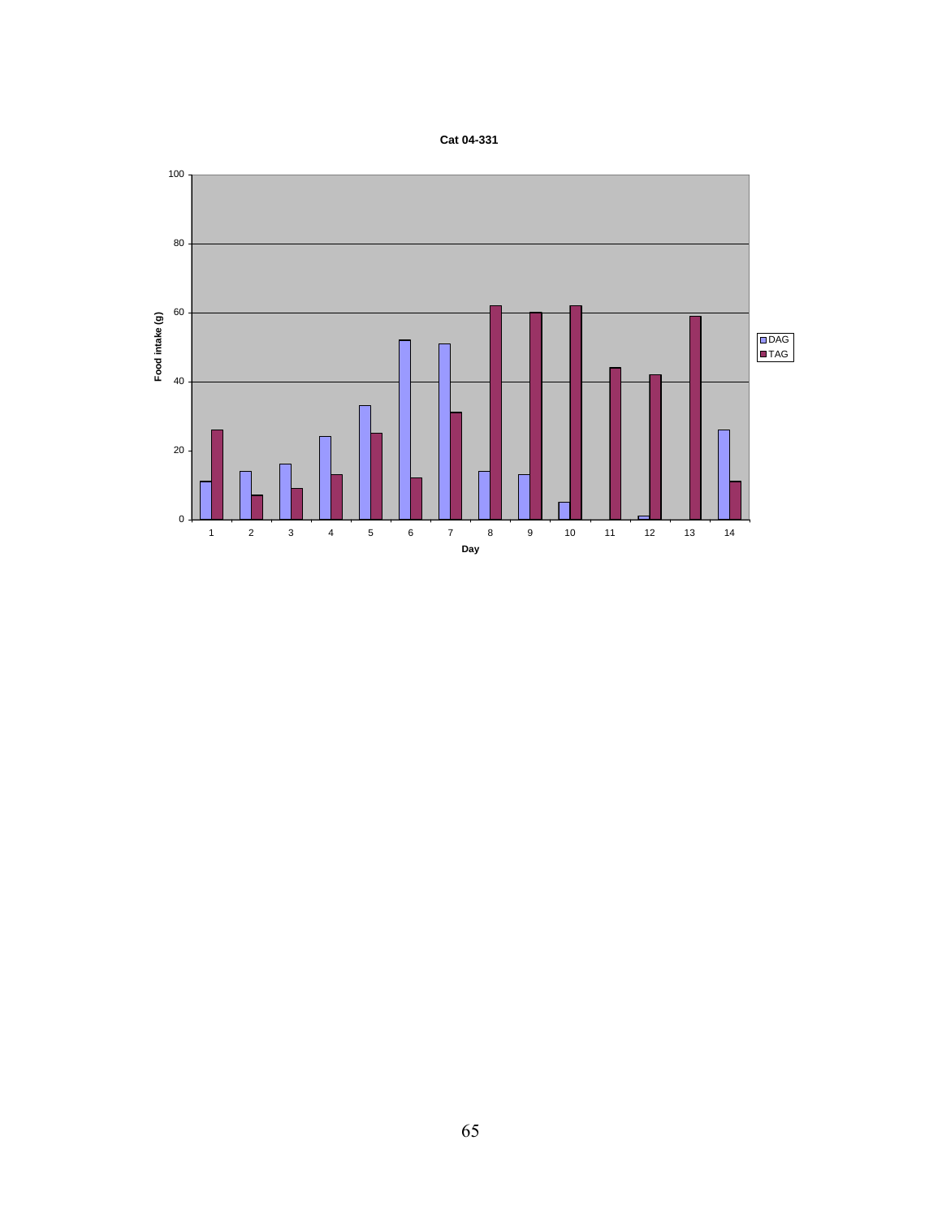**Cat 04-331**

Food intake (g)

Day

DAG
TAG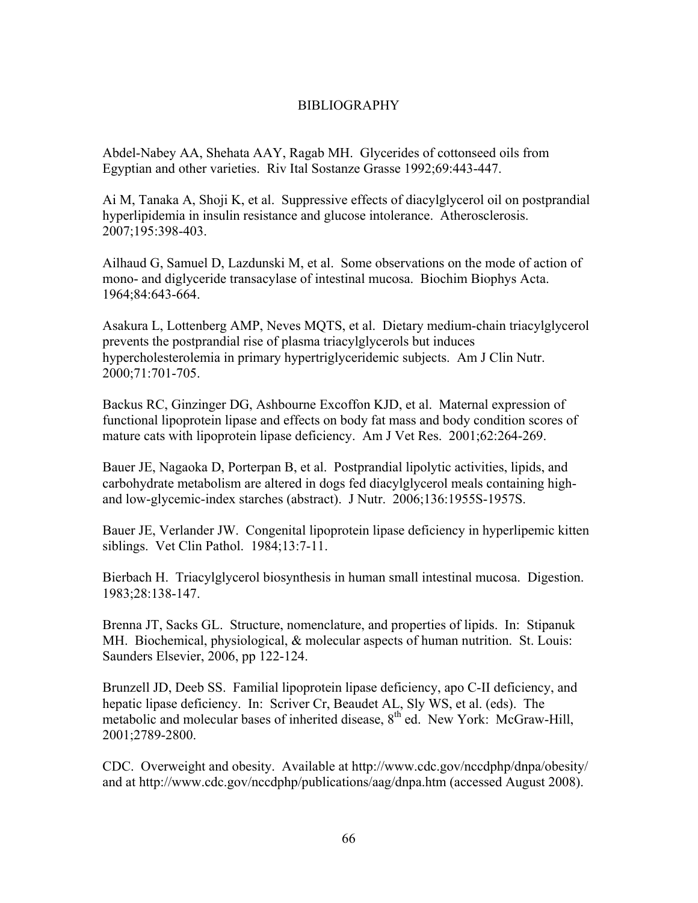# BIBLIOGRAPHY

Abdel-Nabey AA, Shehata AAY, Ragab MH. Glycerides of cottonseed oils from Egyptian and other varieties. Riv Ital Sostanze Grasse 1992;69:443-447.

Ai M, Tanaka A, Shoji K, et al. Suppressive effects of diacylglycerol oil on postprandial hyperlipidemia in insulin resistance and glucose intolerance. Atherosclerosis. 2007;195:398-403.

Ailhaud G, Samuel D, Lazdunski M, et al. Some observations on the mode of action of mono- and diglyceride transacylase of intestinal mucosa. Biochim Biophys Acta. 1964;84:643-664.

Asakura L, Lottenberg AMP, Neves MQTS, et al. Dietary medium-chain triacylglycerol prevents the postprandial rise of plasma triacylglycerols but induces hypercholesterolemia in primary hypertriglyceridemic subjects. Am J Clin Nutr. 2000;71:701-705.

Backus RC, Ginzinger DG, Ashbourne Excoffon KJD, et al. Maternal expression of functional lipoprotein lipase and effects on body fat mass and body condition scores of mature cats with lipoprotein lipase deficiency. Am J Vet Res. 2001;62:264-269.

Bauer JE, Nagaoka D, Porterpan B, et al. Postprandial lipolytic activities, lipids, and carbohydrate metabolism are altered in dogs fed diacylglycerol meals containing high- and low-glycemic-index starches (abstract). J Nutr. 2006;136:1955S-1957S.

Bauer JE, Verlander JW. Congenital lipoprotein lipase deficiency in hyperlipemic kitten siblings. Vet Clin Pathol. 1984;13:7-11.

Bierbach H. Triacylglycerol biosynthesis in human small intestinal mucosa. Digestion. 1983;28:138-147.

Brenna JT, Sacks GL. Structure, nomenclature, and properties of lipids. In: Stipanuk MH. Biochemical, physiological, & molecular aspects of human nutrition. St. Louis: Saunders Elsevier, 2006, pp 122-124.

Brunzell JD, Deeb SS. Familial lipoprotein lipase deficiency, apo C-II deficiency, and hepatic lipase deficiency. In: Scriver Cr, Beaudet AL, Sly WS, et al. (eds). The metabolic and molecular bases of inherited disease, 8th ed. New York: McGraw-Hill, 2001;2789-2800.

CDC. Overweight and obesity. Available at http://www.cdc.gov/nccdphp/dnpa/obesity/ and at http://www.cdc.gov/nccdphp/publications/aag/dnpa.htm (accessed August 2008).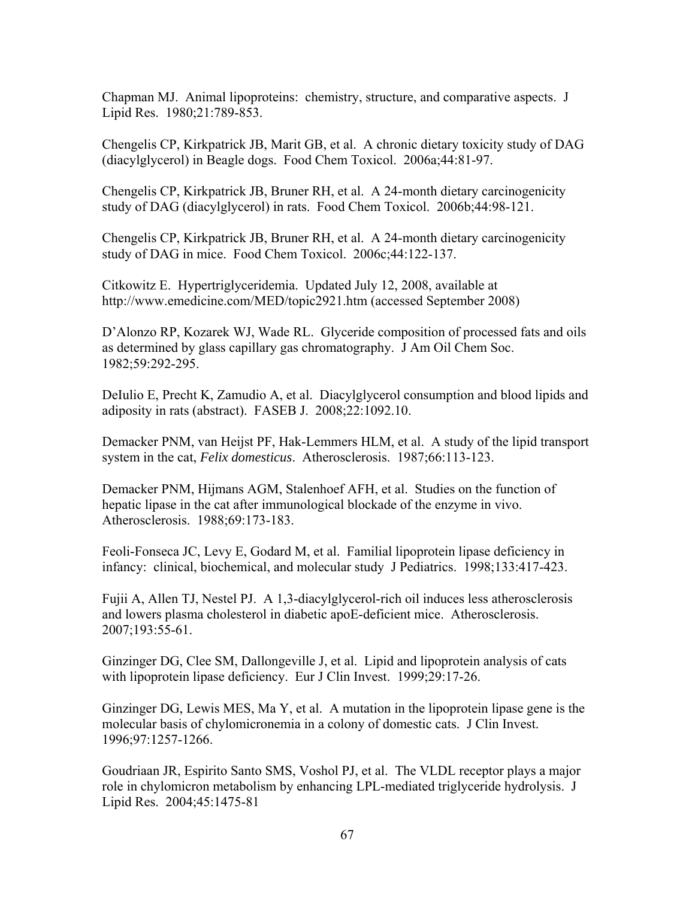Chapman MJ. Animal lipoproteins: chemistry, structure, and comparative aspects. J Lipid Res. 1980;21:789-853.

Chengelis CP, Kirkpatrick JB, Marit GB, et al. A chronic dietary toxicity study of DAG (diacylglycerol) in Beagle dogs. Food Chem Toxicol. 2006a;44:81-97.

Chengelis CP, Kirkpatrick JB, Bruner RH, et al. A 24-month dietary carcinogenicity study of DAG (diacylglycerol) in rats. Food Chem Toxicol. 2006b;44:98-121.

Chengelis CP, Kirkpatrick JB, Bruner RH, et al. A 24-month dietary carcinogenicity study of DAG in mice. Food Chem Toxicol. 2006c;44:122-137.

Citkowitz E. Hypertriglyceridemia. Updated July 12, 2008, available at http://www.emedicine.com/MED/topic2921.htm (accessed September 2008)

D'Alonzo RP, Kozarek WJ, Wade RL. Glyceride composition of processed fats and oils as determined by glass capillary gas chromatography. J Am Oil Chem Soc. 1982;59:292-295.

DeIulio E, Precht K, Zamudio A, et al. Diacylglycerol consumption and blood lipids and adiposity in rats (abstract). FASEB J. 2008;22:1092.10.

Demacker PNM, van Heijst PF, Hak-Lemmers HLM, et al. A study of the lipid transport system in the cat, *Felix domesticus*. Atherosclerosis. 1987;66:113-123.

Demacker PNM, Hijmans AGM, Stalenhoef AFH, et al. Studies on the function of hepatic lipase in the cat after immunological blockade of the enzyme in vivo. Atherosclerosis. 1988;69:173-183.

Feoli-Fonseca JC, Levy E, Godard M, et al. Familial lipoprotein lipase deficiency in infancy: clinical, biochemical, and molecular study J Pediatrics. 1998;133:417-423.

Fujii A, Allen TJ, Nestel PJ. A 1,3-diacylglycerol-rich oil induces less atherosclerosis and lowers plasma cholesterol in diabetic apoE-deficient mice. Atherosclerosis. 2007;193:55-61.

Ginzinger DG, Clee SM, Dallongeville J, et al. Lipid and lipoprotein analysis of cats with lipoprotein lipase deficiency. Eur J Clin Invest. 1999;29:17-26.

Ginzinger DG, Lewis MES, Ma Y, et al. A mutation in the lipoprotein lipase gene is the molecular basis of chylomicronemia in a colony of domestic cats. J Clin Invest. 1996;97:1257-1266.

Goudriaan JR, Espirito Santo SMS, Voshol PJ, et al. The VLDL receptor plays a major role in chylomicron metabolism by enhancing LPL-mediated triglyceride hydrolysis. J Lipid Res. 2004;45:1475-81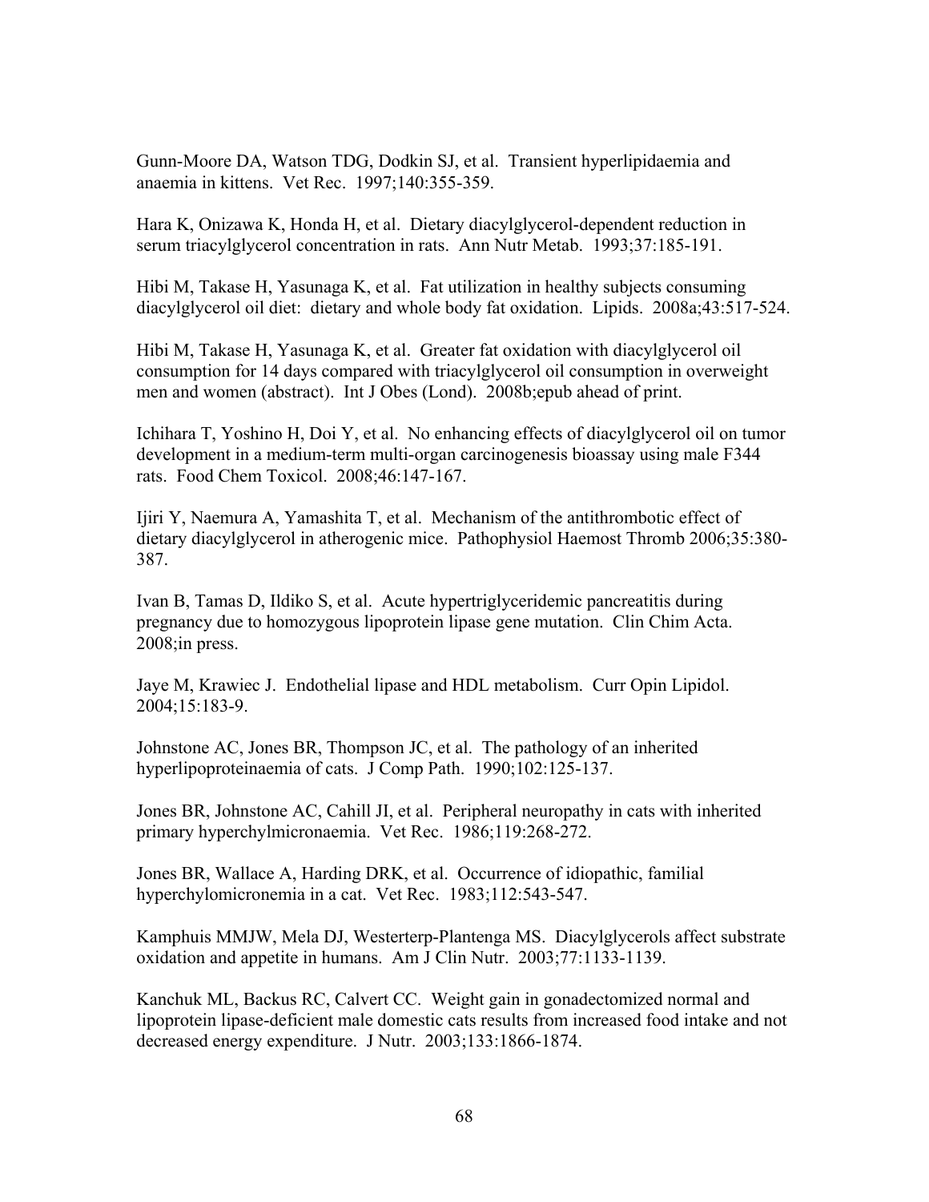Gunn-Moore DA, Watson TDG, Dodkin SJ, et al. Transient hyperlipidaemia and anaemia in kittens. Vet Rec. 1997;140:355-359.

Hara K, Onizawa K, Honda H, et al. Dietary diacylglycerol-dependent reduction in serum triacylglycerol concentration in rats. Ann Nutr Metab. 1993;37:185-191.

Hibi M, Takase H, Yasunaga K, et al. Fat utilization in healthy subjects consuming diacylglycerol oil diet: dietary and whole body fat oxidation. Lipids. 2008a;43:517-524.

Hibi M, Takase H, Yasunaga K, et al. Greater fat oxidation with diacylglycerol oil consumption for 14 days compared with triacylglycerol oil consumption in overweight men and women (abstract). Int J Obes (Lond). 2008b;epub ahead of print.

Ichihara T, Yoshino H, Doi Y, et al. No enhancing effects of diacylglycerol oil on tumor development in a medium-term multi-organ carcinogenesis bioassay using male F344 rats. Food Chem Toxicol. 2008;46:147-167.

Ijiri Y, Naemura A, Yamashita T, et al. Mechanism of the antithrombotic effect of dietary diacylglycerol in atherogenic mice. Pathophysiol Haemost Thromb 2006;35:380-387.

Ivan B, Tamas D, Ildiko S, et al. Acute hypertriglyceridemic pancreatitis during pregnancy due to homozygous lipoprotein lipase gene mutation. Clin Chim Acta. 2008;in press.

Jaye M, Krawiec J. Endothelial lipase and HDL metabolism. Curr Opin Lipidol. 2004;15:183-9.

Johnstone AC, Jones BR, Thompson JC, et al. The pathology of an inherited hyperlipoproteinaemia of cats. J Comp Path. 1990;102:125-137.

Jones BR, Johnstone AC, Cahill JI, et al. Peripheral neuropathy in cats with inherited primary hyperchylmicronaemia. Vet Rec. 1986;119:268-272.

Jones BR, Wallace A, Harding DRK, et al. Occurrence of idiopathic, familial hyperchylomicronemia in a cat. Vet Rec. 1983;112:543-547.

Kamphuis MMJW, Mela DJ, Westerterp-Plantenga MS. Diacylglycerols affect substrate oxidation and appetite in humans. Am J Clin Nutr. 2003;77:1133-1139.

Kanchuk ML, Backus RC, Calvert CC. Weight gain in gonadectomized normal and lipoprotein lipase-deficient male domestic cats results from increased food intake and not decreased energy expenditure. J Nutr. 2003;133:1866-1874.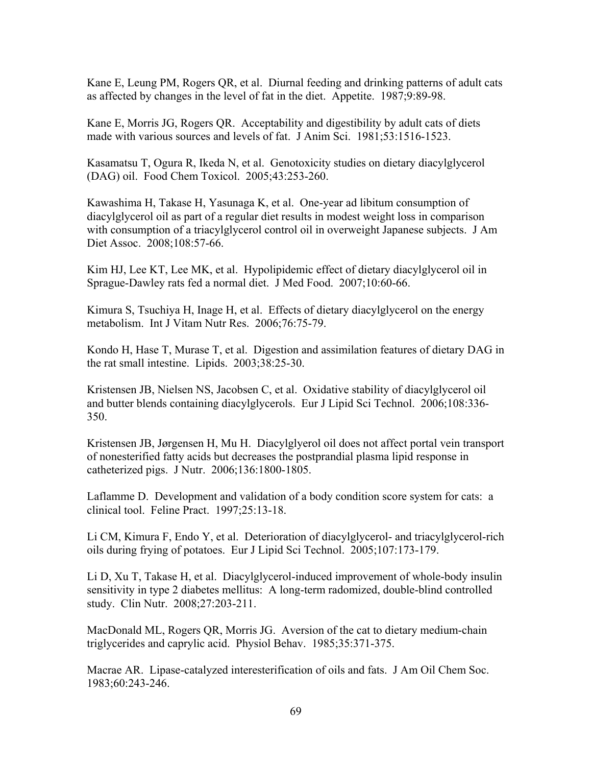Kane E, Leung PM, Rogers QR, et al. Diurnal feeding and drinking patterns of adult cats as affected by changes in the level of fat in the diet. Appetite. 1987;9:89-98.

Kane E, Morris JG, Rogers QR. Acceptability and digestibility by adult cats of diets made with various sources and levels of fat. J Anim Sci. 1981;53:1516-1523.

Kasamatsu T, Ogura R, Ikeda N, et al. Genotoxicity studies on dietary diacylglycerol (DAG) oil. Food Chem Toxicol. 2005;43:253-260.

Kawashima H, Takase H, Yasunaga K, et al. One-year ad libitum consumption of diacylglycerol oil as part of a regular diet results in modest weight loss in comparison with consumption of a triacylglycerol control oil in overweight Japanese subjects. J Am Diet Assoc. 2008;108:57-66.

Kim HJ, Lee KT, Lee MK, et al. Hypolipidemic effect of dietary diacylglycerol oil in Sprague-Dawley rats fed a normal diet. J Med Food. 2007;10:60-66.

Kimura S, Tsuchiya H, Inage H, et al. Effects of dietary diacylglycerol on the energy metabolism. Int J Vitam Nutr Res. 2006;76:75-79.

Kondo H, Hase T, Murase T, et al. Digestion and assimilation features of dietary DAG in the rat small intestine. Lipids. 2003;38:25-30.

Kristensen JB, Nielsen NS, Jacobsen C, et al. Oxidative stability of diacylglycerol oil and butter blends containing diacylglycerols. Eur J Lipid Sci Technol. 2006;108:336-350.

Kristensen JB, Jørgensen H, Mu H. Diacylglyerol oil does not affect portal vein transport of nonesterified fatty acids but decreases the postprandial plasma lipid response in catheterized pigs. J Nutr. 2006;136:1800-1805.

Laflamme D. Development and validation of a body condition score system for cats: a clinical tool. Feline Pract. 1997;25:13-18.

Li CM, Kimura F, Endo Y, et al. Deterioration of diacylglycerol- and triacylglycerol-rich oils during frying of potatoes. Eur J Lipid Sci Technol. 2005;107:173-179.

Li D, Xu T, Takase H, et al. Diacylglycerol-induced improvement of whole-body insulin sensitivity in type 2 diabetes mellitus: A long-term radomized, double-blind controlled study. Clin Nutr. 2008;27:203-211.

MacDonald ML, Rogers QR, Morris JG. Aversion of the cat to dietary medium-chain triglycerides and caprylic acid. Physiol Behav. 1985;35:371-375.

Macrae AR. Lipase-catalyzed interesterification of oils and fats. J Am Oil Chem Soc. 1983;60:243-246.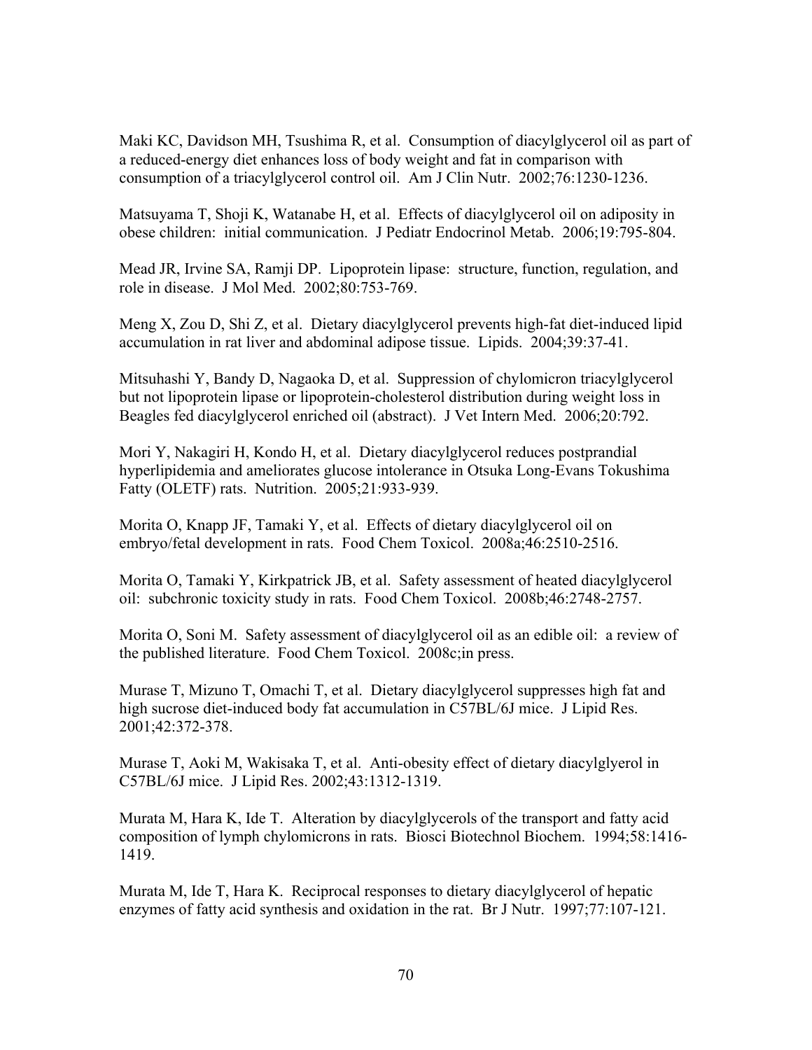Maki KC, Davidson MH, Tsushima R, et al. Consumption of diacylglycerol oil as part of a reduced-energy diet enhances loss of body weight and fat in comparison with consumption of a triacylglycerol control oil. Am J Clin Nutr. 2002;76:1230-1236.

Matsuyama T, Shoji K, Watanabe H, et al. Effects of diacylglycerol oil on adiposity in obese children: initial communication. J Pediatr Endocrinol Metab. 2006;19:795-804.

Mead JR, Irvine SA, Ramji DP. Lipoprotein lipase: structure, function, regulation, and role in disease. J Mol Med. 2002;80:753-769.

Meng X, Zou D, Shi Z, et al. Dietary diacylglycerol prevents high-fat diet-induced lipid accumulation in rat liver and abdominal adipose tissue. Lipids. 2004;39:37-41.

Mitsuhashi Y, Bandy D, Nagaoka D, et al. Suppression of chylomicron triacylglycerol but not lipoprotein lipase or lipoprotein-cholesterol distribution during weight loss in Beagles fed diacylglycerol enriched oil (abstract). J Vet Intern Med. 2006;20:792.

Mori Y, Nakagiri H, Kondo H, et al. Dietary diacylglycerol reduces postprandial hyperlipidemia and ameliorates glucose intolerance in Otsuka Long-Evans Tokushima Fatty (OLETF) rats. Nutrition. 2005;21:933-939.

Morita O, Knapp JF, Tamaki Y, et al. Effects of dietary diacylglycerol oil on embryo/fetal development in rats. Food Chem Toxicol. 2008a;46:2510-2516.

Morita O, Tamaki Y, Kirkpatrick JB, et al. Safety assessment of heated diacylglycerol oil: subchronic toxicity study in rats. Food Chem Toxicol. 2008b;46:2748-2757.

Morita O, Soni M. Safety assessment of diacylglycerol oil as an edible oil: a review of the published literature. Food Chem Toxicol. 2008c;in press.

Murase T, Mizuno T, Omachi T, et al. Dietary diacylglycerol suppresses high fat and high sucrose diet-induced body fat accumulation in C57BL/6J mice. J Lipid Res. 2001;42:372-378.

Murase T, Aoki M, Wakisaka T, et al. Anti-obesity effect of dietary diacylglyerol in C57BL/6J mice. J Lipid Res. 2002;43:1312-1319.

Murata M, Hara K, Ide T. Alteration by diacylglycerols of the transport and fatty acid composition of lymph chylomicrons in rats. Biosci Biotechnol Biochem. 1994;58:1416-1419.

Murata M, Ide T, Hara K. Reciprocal responses to dietary diacylglycerol of hepatic enzymes of fatty acid synthesis and oxidation in the rat. Br J Nutr. 1997;77:107-121.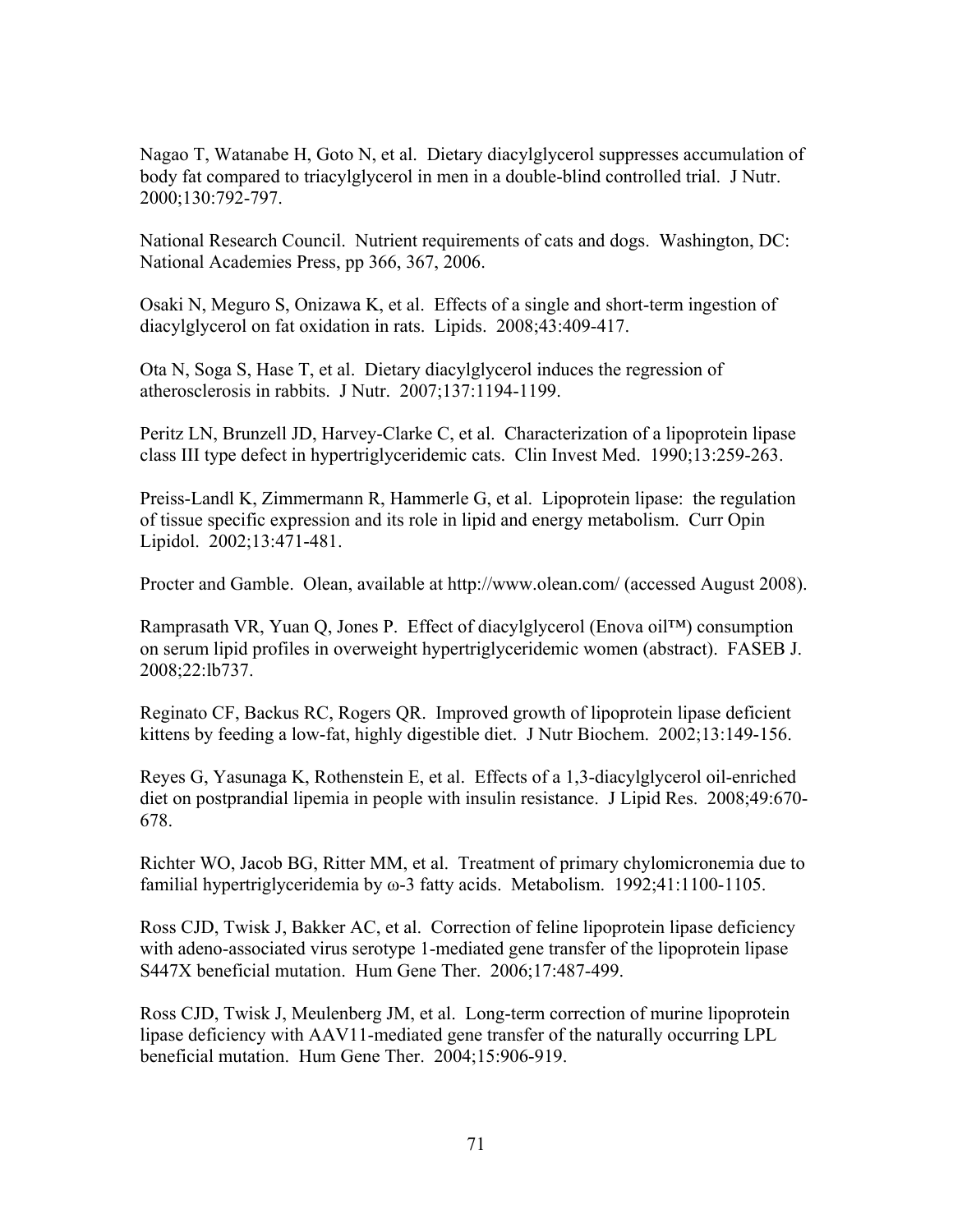Nagao T, Watanabe H, Goto N, et al. Dietary diacylglycerol suppresses accumulation of body fat compared to triacylglycerol in men in a double-blind controlled trial. J Nutr. 2000;130:792-797.

National Research Council. Nutrient requirements of cats and dogs. Washington, DC: National Academies Press, pp 366, 367, 2006.

Osaki N, Meguro S, Onizawa K, et al. Effects of a single and short-term ingestion of diacylglycerol on fat oxidation in rats. Lipids. 2008;43:409-417.

Ota N, Soga S, Hase T, et al. Dietary diacylglycerol induces the regression of atherosclerosis in rabbits. J Nutr. 2007;137:1194-1199.

Peritz LN, Brunzell JD, Harvey-Clarke C, et al. Characterization of a lipoprotein lipase class III type defect in hypertriglyceridemic cats. Clin Invest Med. 1990;13:259-263.

Preiss-Landl K, Zimmermann R, Hammerle G, et al. Lipoprotein lipase: the regulation of tissue specific expression and its role in lipid and energy metabolism. Curr Opin Lipidol. 2002;13:471-481.

Procter and Gamble. Olean, available at http://www.olean.com/ (accessed August 2008).

Ramprasath VR, Yuan Q, Jones P. Effect of diacylglycerol (Enova oil™) consumption on serum lipid profiles in overweight hypertriglyceridemic women (abstract). FASEB J. 2008;22:lb737.

Reginato CF, Backus RC, Rogers QR. Improved growth of lipoprotein lipase deficient kittens by feeding a low-fat, highly digestible diet. J Nutr Biochem. 2002;13:149-156.

Reyes G, Yasunaga K, Rothenstein E, et al. Effects of a 1,3-diacylglycerol oil-enriched diet on postprandial lipemia in people with insulin resistance. J Lipid Res. 2008;49:670-678.

Richter WO, Jacob BG, Ritter MM, et al. Treatment of primary chylomicronemia due to familial hypertriglyceridemia by ω-3 fatty acids. Metabolism. 1992;41:1100-1105.

Ross CJD, Twisk J, Bakker AC, et al. Correction of feline lipoprotein lipase deficiency with adeno-associated virus serotype 1-mediated gene transfer of the lipoprotein lipase S447X beneficial mutation. Hum Gene Ther. 2006;17:487-499.

Ross CJD, Twisk J, Meulenberg JM, et al. Long-term correction of murine lipoprotein lipase deficiency with AAV11-mediated gene transfer of the naturally occurring LPL beneficial mutation. Hum Gene Ther. 2004;15:906-919.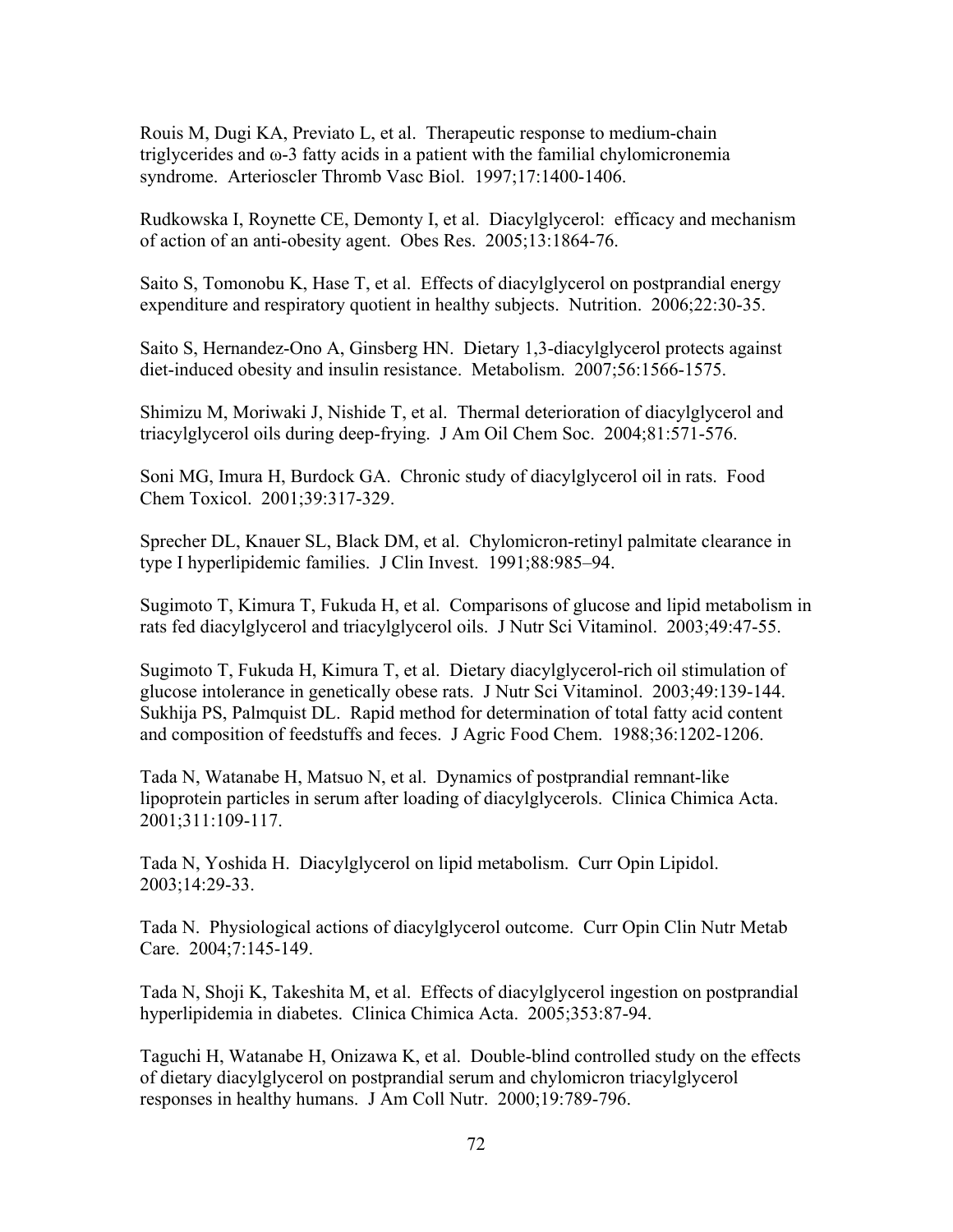Rouis M, Dugi KA, Previato L, et al. Therapeutic response to medium-chain triglycerides and ω-3 fatty acids in a patient with the familial chylomicronemia syndrome. Arterioscler Thromb Vasc Biol. 1997;17:1400-1406.

Rudkowska I, Roynette CE, Demonty I, et al. Diacylglycerol: efficacy and mechanism of action of an anti-obesity agent. Obes Res. 2005;13:1864-76.

Saito S, Tomonobu K, Hase T, et al. Effects of diacylglycerol on postprandial energy expenditure and respiratory quotient in healthy subjects. Nutrition. 2006;22:30-35.

Saito S, Hernandez-Ono A, Ginsberg HN. Dietary 1,3-diacylglycerol protects against diet-induced obesity and insulin resistance. Metabolism. 2007;56:1566-1575.

Shimizu M, Moriwaki J, Nishide T, et al. Thermal deterioration of diacylglycerol and triacylglycerol oils during deep-frying. J Am Oil Chem Soc. 2004;81:571-576.

Soni MG, Imura H, Burdock GA. Chronic study of diacylglycerol oil in rats. Food Chem Toxicol. 2001;39:317-329.

Sprecher DL, Knauer SL, Black DM, et al. Chylomicron-retinyl palmitate clearance in type I hyperlipidemic families. J Clin Invest. 1991;88:985–94.

Sugimoto T, Kimura T, Fukuda H, et al. Comparisons of glucose and lipid metabolism in rats fed diacylglycerol and triacylglycerol oils. J Nutr Sci Vitaminol. 2003;49:47-55.

Sugimoto T, Fukuda H, Kimura T, et al. Dietary diacylglycerol-rich oil stimulation of glucose intolerance in genetically obese rats. J Nutr Sci Vitaminol. 2003;49:139-144.
Sukhija PS, Palmquist DL. Rapid method for determination of total fatty acid content and composition of feedstuffs and feces. J Agric Food Chem. 1988;36:1202-1206.

Tada N, Watanabe H, Matsuo N, et al. Dynamics of postprandial remnant-like lipoprotein particles in serum after loading of diacylglycerols. Clinica Chimica Acta. 2001;311:109-117.

Tada N, Yoshida H. Diacylglycerol on lipid metabolism. Curr Opin Lipidol. 2003;14:29-33.

Tada N. Physiological actions of diacylglycerol outcome. Curr Opin Clin Nutr Metab Care. 2004;7:145-149.

Tada N, Shoji K, Takeshita M, et al. Effects of diacylglycerol ingestion on postprandial hyperlipidemia in diabetes. Clinica Chimica Acta. 2005;353:87-94.

Taguchi H, Watanabe H, Onizawa K, et al. Double-blind controlled study on the effects of dietary diacylglycerol on postprandial serum and chylomicron triacylglycerol responses in healthy humans. J Am Coll Nutr. 2000;19:789-796.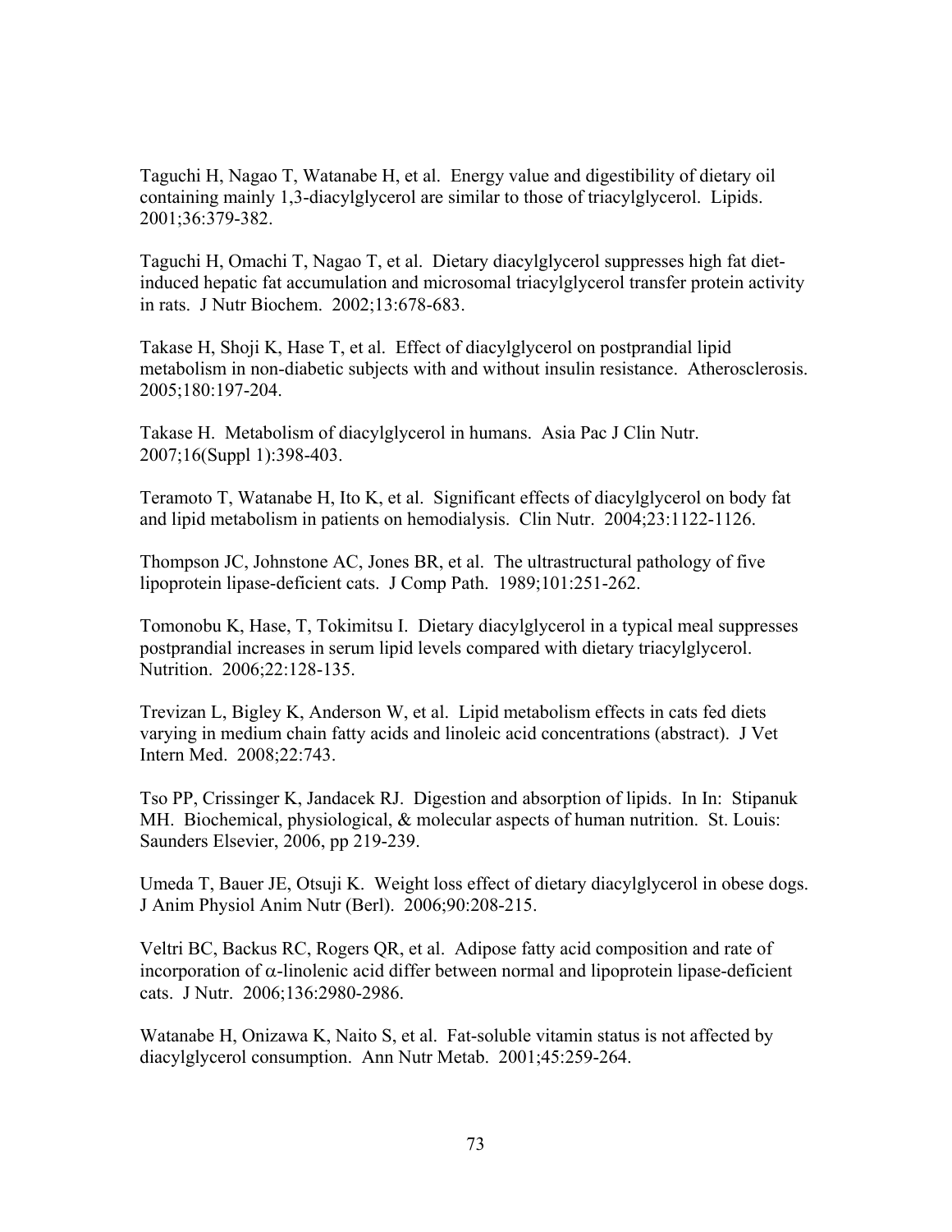Taguchi H, Nagao T, Watanabe H, et al. Energy value and digestibility of dietary oil containing mainly 1,3-diacylglycerol are similar to those of triacylglycerol. Lipids. 2001;36:379-382.

Taguchi H, Omachi T, Nagao T, et al. Dietary diacylglycerol suppresses high fat diet-induced hepatic fat accumulation and microsomal triacylglycerol transfer protein activity in rats. J Nutr Biochem. 2002;13:678-683.

Takase H, Shoji K, Hase T, et al. Effect of diacylglycerol on postprandial lipid metabolism in non-diabetic subjects with and without insulin resistance. Atherosclerosis. 2005;180:197-204.

Takase H. Metabolism of diacylglycerol in humans. Asia Pac J Clin Nutr. 2007;16(Suppl 1):398-403.

Teramoto T, Watanabe H, Ito K, et al. Significant effects of diacylglycerol on body fat and lipid metabolism in patients on hemodialysis. Clin Nutr. 2004;23:1122-1126.

Thompson JC, Johnstone AC, Jones BR, et al. The ultrastructural pathology of five lipoprotein lipase-deficient cats. J Comp Path. 1989;101:251-262.

Tomonobu K, Hase, T, Tokimitsu I. Dietary diacylglycerol in a typical meal suppresses postprandial increases in serum lipid levels compared with dietary triacylglycerol. Nutrition. 2006;22:128-135.

Trevizan L, Bigley K, Anderson W, et al. Lipid metabolism effects in cats fed diets varying in medium chain fatty acids and linoleic acid concentrations (abstract). J Vet Intern Med. 2008;22:743.

Tso PP, Crissinger K, Jandacek RJ. Digestion and absorption of lipids. In In: Stipanuk MH. Biochemical, physiological, & molecular aspects of human nutrition. St. Louis: Saunders Elsevier, 2006, pp 219-239.

Umeda T, Bauer JE, Otsuji K. Weight loss effect of dietary diacylglycerol in obese dogs. J Anim Physiol Anim Nutr (Berl). 2006;90:208-215.

Veltri BC, Backus RC, Rogers QR, et al. Adipose fatty acid composition and rate of incorporation of $\alpha$-linolenic acid differ between normal and lipoprotein lipase-deficient cats. J Nutr. 2006;136:2980-2986.

Watanabe H, Onizawa K, Naito S, et al. Fat-soluble vitamin status is not affected by diacylglycerol consumption. Ann Nutr Metab. 2001;45:259-264.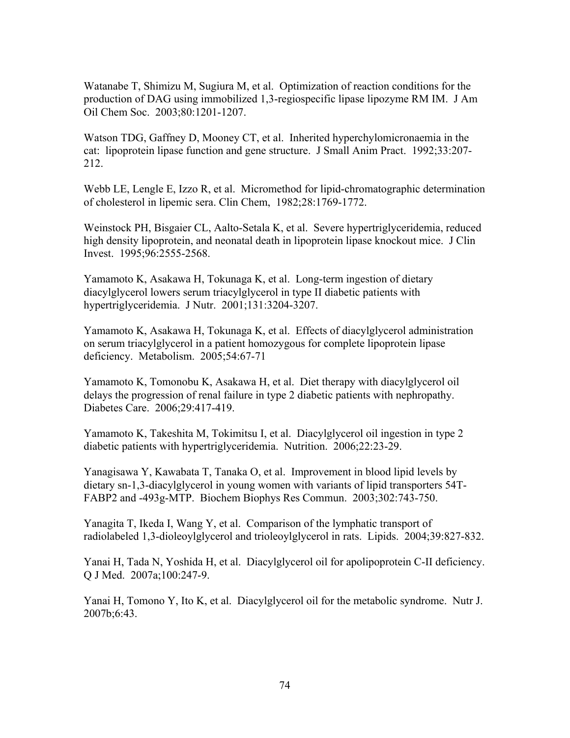Watanabe T, Shimizu M, Sugiura M, et al. Optimization of reaction conditions for the production of DAG using immobilized 1,3-regiospecific lipase lipozyme RM IM. J Am Oil Chem Soc. 2003;80:1201-1207.

Watson TDG, Gaffney D, Mooney CT, et al. Inherited hyperchylomicronaemia in the cat: lipoprotein lipase function and gene structure. J Small Anim Pract. 1992;33:207-212.

Webb LE, Lengle E, Izzo R, et al. Micromethod for lipid-chromatographic determination of cholesterol in lipemic sera. Clin Chem, 1982;28:1769-1772.

Weinstock PH, Bisgaier CL, Aalto-Setala K, et al. Severe hypertriglyceridemia, reduced high density lipoprotein, and neonatal death in lipoprotein lipase knockout mice. J Clin Invest. 1995;96:2555-2568.

Yamamoto K, Asakawa H, Tokunaga K, et al. Long-term ingestion of dietary diacylglycerol lowers serum triacylglycerol in type II diabetic patients with hypertriglyceridemia. J Nutr. 2001;131:3204-3207.

Yamamoto K, Asakawa H, Tokunaga K, et al. Effects of diacylglycerol administration on serum triacylglycerol in a patient homozygous for complete lipoprotein lipase deficiency. Metabolism. 2005;54:67-71

Yamamoto K, Tomonobu K, Asakawa H, et al. Diet therapy with diacylglycerol oil delays the progression of renal failure in type 2 diabetic patients with nephropathy. Diabetes Care. 2006;29:417-419.

Yamamoto K, Takeshita M, Tokimitsu I, et al. Diacylglycerol oil ingestion in type 2 diabetic patients with hypertriglyceridemia. Nutrition. 2006;22:23-29.

Yanagisawa Y, Kawabata T, Tanaka O, et al. Improvement in blood lipid levels by dietary sn-1,3-diacylglycerol in young women with variants of lipid transporters 54T-FABP2 and -493g-MTP. Biochem Biophys Res Commun. 2003;302:743-750.

Yanagita T, Ikeda I, Wang Y, et al. Comparison of the lymphatic transport of radiolabeled 1,3-dioleoylglycerol and trioleoylglycerol in rats. Lipids. 2004;39:827-832.

Yanai H, Tada N, Yoshida H, et al. Diacylglycerol oil for apolipoprotein C-II deficiency. Q J Med. 2007a;100:247-9.

Yanai H, Tomono Y, Ito K, et al. Diacylglycerol oil for the metabolic syndrome. Nutr J. 2007b;6:43.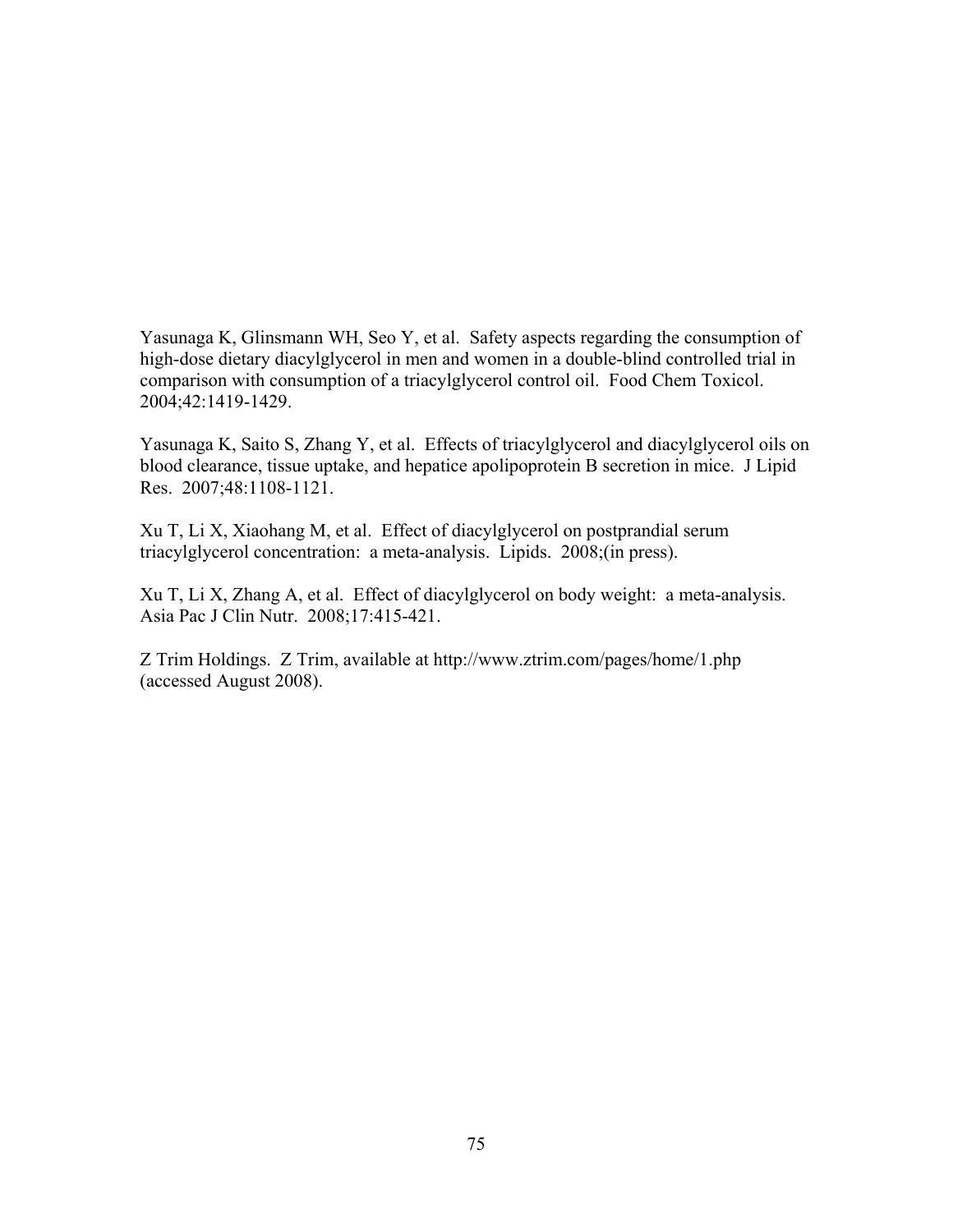Yasunaga K, Glinsmann WH, Seo Y, et al.  Safety aspects regarding the consumption of high-dose dietary diacylglycerol in men and women in a double-blind controlled trial in comparison with consumption of a triacylglycerol control oil.  Food Chem Toxicol. 2004;42:1419-1429.

Yasunaga K, Saito S, Zhang Y, et al.  Effects of triacylglycerol and diacylglycerol oils on blood clearance, tissue uptake, and hepatice apolipoprotein B secretion in mice.  J Lipid Res.  2007;48:1108-1121.

Xu T, Li X, Xiaohang M, et al.  Effect of diacylglycerol on postprandial serum triacylglycerol concentration:  a meta-analysis.  Lipids.  2008;(in press).

Xu T, Li X, Zhang A, et al.  Effect of diacylglycerol on body weight:  a meta-analysis. Asia Pac J Clin Nutr.  2008;17:415-421.

Z Trim Holdings.  Z Trim, available at http://www.ztrim.com/pages/home/1.php (accessed August 2008).